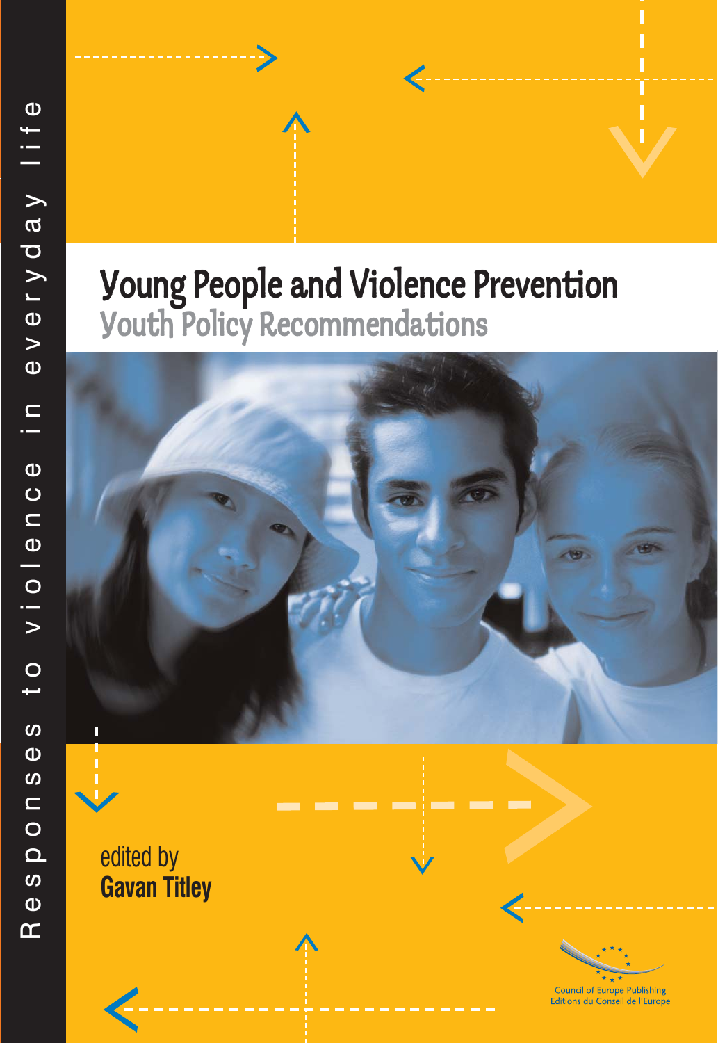Responses to violence in everyday life

# Young People and Violence Prevention

## Youth Policy Recommendations

edited by
**Gavan Titley**

Council of Europe Publishing
Editions du Conseil de l'Europe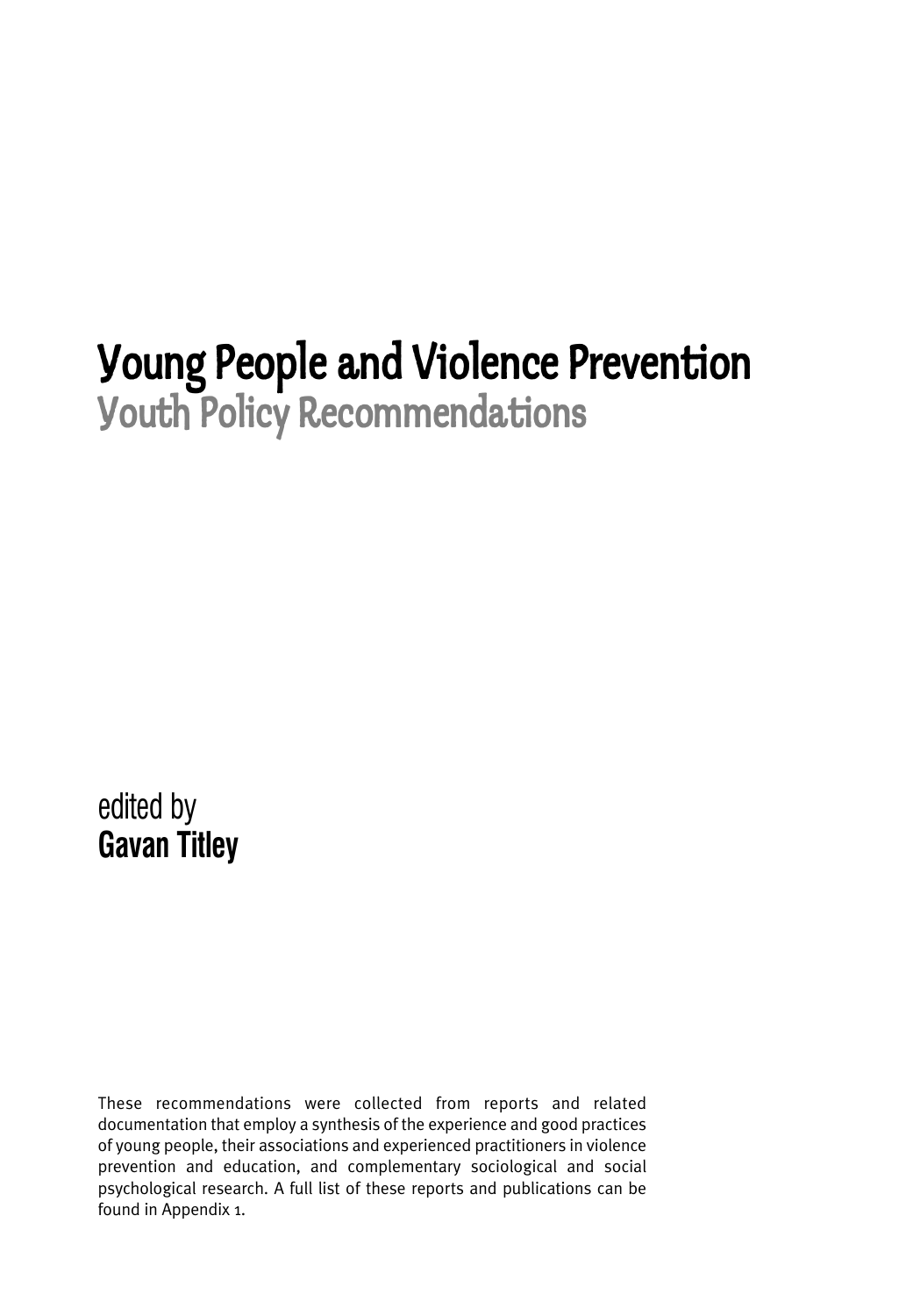# Young People and Violence Prevention

## Youth Policy Recommendations

edited by

**Gavan Titley**

These recommendations were collected from reports and related documentation that employ a synthesis of the experience and good practices of young people, their associations and experienced practitioners in violence prevention and education, and complementary sociological and social psychological research. A full list of these reports and publications can be found in Appendix 1.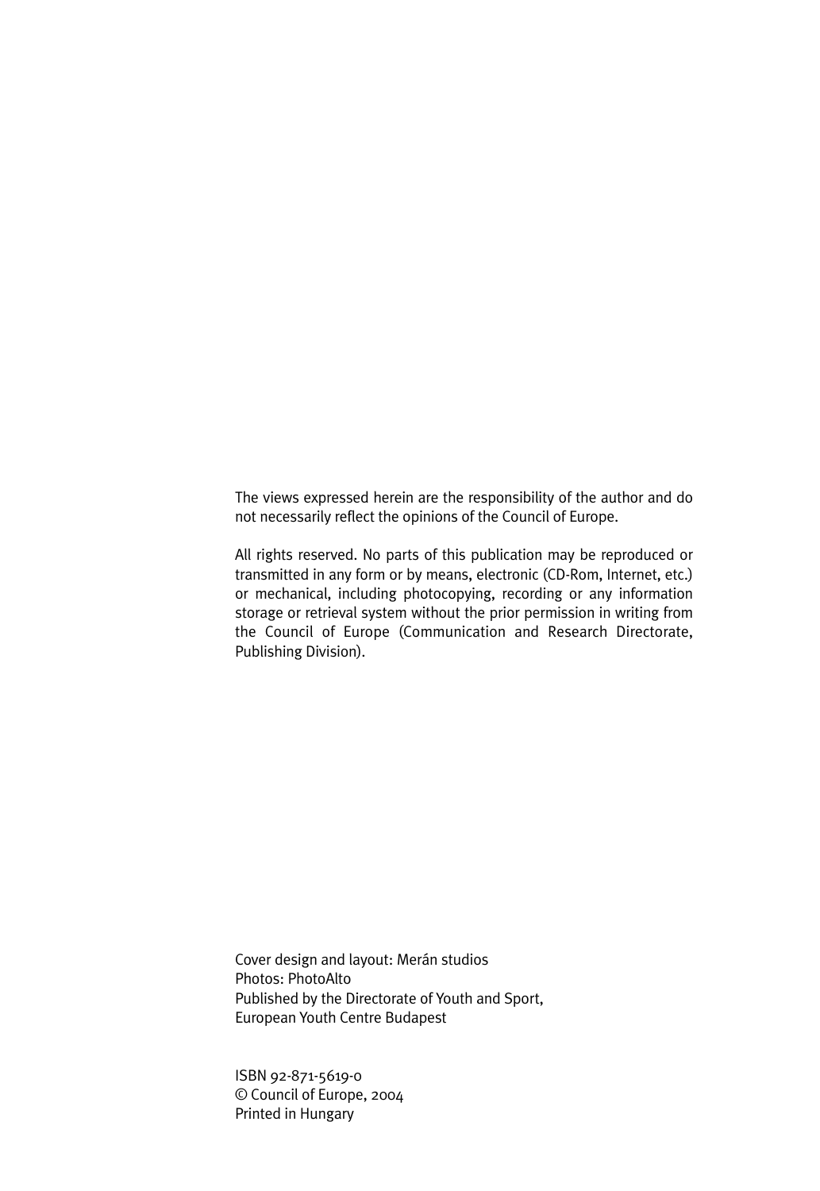The views expressed herein are the responsibility of the author and do not necessarily reflect the opinions of the Council of Europe.

All rights reserved. No parts of this publication may be reproduced or transmitted in any form or by means, electronic (CD-Rom, Internet, etc.) or mechanical, including photocopying, recording or any information storage or retrieval system without the prior permission in writing from the Council of Europe (Communication and Research Directorate, Publishing Division).

Cover design and layout: Merán studios
Photos: PhotoAlto
Published by the Directorate of Youth and Sport,
European Youth Centre Budapest

ISBN 92-871-5619-0
© Council of Europe, 2004
Printed in Hungary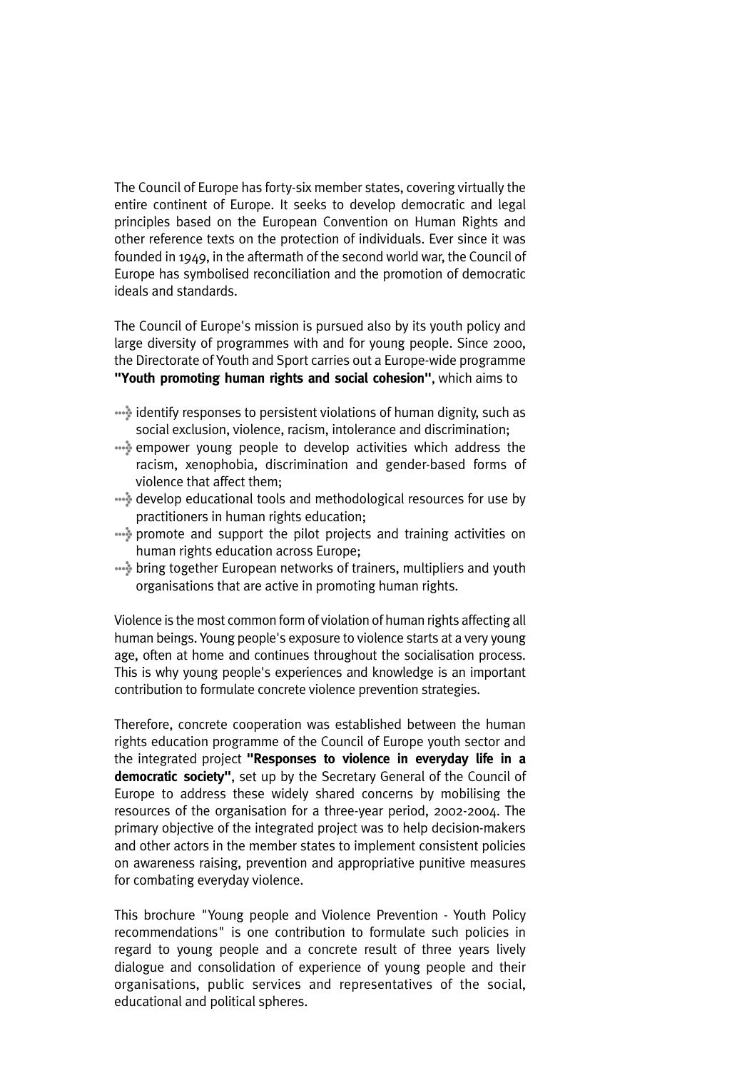The Council of Europe has forty-six member states, covering virtually the entire continent of Europe. It seeks to develop democratic and legal principles based on the European Convention on Human Rights and other reference texts on the protection of individuals. Ever since it was founded in 1949, in the aftermath of the second world war, the Council of Europe has symbolised reconciliation and the promotion of democratic ideals and standards.

The Council of Europe's mission is pursued also by its youth policy and large diversity of programmes with and for young people. Since 2000, the Directorate of Youth and Sport carries out a Europe-wide programme **"Youth promoting human rights and social cohesion"**, which aims to

- identify responses to persistent violations of human dignity, such as social exclusion, violence, racism, intolerance and discrimination;
- empower young people to develop activities which address the racism, xenophobia, discrimination and gender-based forms of violence that affect them;
- develop educational tools and methodological resources for use by practitioners in human rights education;
- promote and support the pilot projects and training activities on human rights education across Europe;
- bring together European networks of trainers, multipliers and youth organisations that are active in promoting human rights.

Violence is the most common form of violation of human rights affecting all human beings. Young people's exposure to violence starts at a very young age, often at home and continues throughout the socialisation process. This is why young people's experiences and knowledge is an important contribution to formulate concrete violence prevention strategies.

Therefore, concrete cooperation was established between the human rights education programme of the Council of Europe youth sector and the integrated project **"Responses to violence in everyday life in a democratic society"**, set up by the Secretary General of the Council of Europe to address these widely shared concerns by mobilising the resources of the organisation for a three-year period, 2002-2004. The primary objective of the integrated project was to help decision-makers and other actors in the member states to implement consistent policies on awareness raising, prevention and appropriative punitive measures for combating everyday violence.

This brochure "Young people and Violence Prevention - Youth Policy recommendations" is one contribution to formulate such policies in regard to young people and a concrete result of three years lively dialogue and consolidation of experience of young people and their organisations, public services and representatives of the social, educational and political spheres.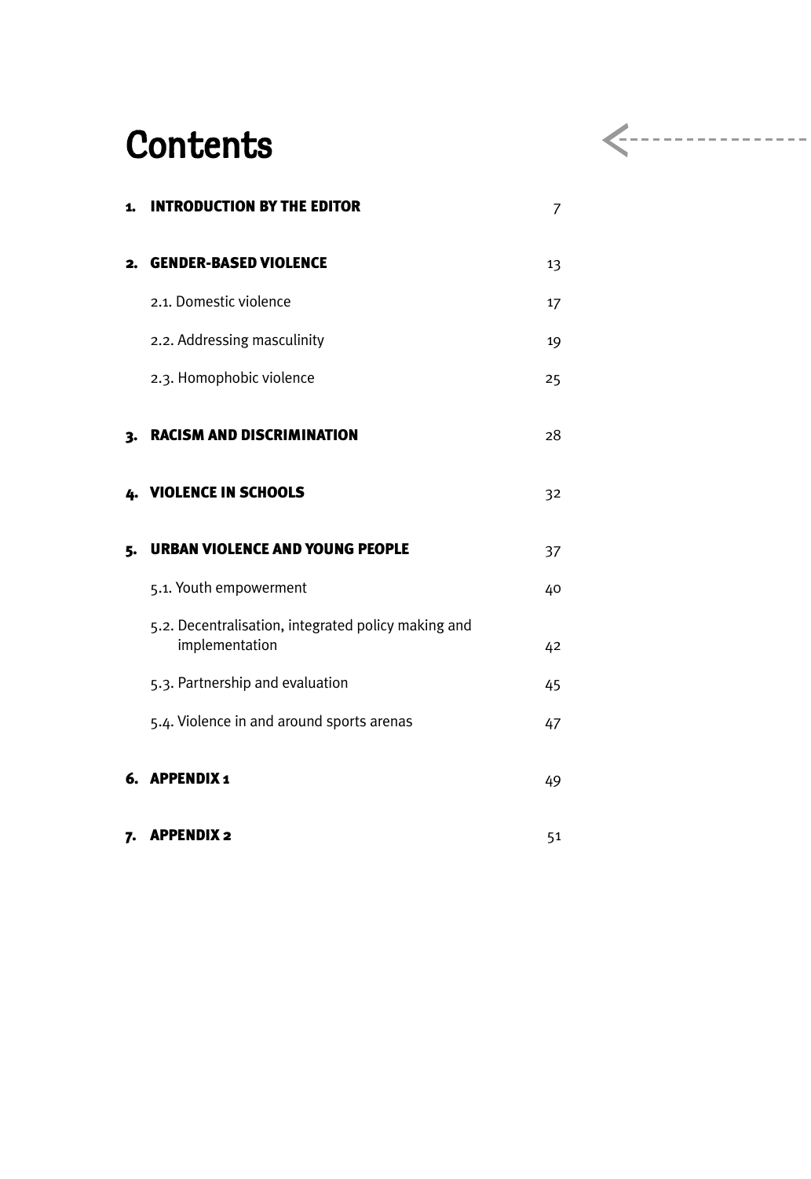# Contents

| | | |
|---|---|---|
| **1.** | **INTRODUCTION BY THE EDITOR** | 7 |
| **2.** | **GENDER-BASED VIOLENCE** | 13 |
| | 2.1. Domestic violence | 17 |
| | 2.2. Addressing masculinity | 19 |
| | 2.3. Homophobic violence | 25 |
| **3.** | **RACISM AND DISCRIMINATION** | 28 |
| **4.** | **VIOLENCE IN SCHOOLS** | 32 |
| **5.** | **URBAN VIOLENCE AND YOUNG PEOPLE** | 37 |
| | 5.1. Youth empowerment | 40 |
| | 5.2. Decentralisation, integrated policy making and implementation | 42 |
| | 5.3. Partnership and evaluation | 45 |
| | 5.4. Violence in and around sports arenas | 47 |
| **6.** | **APPENDIX 1** | 49 |
| **7.** | **APPENDIX 2** | 51 |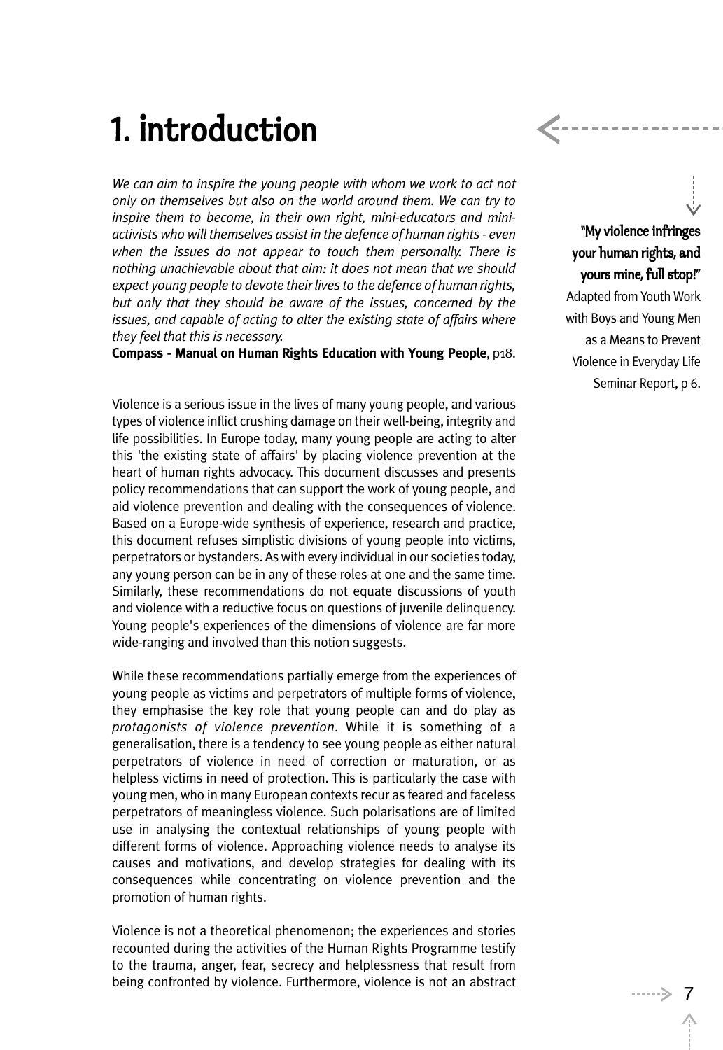# 1. introduction

*We can aim to inspire the young people with whom we work to act not only on themselves but also on the world around them. We can try to inspire them to become, in their own right, mini-educators and mini-activists who will themselves assist in the defence of human rights - even when the issues do not appear to touch them personally. There is nothing unachievable about that aim: it does not mean that we should expect young people to devote their lives to the defence of human rights, but only that they should be aware of the issues, concerned by the issues, and capable of acting to alter the existing state of affairs where they feel that this is necessary.*
**Compass - Manual on Human Rights Education with Young People**, p18.

**"My violence infringes your human rights, and yours mine, full stop!"**
Adapted from Youth Work with Boys and Young Men as a Means to Prevent Violence in Everyday Life Seminar Report, p 6.

Violence is a serious issue in the lives of many young people, and various types of violence inflict crushing damage on their well-being, integrity and life possibilities. In Europe today, many young people are acting to alter this 'the existing state of affairs' by placing violence prevention at the heart of human rights advocacy. This document discusses and presents policy recommendations that can support the work of young people, and aid violence prevention and dealing with the consequences of violence. Based on a Europe-wide synthesis of experience, research and practice, this document refuses simplistic divisions of young people into victims, perpetrators or bystanders. As with every individual in our societies today, any young person can be in any of these roles at one and the same time. Similarly, these recommendations do not equate discussions of youth and violence with a reductive focus on questions of juvenile delinquency. Young people's experiences of the dimensions of violence are far more wide-ranging and involved than this notion suggests.

While these recommendations partially emerge from the experiences of young people as victims and perpetrators of multiple forms of violence, they emphasise the key role that young people can and do play as *protagonists of violence prevention*. While it is something of a generalisation, there is a tendency to see young people as either natural perpetrators of violence in need of correction or maturation, or as helpless victims in need of protection. This is particularly the case with young men, who in many European contexts recur as feared and faceless perpetrators of meaningless violence. Such polarisations are of limited use in analysing the contextual relationships of young people with different forms of violence. Approaching violence needs to analyse its causes and motivations, and develop strategies for dealing with its consequences while concentrating on violence prevention and the promotion of human rights.

Violence is not a theoretical phenomenon; the experiences and stories recounted during the activities of the Human Rights Programme testify to the trauma, anger, fear, secrecy and helplessness that result from being confronted by violence. Furthermore, violence is not an abstract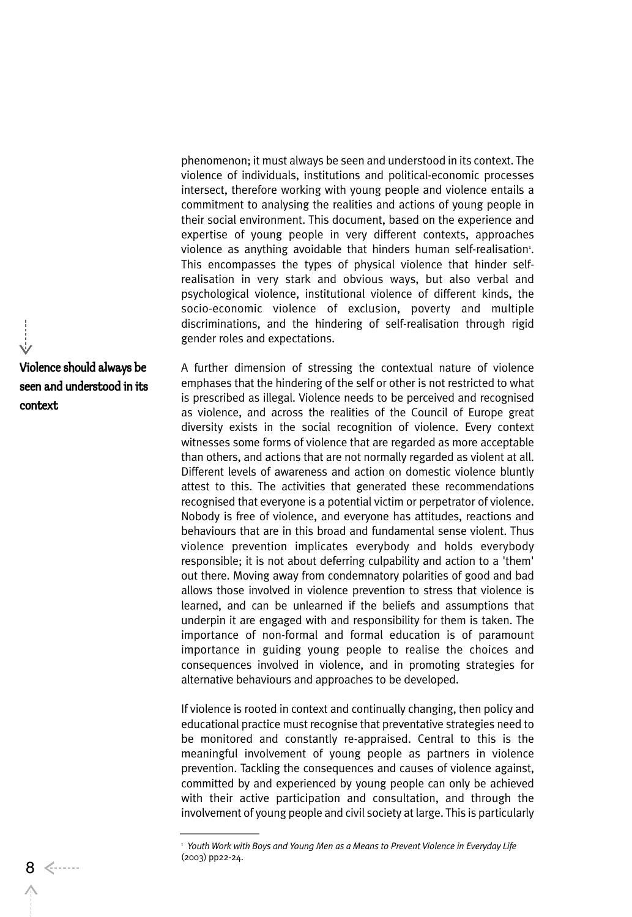phenomenon; it must always be seen and understood in its context. The violence of individuals, institutions and political-economic processes intersect, therefore working with young people and violence entails a commitment to analysing the realities and actions of young people in their social environment. This document, based on the experience and expertise of young people in very different contexts, approaches violence as anything avoidable that hinders human self-realisation[1]. This encompasses the types of physical violence that hinder self-realisation in very stark and obvious ways, but also verbal and psychological violence, institutional violence of different kinds, the socio-economic violence of exclusion, poverty and multiple discriminations, and the hindering of self-realisation through rigid gender roles and expectations.

**Violence should always be seen and understood in its context**

A further dimension of stressing the contextual nature of violence emphases that the hindering of the self or other is not restricted to what is prescribed as illegal. Violence needs to be perceived and recognised as violence, and across the realities of the Council of Europe great diversity exists in the social recognition of violence. Every context witnesses some forms of violence that are regarded as more acceptable than others, and actions that are not normally regarded as violent at all. Different levels of awareness and action on domestic violence bluntly attest to this. The activities that generated these recommendations recognised that everyone is a potential victim or perpetrator of violence. Nobody is free of violence, and everyone has attitudes, reactions and behaviours that are in this broad and fundamental sense violent. Thus violence prevention implicates everybody and holds everybody responsible; it is not about deferring culpability and action to a 'them' out there. Moving away from condemnatory polarities of good and bad allows those involved in violence prevention to stress that violence is learned, and can be unlearned if the beliefs and assumptions that underpin it are engaged with and responsibility for them is taken. The importance of non-formal and formal education is of paramount importance in guiding young people to realise the choices and consequences involved in violence, and in promoting strategies for alternative behaviours and approaches to be developed.

If violence is rooted in context and continually changing, then policy and educational practice must recognise that preventative strategies need to be monitored and constantly re-appraised. Central to this is the meaningful involvement of young people as partners in violence prevention. Tackling the consequences and causes of violence against, committed by and experienced by young people can only be achieved with their active participation and consultation, and through the involvement of young people and civil society at large. This is particularly

---

[1] *Youth Work with Boys and Young Men as a Means to Prevent Violence in Everyday Life* (2003) pp22-24.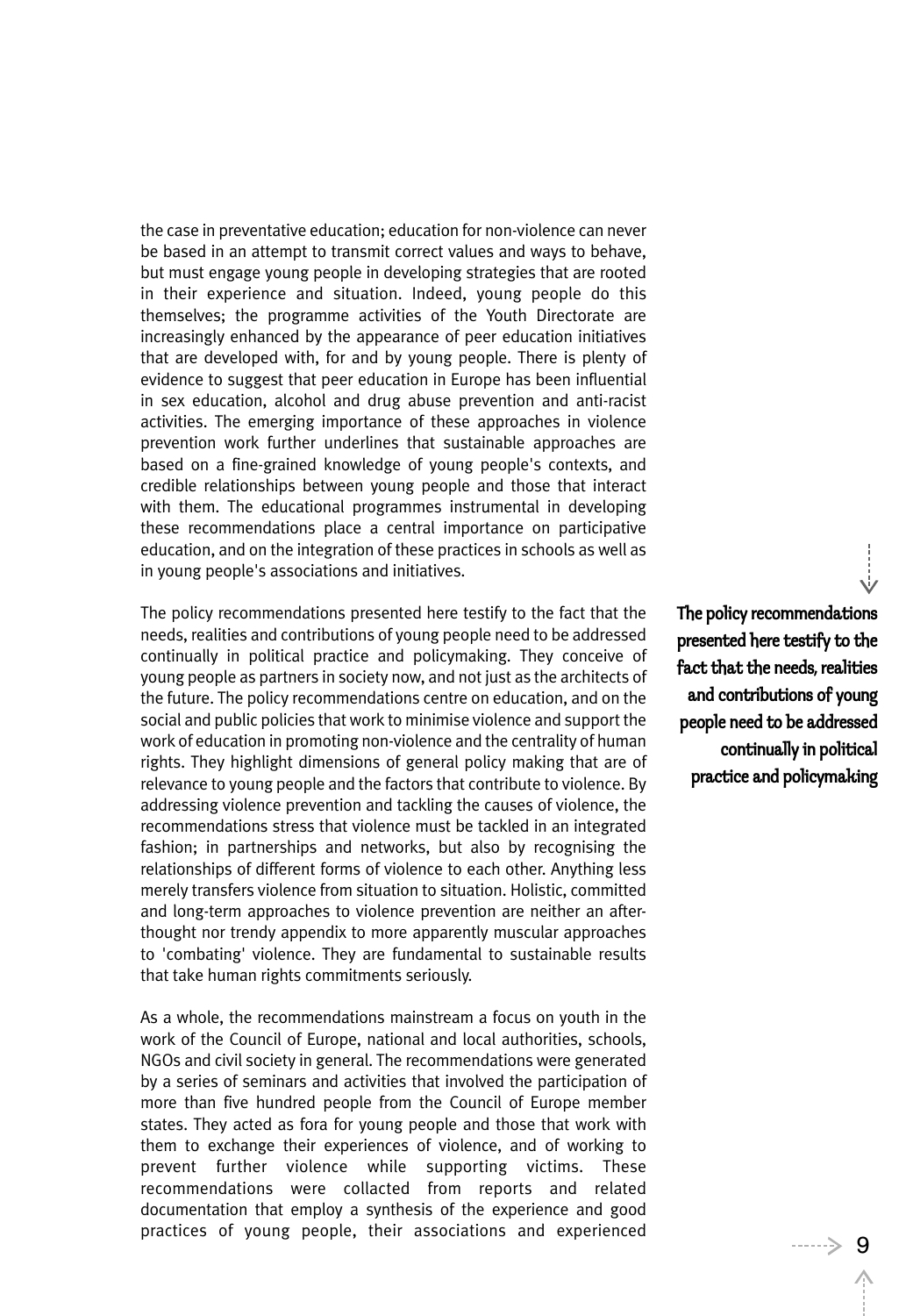the case in preventative education; education for non-violence can never be based in an attempt to transmit correct values and ways to behave, but must engage young people in developing strategies that are rooted in their experience and situation. Indeed, young people do this themselves; the programme activities of the Youth Directorate are increasingly enhanced by the appearance of peer education initiatives that are developed with, for and by young people. There is plenty of evidence to suggest that peer education in Europe has been influential in sex education, alcohol and drug abuse prevention and anti-racist activities. The emerging importance of these approaches in violence prevention work further underlines that sustainable approaches are based on a fine-grained knowledge of young people's contexts, and credible relationships between young people and those that interact with them. The educational programmes instrumental in developing these recommendations place a central importance on participative education, and on the integration of these practices in schools as well as in young people's associations and initiatives.

The policy recommendations presented here testify to the fact that the needs, realities and contributions of young people need to be addressed continually in political practice and policymaking. They conceive of young people as partners in society now, and not just as the architects of the future. The policy recommendations centre on education, and on the social and public policies that work to minimise violence and support the work of education in promoting non-violence and the centrality of human rights. They highlight dimensions of general policy making that are of relevance to young people and the factors that contribute to violence. By addressing violence prevention and tackling the causes of violence, the recommendations stress that violence must be tackled in an integrated fashion; in partnerships and networks, but also by recognising the relationships of different forms of violence to each other. Anything less merely transfers violence from situation to situation. Holistic, committed and long-term approaches to violence prevention are neither an after-thought nor trendy appendix to more apparently muscular approaches to 'combating' violence. They are fundamental to sustainable results that take human rights commitments seriously.

**The policy recommendations presented here testify to the fact that the needs, realities and contributions of young people need to be addressed continually in political practice and policymaking**

As a whole, the recommendations mainstream a focus on youth in the work of the Council of Europe, national and local authorities, schools, NGOs and civil society in general. The recommendations were generated by a series of seminars and activities that involved the participation of more than five hundred people from the Council of Europe member states. They acted as fora for young people and those that work with them to exchange their experiences of violence, and of working to prevent further violence while supporting victims. These recommendations were collacted from reports and related documentation that employ a synthesis of the experience and good practices of young people, their associations and experienced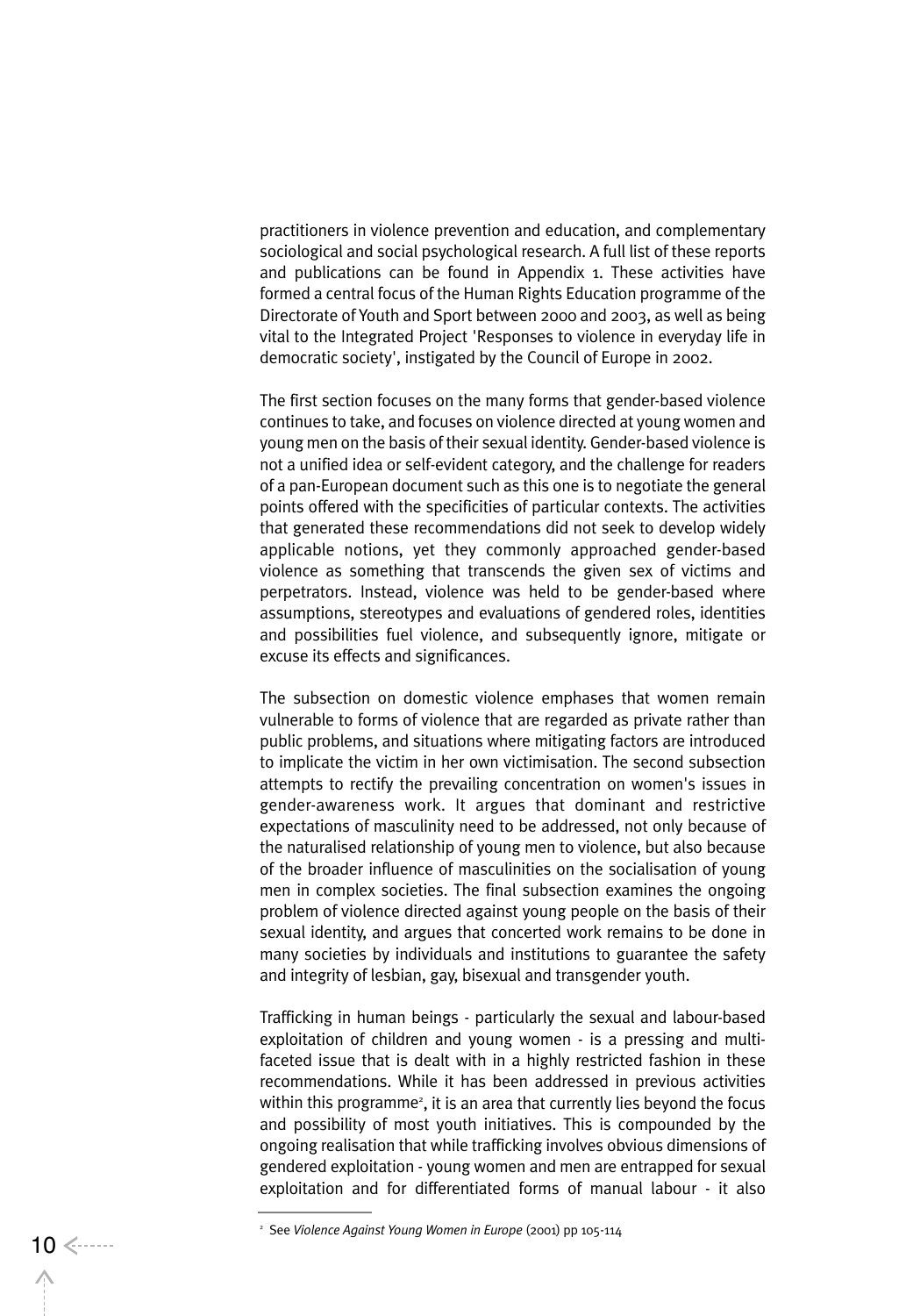practitioners in violence prevention and education, and complementary sociological and social psychological research. A full list of these reports and publications can be found in Appendix 1. These activities have formed a central focus of the Human Rights Education programme of the Directorate of Youth and Sport between 2000 and 2003, as well as being vital to the Integrated Project 'Responses to violence in everyday life in democratic society', instigated by the Council of Europe in 2002.

The first section focuses on the many forms that gender-based violence continues to take, and focuses on violence directed at young women and young men on the basis of their sexual identity. Gender-based violence is not a unified idea or self-evident category, and the challenge for readers of a pan-European document such as this one is to negotiate the general points offered with the specificities of particular contexts. The activities that generated these recommendations did not seek to develop widely applicable notions, yet they commonly approached gender-based violence as something that transcends the given sex of victims and perpetrators. Instead, violence was held to be gender-based where assumptions, stereotypes and evaluations of gendered roles, identities and possibilities fuel violence, and subsequently ignore, mitigate or excuse its effects and significances.

The subsection on domestic violence emphases that women remain vulnerable to forms of violence that are regarded as private rather than public problems, and situations where mitigating factors are introduced to implicate the victim in her own victimisation. The second subsection attempts to rectify the prevailing concentration on women's issues in gender-awareness work. It argues that dominant and restrictive expectations of masculinity need to be addressed, not only because of the naturalised relationship of young men to violence, but also because of the broader influence of masculinities on the socialisation of young men in complex societies. The final subsection examines the ongoing problem of violence directed against young people on the basis of their sexual identity, and argues that concerted work remains to be done in many societies by individuals and institutions to guarantee the safety and integrity of lesbian, gay, bisexual and transgender youth.

Trafficking in human beings - particularly the sexual and labour-based exploitation of children and young women - is a pressing and multi-faceted issue that is dealt with in a highly restricted fashion in these recommendations. While it has been addressed in previous activities within this programme[2], it is an area that currently lies beyond the focus and possibility of most youth initiatives. This is compounded by the ongoing realisation that while trafficking involves obvious dimensions of gendered exploitation - young women and men are entrapped for sexual exploitation and for differentiated forms of manual labour - it also

[2] See *Violence Against Young Women in Europe* (2001) pp 105-114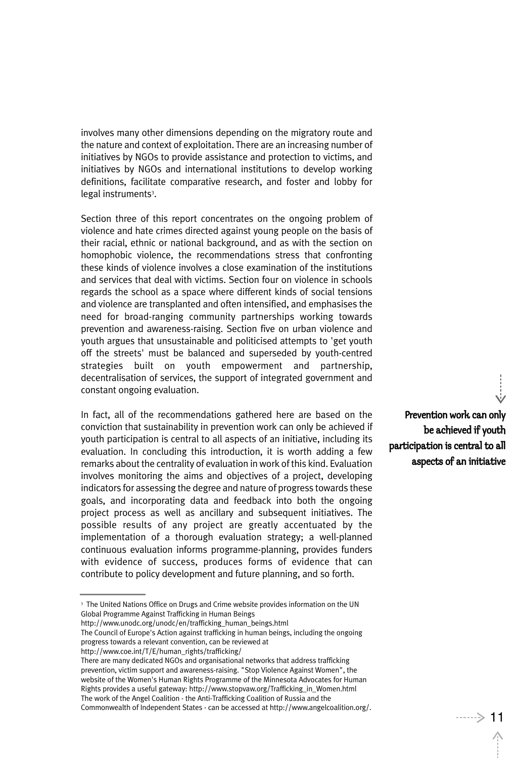involves many other dimensions depending on the migratory route and the nature and context of exploitation. There are an increasing number of initiatives by NGOs to provide assistance and protection to victims, and initiatives by NGOs and international institutions to develop working definitions, facilitate comparative research, and foster and lobby for legal instruments[3].

Section three of this report concentrates on the ongoing problem of violence and hate crimes directed against young people on the basis of their racial, ethnic or national background, and as with the section on homophobic violence, the recommendations stress that confronting these kinds of violence involves a close examination of the institutions and services that deal with victims. Section four on violence in schools regards the school as a space where different kinds of social tensions and violence are transplanted and often intensified, and emphasises the need for broad-ranging community partnerships working towards prevention and awareness-raising. Section five on urban violence and youth argues that unsustainable and politicised attempts to 'get youth off the streets' must be balanced and superseded by youth-centred strategies built on youth empowerment and partnership, decentralisation of services, the support of integrated government and constant ongoing evaluation.

In fact, all of the recommendations gathered here are based on the conviction that sustainability in prevention work can only be achieved if youth participation is central to all aspects of an initiative, including its evaluation. In concluding this introduction, it is worth adding a few remarks about the centrality of evaluation in work of this kind. Evaluation involves monitoring the aims and objectives of a project, developing indicators for assessing the degree and nature of progress towards these goals, and incorporating data and feedback into both the ongoing project process as well as ancillary and subsequent initiatives. The possible results of any project are greatly accentuated by the implementation of a thorough evaluation strategy; a well-planned continuous evaluation informs programme-planning, provides funders with evidence of success, produces forms of evidence that can contribute to policy development and future planning, and so forth.

**Prevention work can only be achieved if youth participation is central to all aspects of an initiative**

---

[3] The United Nations Office on Drugs and Crime website provides information on the UN Global Programme Against Trafficking in Human Beings
http://www.unodc.org/unodc/en/trafficking_human_beings.html
The Council of Europe's Action against trafficking in human beings, including the ongoing progress towards a relevant convention, can be reviewed at
http://www.coe.int/T/E/human_rights/trafficking/
There are many dedicated NGOs and organisational networks that address trafficking prevention, victim support and awareness-raising. "Stop Violence Against Women", the website of the Women's Human Rights Programme of the Minnesota Advocates for Human Rights provides a useful gateway: http://www.stopvaw.org/Trafficking_in_Women.html
The work of the Angel Coalition - the Anti-Trafficking Coalition of Russia and the Commonwealth of Independent States - can be accessed at http://www.angelcoalition.org/.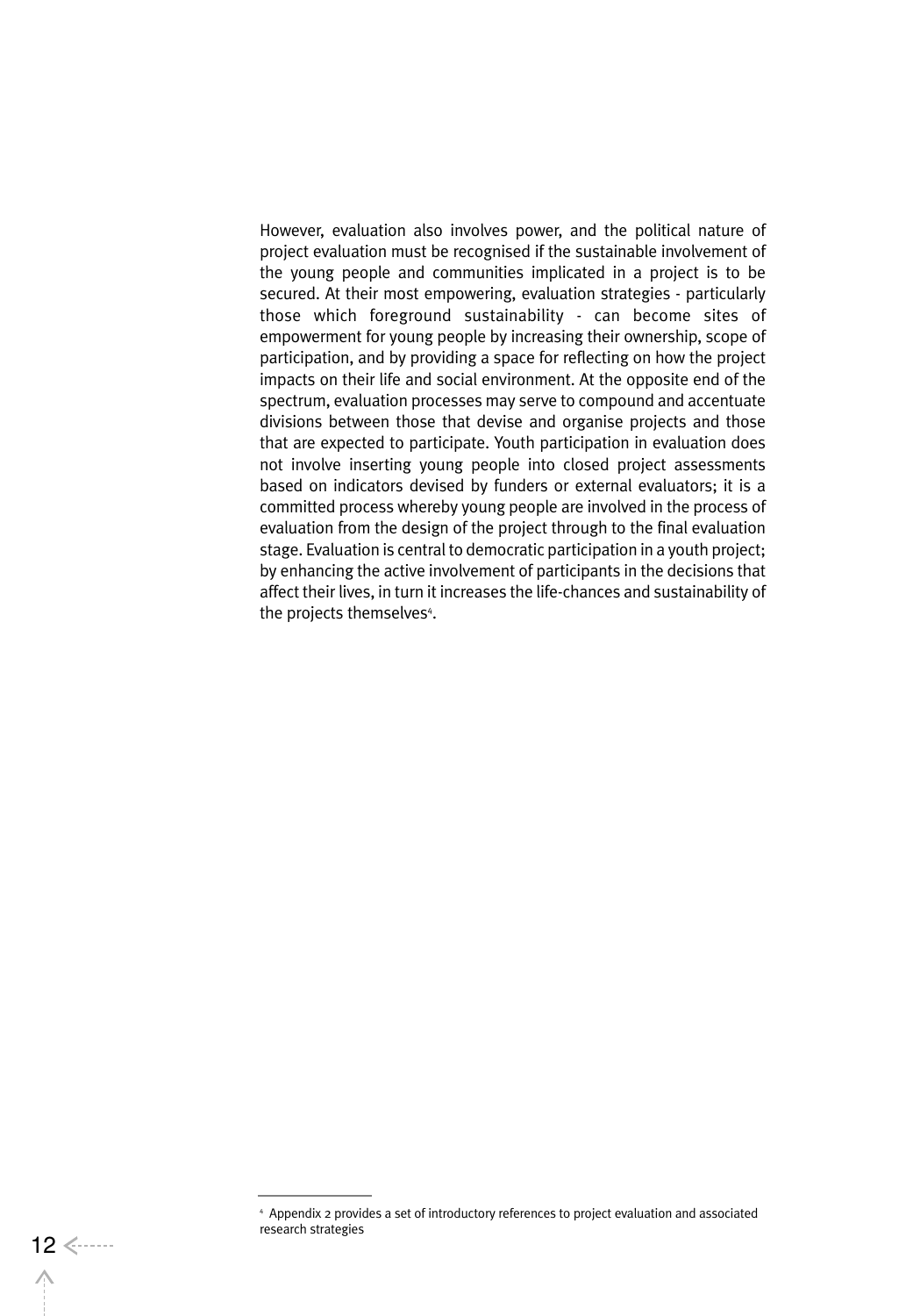However, evaluation also involves power, and the political nature of project evaluation must be recognised if the sustainable involvement of the young people and communities implicated in a project is to be secured. At their most empowering, evaluation strategies - particularly those which foreground sustainability - can become sites of empowerment for young people by increasing their ownership, scope of participation, and by providing a space for reflecting on how the project impacts on their life and social environment. At the opposite end of the spectrum, evaluation processes may serve to compound and accentuate divisions between those that devise and organise projects and those that are expected to participate. Youth participation in evaluation does not involve inserting young people into closed project assessments based on indicators devised by funders or external evaluators; it is a committed process whereby young people are involved in the process of evaluation from the design of the project through to the final evaluation stage. Evaluation is central to democratic participation in a youth project; by enhancing the active involvement of participants in the decisions that affect their lives, in turn it increases the life-chances and sustainability of the projects themselves[4].

---

[4] Appendix 2 provides a set of introductory references to project evaluation and associated research strategies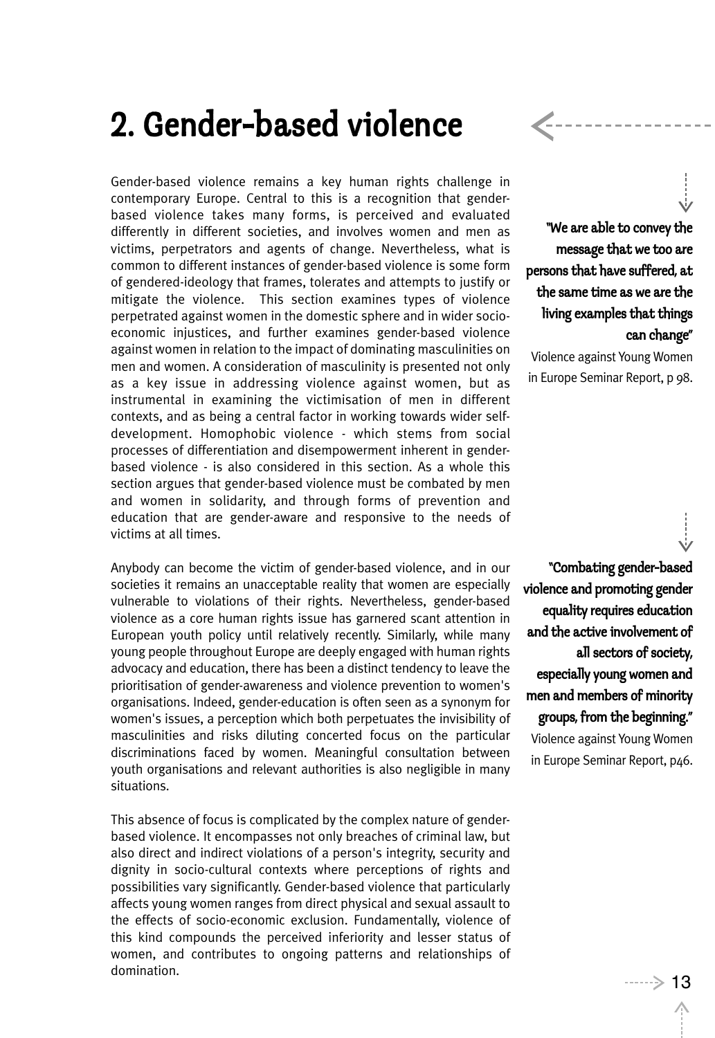# 2. Gender-based violence

Gender-based violence remains a key human rights challenge in contemporary Europe. Central to this is a recognition that gender-based violence takes many forms, is perceived and evaluated differently in different societies, and involves women and men as victims, perpetrators and agents of change. Nevertheless, what is common to different instances of gender-based violence is some form of gendered-ideology that frames, tolerates and attempts to justify or mitigate the violence. This section examines types of violence perpetrated against women in the domestic sphere and in wider socio-economic injustices, and further examines gender-based violence against women in relation to the impact of dominating masculinities on men and women. A consideration of masculinity is presented not only as a key issue in addressing violence against women, but as instrumental in examining the victimisation of men in different contexts, and as being a central factor in working towards wider self-development. Homophobic violence - which stems from social processes of differentiation and disempowerment inherent in gender-based violence - is also considered in this section. As a whole this section argues that gender-based violence must be combated by men and women in solidarity, and through forms of prevention and education that are gender-aware and responsive to the needs of victims at all times.

**"We are able to convey the message that we too are persons that have suffered, at the same time as we are the living examples that things can change"**
Violence against Young Women in Europe Seminar Report, p 98.

Anybody can become the victim of gender-based violence, and in our societies it remains an unacceptable reality that women are especially vulnerable to violations of their rights. Nevertheless, gender-based violence as a core human rights issue has garnered scant attention in European youth policy until relatively recently. Similarly, while many young people throughout Europe are deeply engaged with human rights advocacy and education, there has been a distinct tendency to leave the prioritisation of gender-awareness and violence prevention to women's organisations. Indeed, gender-education is often seen as a synonym for women's issues, a perception which both perpetuates the invisibility of masculinities and risks diluting concerted focus on the particular discriminations faced by women. Meaningful consultation between youth organisations and relevant authorities is also negligible in many situations.

**"Combating gender-based violence and promoting gender equality requires education and the active involvement of all sectors of society, especially young women and men and members of minority groups, from the beginning."**
Violence against Young Women in Europe Seminar Report, p46.

This absence of focus is complicated by the complex nature of gender-based violence. It encompasses not only breaches of criminal law, but also direct and indirect violations of a person's integrity, security and dignity in socio-cultural contexts where perceptions of rights and possibilities vary significantly. Gender-based violence that particularly affects young women ranges from direct physical and sexual assault to the effects of socio-economic exclusion. Fundamentally, violence of this kind compounds the perceived inferiority and lesser status of women, and contributes to ongoing patterns and relationships of domination.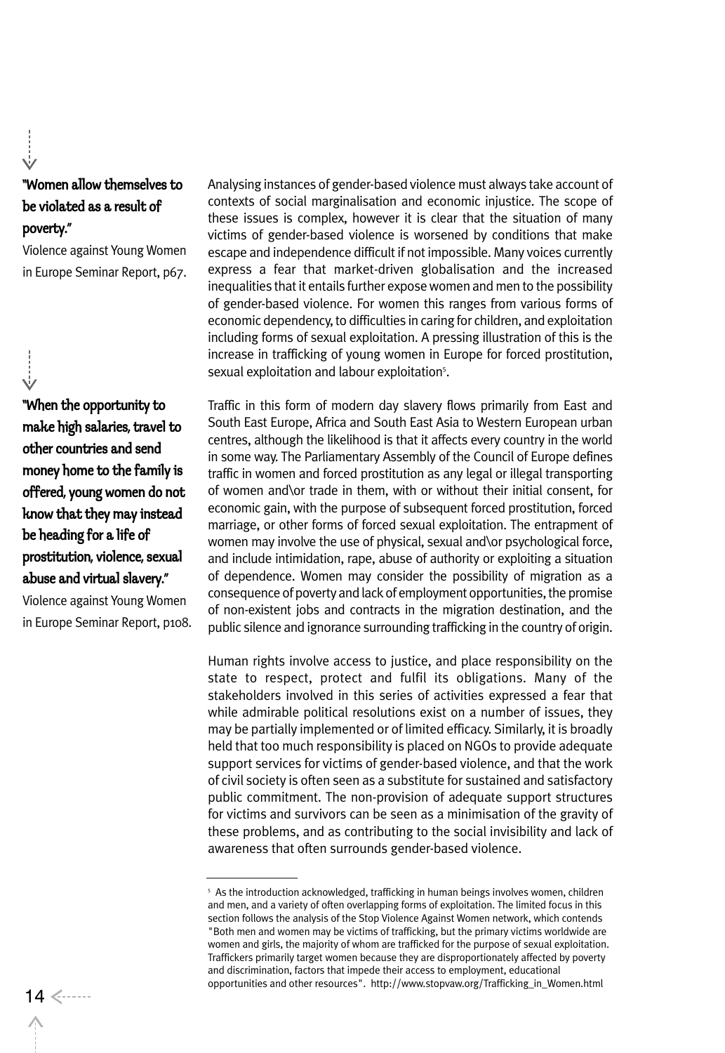**"Women allow themselves to be violated as a result of poverty."**

Violence against Young Women in Europe Seminar Report, p67.

**"When the opportunity to make high salaries, travel to other countries and send money home to the family is offered, young women do not know that they may instead be heading for a life of prostitution, violence, sexual abuse and virtual slavery."**

Violence against Young Women in Europe Seminar Report, p108.

Analysing instances of gender-based violence must always take account of contexts of social marginalisation and economic injustice. The scope of these issues is complex, however it is clear that the situation of many victims of gender-based violence is worsened by conditions that make escape and independence difficult if not impossible. Many voices currently express a fear that market-driven globalisation and the increased inequalities that it entails further expose women and men to the possibility of gender-based violence. For women this ranges from various forms of economic dependency, to difficulties in caring for children, and exploitation including forms of sexual exploitation. A pressing illustration of this is the increase in trafficking of young women in Europe for forced prostitution, sexual exploitation and labour exploitation[5].

Traffic in this form of modern day slavery flows primarily from East and South East Europe, Africa and South East Asia to Western European urban centres, although the likelihood is that it affects every country in the world in some way. The Parliamentary Assembly of the Council of Europe defines traffic in women and forced prostitution as any legal or illegal transporting of women and\or trade in them, with or without their initial consent, for economic gain, with the purpose of subsequent forced prostitution, forced marriage, or other forms of forced sexual exploitation. The entrapment of women may involve the use of physical, sexual and\or psychological force, and include intimidation, rape, abuse of authority or exploiting a situation of dependence. Women may consider the possibility of migration as a consequence of poverty and lack of employment opportunities, the promise of non-existent jobs and contracts in the migration destination, and the public silence and ignorance surrounding trafficking in the country of origin.

Human rights involve access to justice, and place responsibility on the state to respect, protect and fulfil its obligations. Many of the stakeholders involved in this series of activities expressed a fear that while admirable political resolutions exist on a number of issues, they may be partially implemented or of limited efficacy. Similarly, it is broadly held that too much responsibility is placed on NGOs to provide adequate support services for victims of gender-based violence, and that the work of civil society is often seen as a substitute for sustained and satisfactory public commitment. The non-provision of adequate support structures for victims and survivors can be seen as a minimisation of the gravity of these problems, and as contributing to the social invisibility and lack of awareness that often surrounds gender-based violence.

---

[5] As the introduction acknowledged, trafficking in human beings involves women, children and men, and a variety of often overlapping forms of exploitation. The limited focus in this section follows the analysis of the Stop Violence Against Women network, which contends "Both men and women may be victims of trafficking, but the primary victims worldwide are women and girls, the majority of whom are trafficked for the purpose of sexual exploitation. Traffickers primarily target women because they are disproportionately affected by poverty and discrimination, factors that impede their access to employment, educational opportunities and other resources". http://www.stopvaw.org/Trafficking_in_Women.html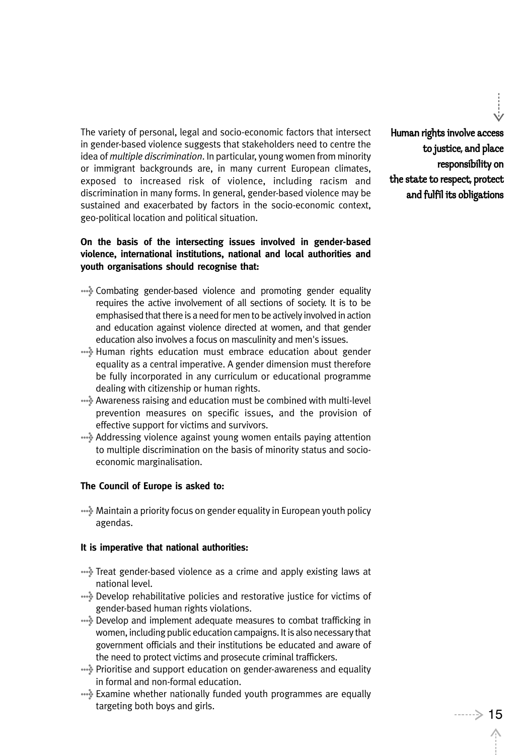The variety of personal, legal and socio-economic factors that intersect in gender-based violence suggests that stakeholders need to centre the idea of *multiple discrimination*. In particular, young women from minority or immigrant backgrounds are, in many current European climates, exposed to increased risk of violence, including racism and discrimination in many forms. In general, gender-based violence may be sustained and exacerbated by factors in the socio-economic context, geo-political location and political situation.

**Human rights involve access to justice, and place responsibility on the state to respect, protect and fulfil its obligations**

**On the basis of the intersecting issues involved in gender-based violence, international institutions, national and local authorities and youth organisations should recognise that:**

- Combating gender-based violence and promoting gender equality requires the active involvement of all sections of society. It is to be emphasised that there is a need for men to be actively involved in action and education against violence directed at women, and that gender education also involves a focus on masculinity and men's issues.
- Human rights education must embrace education about gender equality as a central imperative. A gender dimension must therefore be fully incorporated in any curriculum or educational programme dealing with citizenship or human rights.
- Awareness raising and education must be combined with multi-level prevention measures on specific issues, and the provision of effective support for victims and survivors.
- Addressing violence against young women entails paying attention to multiple discrimination on the basis of minority status and socio-economic marginalisation.

**The Council of Europe is asked to:**

- Maintain a priority focus on gender equality in European youth policy agendas.

**It is imperative that national authorities:**

- Treat gender-based violence as a crime and apply existing laws at national level.
- Develop rehabilitative policies and restorative justice for victims of gender-based human rights violations.
- Develop and implement adequate measures to combat trafficking in women, including public education campaigns. It is also necessary that government officials and their institutions be educated and aware of the need to protect victims and prosecute criminal traffickers.
- Prioritise and support education on gender-awareness and equality in formal and non-formal education.
- Examine whether nationally funded youth programmes are equally targeting both boys and girls.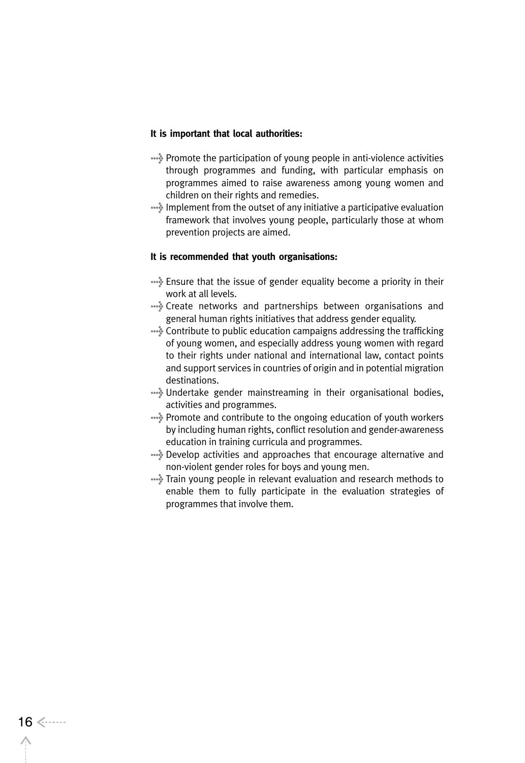**It is important that local authorities:**

- Promote the participation of young people in anti-violence activities through programmes and funding, with particular emphasis on programmes aimed to raise awareness among young women and children on their rights and remedies.
- Implement from the outset of any initiative a participative evaluation framework that involves young people, particularly those at whom prevention projects are aimed.

**It is recommended that youth organisations:**

- Ensure that the issue of gender equality become a priority in their work at all levels.
- Create networks and partnerships between organisations and general human rights initiatives that address gender equality.
- Contribute to public education campaigns addressing the trafficking of young women, and especially address young women with regard to their rights under national and international law, contact points and support services in countries of origin and in potential migration destinations.
- Undertake gender mainstreaming in their organisational bodies, activities and programmes.
- Promote and contribute to the ongoing education of youth workers by including human rights, conflict resolution and gender-awareness education in training curricula and programmes.
- Develop activities and approaches that encourage alternative and non-violent gender roles for boys and young men.
- Train young people in relevant evaluation and research methods to enable them to fully participate in the evaluation strategies of programmes that involve them.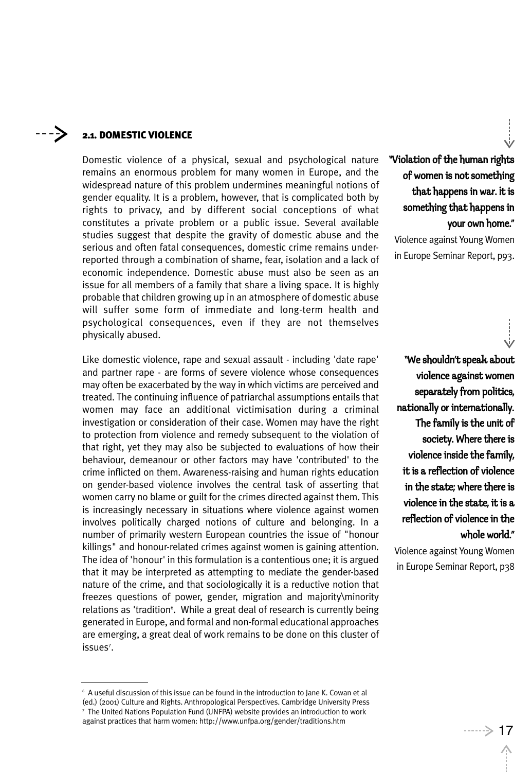## 2.1. DOMESTIC VIOLENCE

Domestic violence of a physical, sexual and psychological nature remains an enormous problem for many women in Europe, and the widespread nature of this problem undermines meaningful notions of gender equality. It is a problem, however, that is complicated both by rights to privacy, and by different social conceptions of what constitutes a private problem or a public issue. Several available studies suggest that despite the gravity of domestic abuse and the serious and often fatal consequences, domestic crime remains under-reported through a combination of shame, fear, isolation and a lack of economic independence. Domestic abuse must also be seen as an issue for all members of a family that share a living space. It is highly probable that children growing up in an atmosphere of domestic abuse will suffer some form of immediate and long-term health and psychological consequences, even if they are not themselves physically abused.

Like domestic violence, rape and sexual assault - including 'date rape' and partner rape - are forms of severe violence whose consequences may often be exacerbated by the way in which victims are perceived and treated. The continuing influence of patriarchal assumptions entails that women may face an additional victimisation during a criminal investigation or consideration of their case. Women may have the right to protection from violence and remedy subsequent to the violation of that right, yet they may also be subjected to evaluations of how their behaviour, demeanour or other factors may have 'contributed' to the crime inflicted on them. Awareness-raising and human rights education on gender-based violence involves the central task of asserting that women carry no blame or guilt for the crimes directed against them. This is increasingly necessary in situations where violence against women involves politically charged notions of culture and belonging. In a number of primarily western European countries the issue of "honour killings" and honour-related crimes against women is gaining attention. The idea of 'honour' in this formulation is a contentious one; it is argued that it may be interpreted as attempting to mediate the gender-based nature of the crime, and that sociologically it is a reductive notion that freezes questions of power, gender, migration and majority\minority relations as 'tradition[6]. While a great deal of research is currently being generated in Europe, and formal and non-formal educational approaches are emerging, a great deal of work remains to be done on this cluster of issues[7].

**"Violation of the human rights of women is not something that happens in war. it is something that happens in your own home."**

Violence against Young Women in Europe Seminar Report, p93.

**"We shouldn't speak about violence against women separately from politics, nationally or internationally. The family is the unit of society. Where there is violence inside the family, it is a reflection of violence in the state; where there is violence in the state, it is a reflection of violence in the whole world."**

Violence against Young Women in Europe Seminar Report, p38

---

[6] A useful discussion of this issue can be found in the introduction to Jane K. Cowan et al (ed.) (2001) Culture and Rights. Anthropological Perspectives. Cambridge University Press

[7] The United Nations Population Fund (UNFPA) website provides an introduction to work against practices that harm women: http://www.unfpa.org/gender/traditions.htm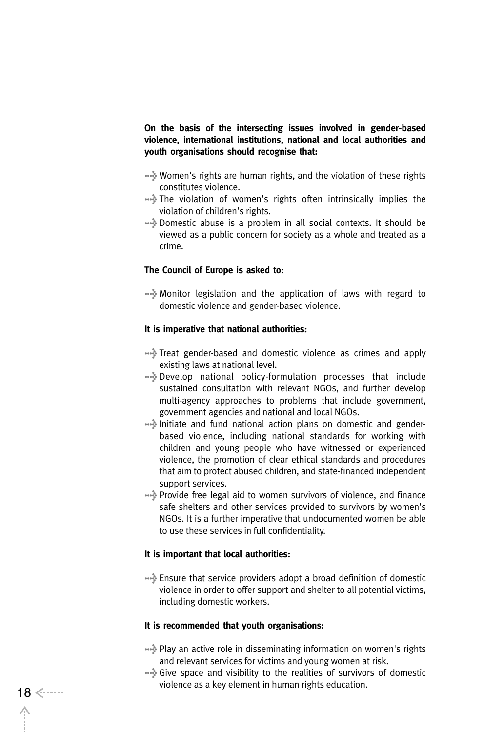**On the basis of the intersecting issues involved in gender-based violence, international institutions, national and local authorities and youth organisations should recognise that:**

- Women's rights are human rights, and the violation of these rights constitutes violence.
- The violation of women's rights often intrinsically implies the violation of children's rights.
- Domestic abuse is a problem in all social contexts. It should be viewed as a public concern for society as a whole and treated as a crime.

**The Council of Europe is asked to:**

- Monitor legislation and the application of laws with regard to domestic violence and gender-based violence.

**It is imperative that national authorities:**

- Treat gender-based and domestic violence as crimes and apply existing laws at national level.
- Develop national policy-formulation processes that include sustained consultation with relevant NGOs, and further develop multi-agency approaches to problems that include government, government agencies and national and local NGOs.
- Initiate and fund national action plans on domestic and gender-based violence, including national standards for working with children and young people who have witnessed or experienced violence, the promotion of clear ethical standards and procedures that aim to protect abused children, and state-financed independent support services.
- Provide free legal aid to women survivors of violence, and finance safe shelters and other services provided to survivors by women's NGOs. It is a further imperative that undocumented women be able to use these services in full confidentiality.

**It is important that local authorities:**

- Ensure that service providers adopt a broad definition of domestic violence in order to offer support and shelter to all potential victims, including domestic workers.

**It is recommended that youth organisations:**

- Play an active role in disseminating information on women's rights and relevant services for victims and young women at risk.
- Give space and visibility to the realities of survivors of domestic violence as a key element in human rights education.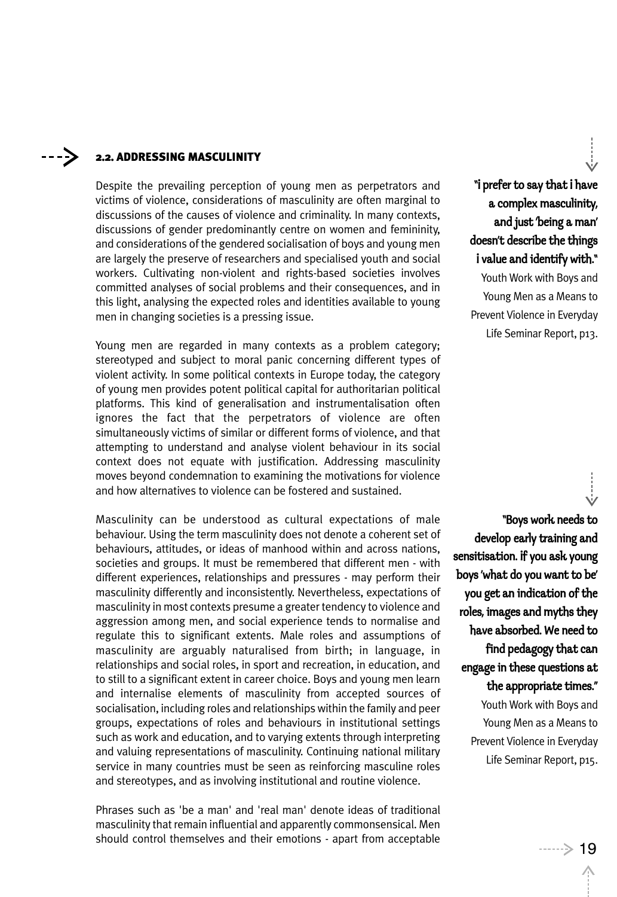## 2.2. ADDRESSING MASCULINITY

Despite the prevailing perception of young men as perpetrators and victims of violence, considerations of masculinity are often marginal to discussions of the causes of violence and criminality. In many contexts, discussions of gender predominantly centre on women and femininity, and considerations of the gendered socialisation of boys and young men are largely the preserve of researchers and specialised youth and social workers. Cultivating non-violent and rights-based societies involves committed analyses of social problems and their consequences, and in this light, analysing the expected roles and identities available to young men in changing societies is a pressing issue.

Young men are regarded in many contexts as a problem category; stereotyped and subject to moral panic concerning different types of violent activity. In some political contexts in Europe today, the category of young men provides potent political capital for authoritarian political platforms. This kind of generalisation and instrumentalisation often ignores the fact that the perpetrators of violence are often simultaneously victims of similar or different forms of violence, and that attempting to understand and analyse violent behaviour in its social context does not equate with justification. Addressing masculinity moves beyond condemnation to examining the motivations for violence and how alternatives to violence can be fostered and sustained.

Masculinity can be understood as cultural expectations of male behaviour. Using the term masculinity does not denote a coherent set of behaviours, attitudes, or ideas of manhood within and across nations, societies and groups. It must be remembered that different men - with different experiences, relationships and pressures - may perform their masculinity differently and inconsistently. Nevertheless, expectations of masculinity in most contexts presume a greater tendency to violence and aggression among men, and social experience tends to normalise and regulate this to significant extents. Male roles and assumptions of masculinity are arguably naturalised from birth; in language, in relationships and social roles, in sport and recreation, in education, and to still to a significant extent in career choice. Boys and young men learn and internalise elements of masculinity from accepted sources of socialisation, including roles and relationships within the family and peer groups, expectations of roles and behaviours in institutional settings such as work and education, and to varying extents through interpreting and valuing representations of masculinity. Continuing national military service in many countries must be seen as reinforcing masculine roles and stereotypes, and as involving institutional and routine violence.

Phrases such as 'be a man' and 'real man' denote ideas of traditional masculinity that remain influential and apparently commonsensical. Men should control themselves and their emotions - apart from acceptable

**"i prefer to say that i have a complex masculinity, and just 'being a man' doesn't describe the things i value and identify with."**

Youth Work with Boys and Young Men as a Means to Prevent Violence in Everyday Life Seminar Report, p13.

**"Boys work needs to develop early training and sensitisation. if you ask young boys 'what do you want to be' you get an indication of the roles, images and myths they have absorbed. We need to find pedagogy that can engage in these questions at the appropriate times."**

Youth Work with Boys and Young Men as a Means to Prevent Violence in Everyday Life Seminar Report, p15.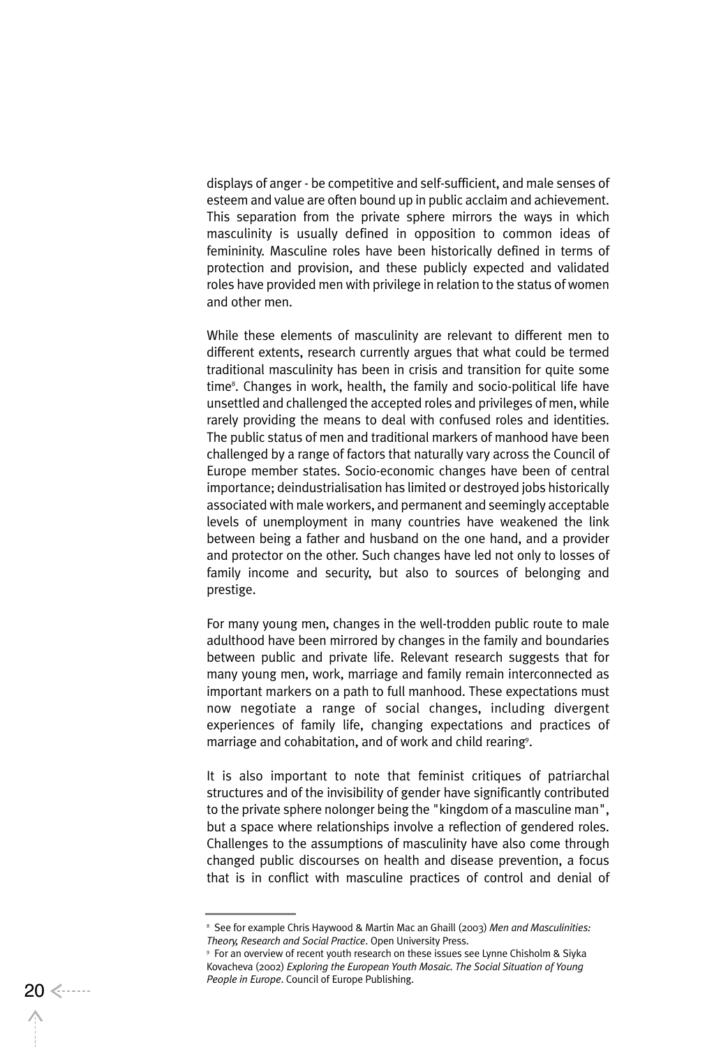displays of anger - be competitive and self-sufficient, and male senses of esteem and value are often bound up in public acclaim and achievement. This separation from the private sphere mirrors the ways in which masculinity is usually defined in opposition to common ideas of femininity. Masculine roles have been historically defined in terms of protection and provision, and these publicly expected and validated roles have provided men with privilege in relation to the status of women and other men.

While these elements of masculinity are relevant to different men to different extents, research currently argues that what could be termed traditional masculinity has been in crisis and transition for quite some time[8]. Changes in work, health, the family and socio-political life have unsettled and challenged the accepted roles and privileges of men, while rarely providing the means to deal with confused roles and identities. The public status of men and traditional markers of manhood have been challenged by a range of factors that naturally vary across the Council of Europe member states. Socio-economic changes have been of central importance; deindustrialisation has limited or destroyed jobs historically associated with male workers, and permanent and seemingly acceptable levels of unemployment in many countries have weakened the link between being a father and husband on the one hand, and a provider and protector on the other. Such changes have led not only to losses of family income and security, but also to sources of belonging and prestige.

For many young men, changes in the well-trodden public route to male adulthood have been mirrored by changes in the family and boundaries between public and private life. Relevant research suggests that for many young men, work, marriage and family remain interconnected as important markers on a path to full manhood. These expectations must now negotiate a range of social changes, including divergent experiences of family life, changing expectations and practices of marriage and cohabitation, and of work and child rearing[9].

It is also important to note that feminist critiques of patriarchal structures and of the invisibility of gender have significantly contributed to the private sphere nolonger being the "kingdom of a masculine man", but a space where relationships involve a reflection of gendered roles. Challenges to the assumptions of masculinity have also come through changed public discourses on health and disease prevention, a focus that is in conflict with masculine practices of control and denial of

---

[8] See for example Chris Haywood & Martin Mac an Ghaill (2003) *Men and Masculinities: Theory, Research and Social Practice*. Open University Press.

[9] For an overview of recent youth research on these issues see Lynne Chisholm & Siyka Kovacheva (2002) *Exploring the European Youth Mosaic. The Social Situation of Young People in Europe*. Council of Europe Publishing.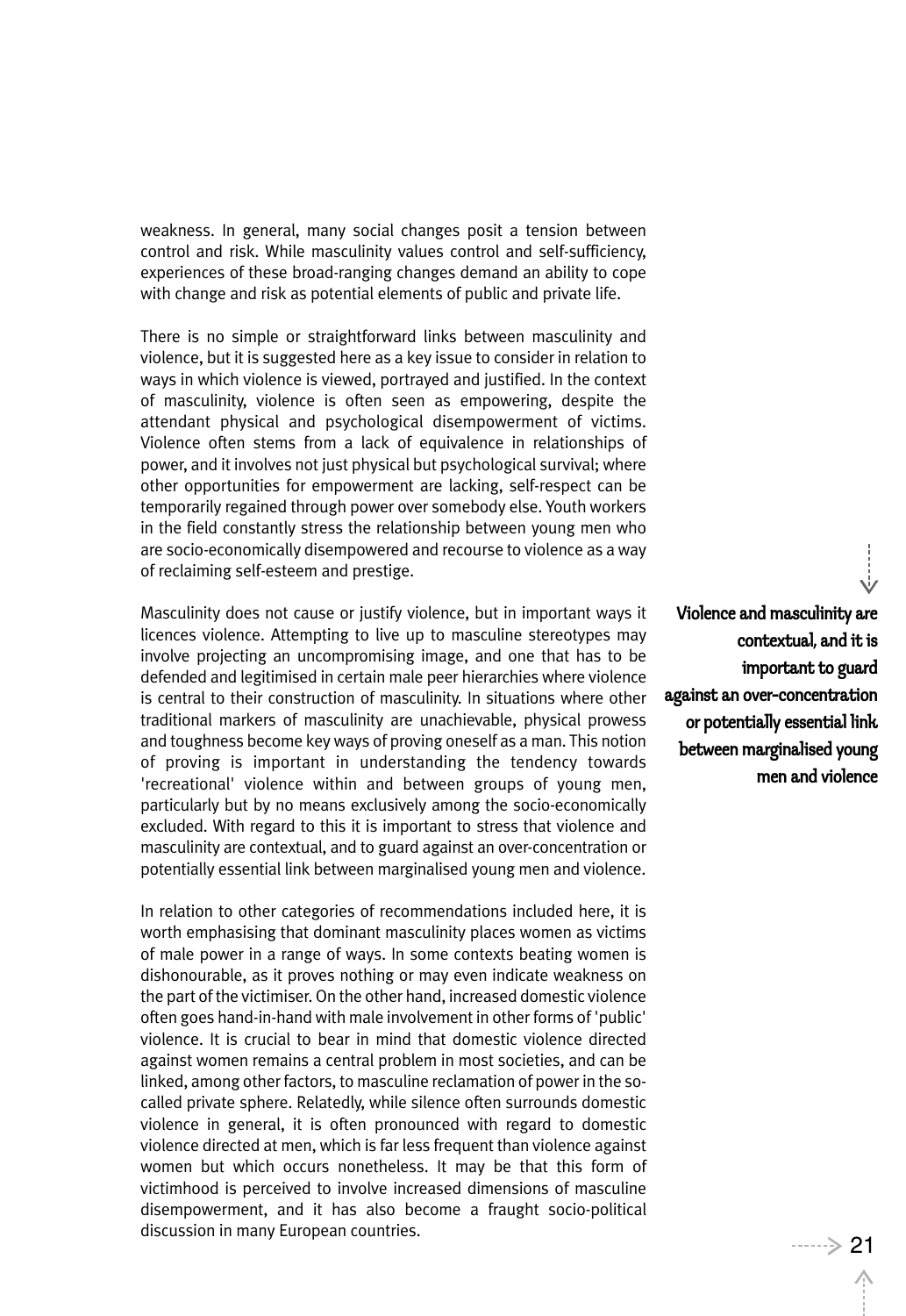weakness. In general, many social changes posit a tension between control and risk. While masculinity values control and self-sufficiency, experiences of these broad-ranging changes demand an ability to cope with change and risk as potential elements of public and private life.

There is no simple or straightforward links between masculinity and violence, but it is suggested here as a key issue to consider in relation to ways in which violence is viewed, portrayed and justified. In the context of masculinity, violence is often seen as empowering, despite the attendant physical and psychological disempowerment of victims. Violence often stems from a lack of equivalence in relationships of power, and it involves not just physical but psychological survival; where other opportunities for empowerment are lacking, self-respect can be temporarily regained through power over somebody else. Youth workers in the field constantly stress the relationship between young men who are socio-economically disempowered and recourse to violence as a way of reclaiming self-esteem and prestige.

**Violence and masculinity are contextual, and it is important to guard against an over-concentration or potentially essential link between marginalised young men and violence**

Masculinity does not cause or justify violence, but in important ways it licences violence. Attempting to live up to masculine stereotypes may involve projecting an uncompromising image, and one that has to be defended and legitimised in certain male peer hierarchies where violence is central to their construction of masculinity. In situations where other traditional markers of masculinity are unachievable, physical prowess and toughness become key ways of proving oneself as a man. This notion of proving is important in understanding the tendency towards 'recreational' violence within and between groups of young men, particularly but by no means exclusively among the socio-economically excluded. With regard to this it is important to stress that violence and masculinity are contextual, and to guard against an over-concentration or potentially essential link between marginalised young men and violence.

In relation to other categories of recommendations included here, it is worth emphasising that dominant masculinity places women as victims of male power in a range of ways. In some contexts beating women is dishonourable, as it proves nothing or may even indicate weakness on the part of the victimiser. On the other hand, increased domestic violence often goes hand-in-hand with male involvement in other forms of 'public' violence. It is crucial to bear in mind that domestic violence directed against women remains a central problem in most societies, and can be linked, among other factors, to masculine reclamation of power in the so-called private sphere. Relatedly, while silence often surrounds domestic violence in general, it is often pronounced with regard to domestic violence directed at men, which is far less frequent than violence against women but which occurs nonetheless. It may be that this form of victimhood is perceived to involve increased dimensions of masculine disempowerment, and it has also become a fraught socio-political discussion in many European countries.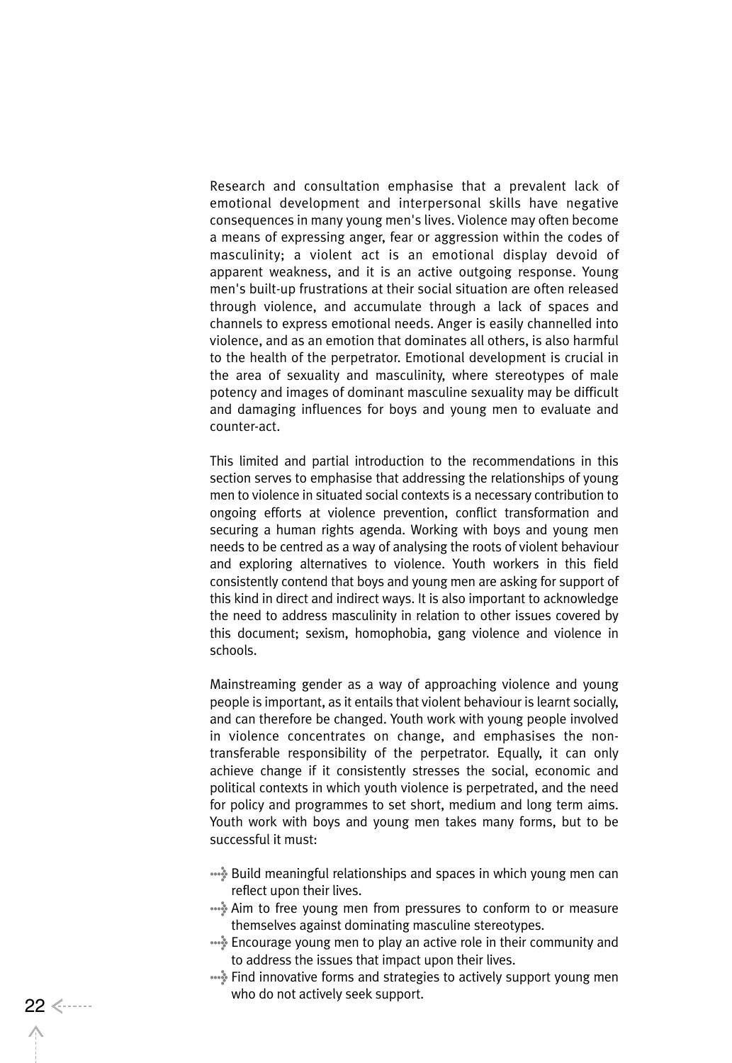Research and consultation emphasise that a prevalent lack of emotional development and interpersonal skills have negative consequences in many young men's lives. Violence may often become a means of expressing anger, fear or aggression within the codes of masculinity; a violent act is an emotional display devoid of apparent weakness, and it is an active outgoing response. Young men's built-up frustrations at their social situation are often released through violence, and accumulate through a lack of spaces and channels to express emotional needs. Anger is easily channelled into violence, and as an emotion that dominates all others, is also harmful to the health of the perpetrator. Emotional development is crucial in the area of sexuality and masculinity, where stereotypes of male potency and images of dominant masculine sexuality may be difficult and damaging influences for boys and young men to evaluate and counter-act.

This limited and partial introduction to the recommendations in this section serves to emphasise that addressing the relationships of young men to violence in situated social contexts is a necessary contribution to ongoing efforts at violence prevention, conflict transformation and securing a human rights agenda. Working with boys and young men needs to be centred as a way of analysing the roots of violent behaviour and exploring alternatives to violence. Youth workers in this field consistently contend that boys and young men are asking for support of this kind in direct and indirect ways. It is also important to acknowledge the need to address masculinity in relation to other issues covered by this document; sexism, homophobia, gang violence and violence in schools.

Mainstreaming gender as a way of approaching violence and young people is important, as it entails that violent behaviour is learnt socially, and can therefore be changed. Youth work with young people involved in violence concentrates on change, and emphasises the non-transferable responsibility of the perpetrator. Equally, it can only achieve change if it consistently stresses the social, economic and political contexts in which youth violence is perpetrated, and the need for policy and programmes to set short, medium and long term aims. Youth work with boys and young men takes many forms, but to be successful it must:

- Build meaningful relationships and spaces in which young men can reflect upon their lives.
- Aim to free young men from pressures to conform to or measure themselves against dominating masculine stereotypes.
- Encourage young men to play an active role in their community and to address the issues that impact upon their lives.
- Find innovative forms and strategies to actively support young men who do not actively seek support.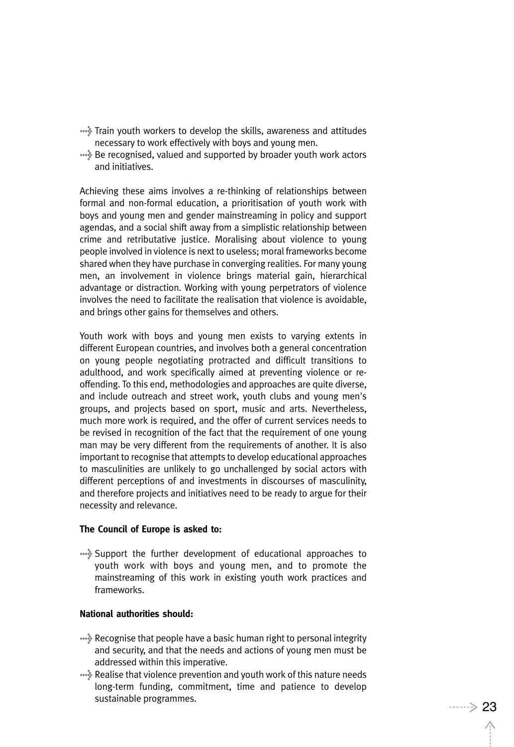- Train youth workers to develop the skills, awareness and attitudes necessary to work effectively with boys and young men.
- Be recognised, valued and supported by broader youth work actors and initiatives.

Achieving these aims involves a re-thinking of relationships between formal and non-formal education, a prioritisation of youth work with boys and young men and gender mainstreaming in policy and support agendas, and a social shift away from a simplistic relationship between crime and retributative justice. Moralising about violence to young people involved in violence is next to useless; moral frameworks become shared when they have purchase in converging realities. For many young men, an involvement in violence brings material gain, hierarchical advantage or distraction. Working with young perpetrators of violence involves the need to facilitate the realisation that violence is avoidable, and brings other gains for themselves and others.

Youth work with boys and young men exists to varying extents in different European countries, and involves both a general concentration on young people negotiating protracted and difficult transitions to adulthood, and work specifically aimed at preventing violence or re-offending. To this end, methodologies and approaches are quite diverse, and include outreach and street work, youth clubs and young men's groups, and projects based on sport, music and arts. Nevertheless, much more work is required, and the offer of current services needs to be revised in recognition of the fact that the requirement of one young man may be very different from the requirements of another. It is also important to recognise that attempts to develop educational approaches to masculinities are unlikely to go unchallenged by social actors with different perceptions of and investments in discourses of masculinity, and therefore projects and initiatives need to be ready to argue for their necessity and relevance.

**The Council of Europe is asked to:**

- Support the further development of educational approaches to youth work with boys and young men, and to promote the mainstreaming of this work in existing youth work practices and frameworks.

**National authorities should:**

- Recognise that people have a basic human right to personal integrity and security, and that the needs and actions of young men must be addressed within this imperative.
- Realise that violence prevention and youth work of this nature needs long-term funding, commitment, time and patience to develop sustainable programmes.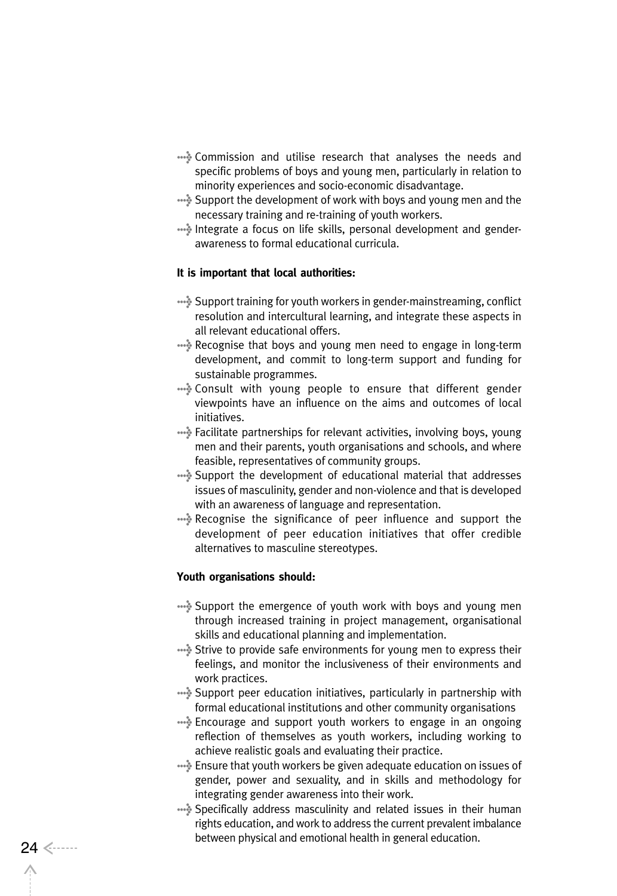- Commission and utilise research that analyses the needs and specific problems of boys and young men, particularly in relation to minority experiences and socio-economic disadvantage.
- Support the development of work with boys and young men and the necessary training and re-training of youth workers.
- Integrate a focus on life skills, personal development and gender-awareness to formal educational curricula.

**It is important that local authorities:**

- Support training for youth workers in gender-mainstreaming, conflict resolution and intercultural learning, and integrate these aspects in all relevant educational offers.
- Recognise that boys and young men need to engage in long-term development, and commit to long-term support and funding for sustainable programmes.
- Consult with young people to ensure that different gender viewpoints have an influence on the aims and outcomes of local initiatives.
- Facilitate partnerships for relevant activities, involving boys, young men and their parents, youth organisations and schools, and where feasible, representatives of community groups.
- Support the development of educational material that addresses issues of masculinity, gender and non-violence and that is developed with an awareness of language and representation.
- Recognise the significance of peer influence and support the development of peer education initiatives that offer credible alternatives to masculine stereotypes.

**Youth organisations should:**

- Support the emergence of youth work with boys and young men through increased training in project management, organisational skills and educational planning and implementation.
- Strive to provide safe environments for young men to express their feelings, and monitor the inclusiveness of their environments and work practices.
- Support peer education initiatives, particularly in partnership with formal educational institutions and other community organisations
- Encourage and support youth workers to engage in an ongoing reflection of themselves as youth workers, including working to achieve realistic goals and evaluating their practice.
- Ensure that youth workers be given adequate education on issues of gender, power and sexuality, and in skills and methodology for integrating gender awareness into their work.
- Specifically address masculinity and related issues in their human rights education, and work to address the current prevalent imbalance between physical and emotional health in general education.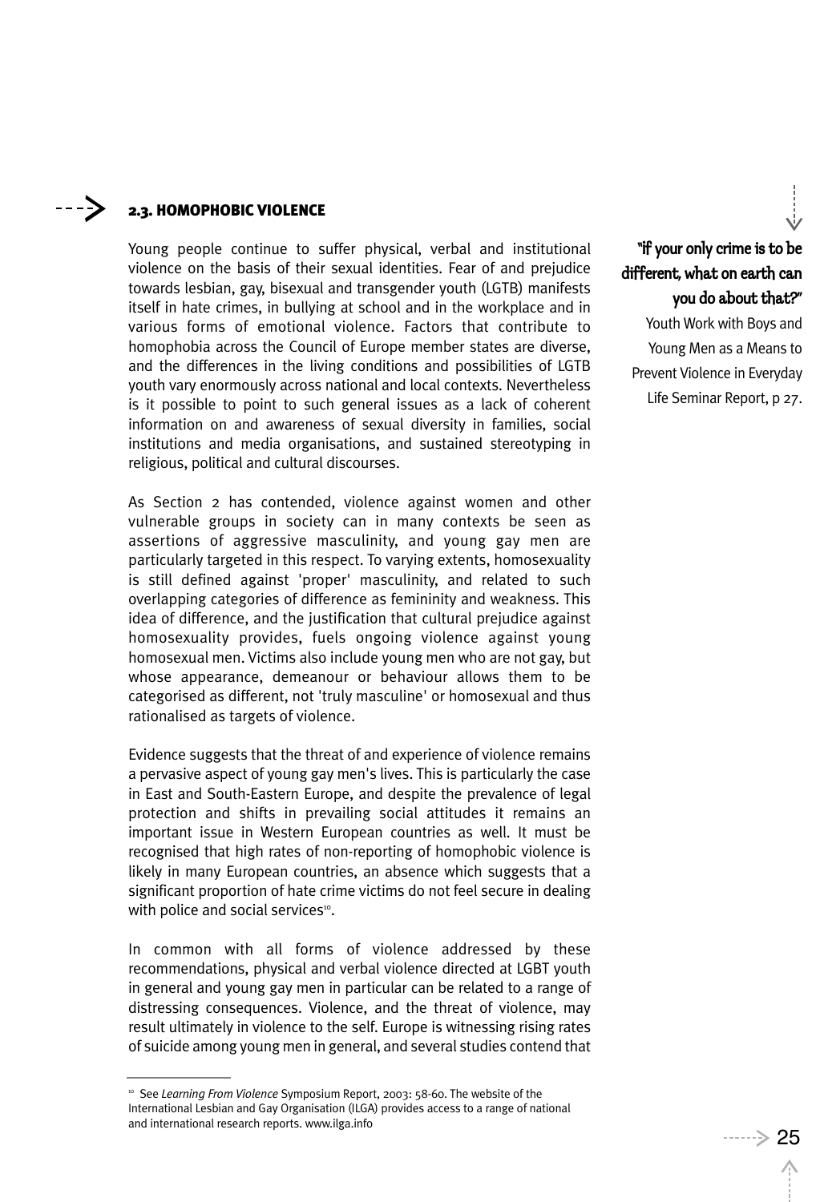## 2.3. HOMOPHOBIC VIOLENCE

Young people continue to suffer physical, verbal and institutional violence on the basis of their sexual identities. Fear of and prejudice towards lesbian, gay, bisexual and transgender youth (LGTB) manifests itself in hate crimes, in bullying at school and in the workplace and in various forms of emotional violence. Factors that contribute to homophobia across the Council of Europe member states are diverse, and the differences in the living conditions and possibilities of LGTB youth vary enormously across national and local contexts. Nevertheless is it possible to point to such general issues as a lack of coherent information on and awareness of sexual diversity in families, social institutions and media organisations, and sustained stereotyping in religious, political and cultural discourses.

> **"if your only crime is to be different, what on earth can you do about that?"**
> Youth Work with Boys and Young Men as a Means to Prevent Violence in Everyday Life Seminar Report, p 27.

As Section 2 has contended, violence against women and other vulnerable groups in society can in many contexts be seen as assertions of aggressive masculinity, and young gay men are particularly targeted in this respect. To varying extents, homosexuality is still defined against 'proper' masculinity, and related to such overlapping categories of difference as femininity and weakness. This idea of difference, and the justification that cultural prejudice against homosexuality provides, fuels ongoing violence against young homosexual men. Victims also include young men who are not gay, but whose appearance, demeanour or behaviour allows them to be categorised as different, not 'truly masculine' or homosexual and thus rationalised as targets of violence.

Evidence suggests that the threat of and experience of violence remains a pervasive aspect of young gay men's lives. This is particularly the case in East and South-Eastern Europe, and despite the prevalence of legal protection and shifts in prevailing social attitudes it remains an important issue in Western European countries as well. It must be recognised that high rates of non-reporting of homophobic violence is likely in many European countries, an absence which suggests that a significant proportion of hate crime victims do not feel secure in dealing with police and social services[10].

In common with all forms of violence addressed by these recommendations, physical and verbal violence directed at LGBT youth in general and young gay men in particular can be related to a range of distressing consequences. Violence, and the threat of violence, may result ultimately in violence to the self. Europe is witnessing rising rates of suicide among young men in general, and several studies contend that

---

[10] See *Learning From Violence* Symposium Report, 2003: 58-60. The website of the International Lesbian and Gay Organisation (ILGA) provides access to a range of national and international research reports. www.ilga.info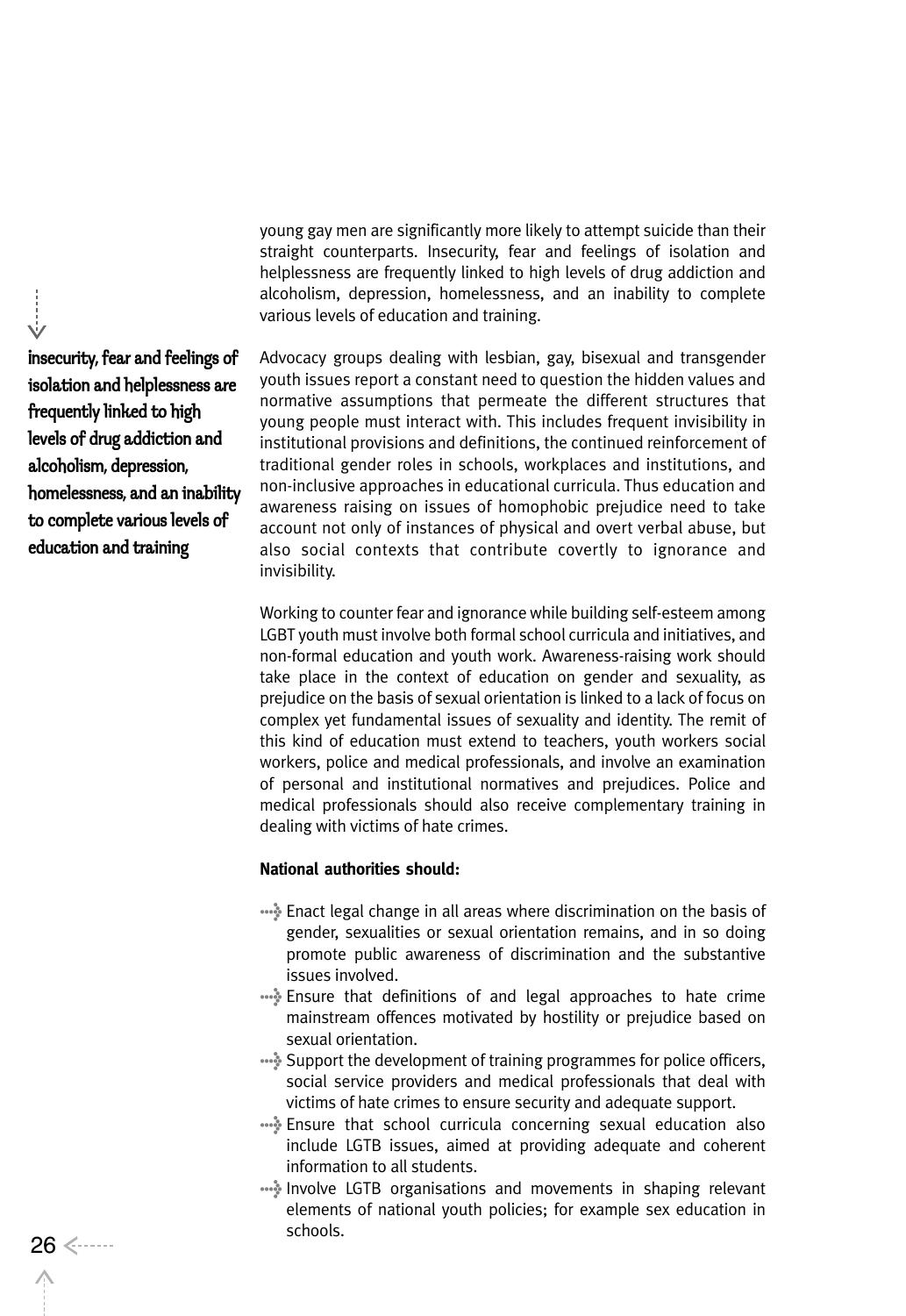young gay men are significantly more likely to attempt suicide than their straight counterparts. Insecurity, fear and feelings of isolation and helplessness are frequently linked to high levels of drug addiction and alcoholism, depression, homelessness, and an inability to complete various levels of education and training.

**insecurity, fear and feelings of isolation and helplessness are frequently linked to high levels of drug addiction and alcoholism, depression, homelessness, and an inability to complete various levels of education and training**

Advocacy groups dealing with lesbian, gay, bisexual and transgender youth issues report a constant need to question the hidden values and normative assumptions that permeate the different structures that young people must interact with. This includes frequent invisibility in institutional provisions and definitions, the continued reinforcement of traditional gender roles in schools, workplaces and institutions, and non-inclusive approaches in educational curricula. Thus education and awareness raising on issues of homophobic prejudice need to take account not only of instances of physical and overt verbal abuse, but also social contexts that contribute covertly to ignorance and invisibility.

Working to counter fear and ignorance while building self-esteem among LGBT youth must involve both formal school curricula and initiatives, and non-formal education and youth work. Awareness-raising work should take place in the context of education on gender and sexuality, as prejudice on the basis of sexual orientation is linked to a lack of focus on complex yet fundamental issues of sexuality and identity. The remit of this kind of education must extend to teachers, youth workers social workers, police and medical professionals, and involve an examination of personal and institutional normatives and prejudices. Police and medical professionals should also receive complementary training in dealing with victims of hate crimes.

**National authorities should:**

- Enact legal change in all areas where discrimination on the basis of gender, sexualities or sexual orientation remains, and in so doing promote public awareness of discrimination and the substantive issues involved.
- Ensure that definitions of and legal approaches to hate crime mainstream offences motivated by hostility or prejudice based on sexual orientation.
- Support the development of training programmes for police officers, social service providers and medical professionals that deal with victims of hate crimes to ensure security and adequate support.
- Ensure that school curricula concerning sexual education also include LGTB issues, aimed at providing adequate and coherent information to all students.
- Involve LGTB organisations and movements in shaping relevant elements of national youth policies; for example sex education in schools.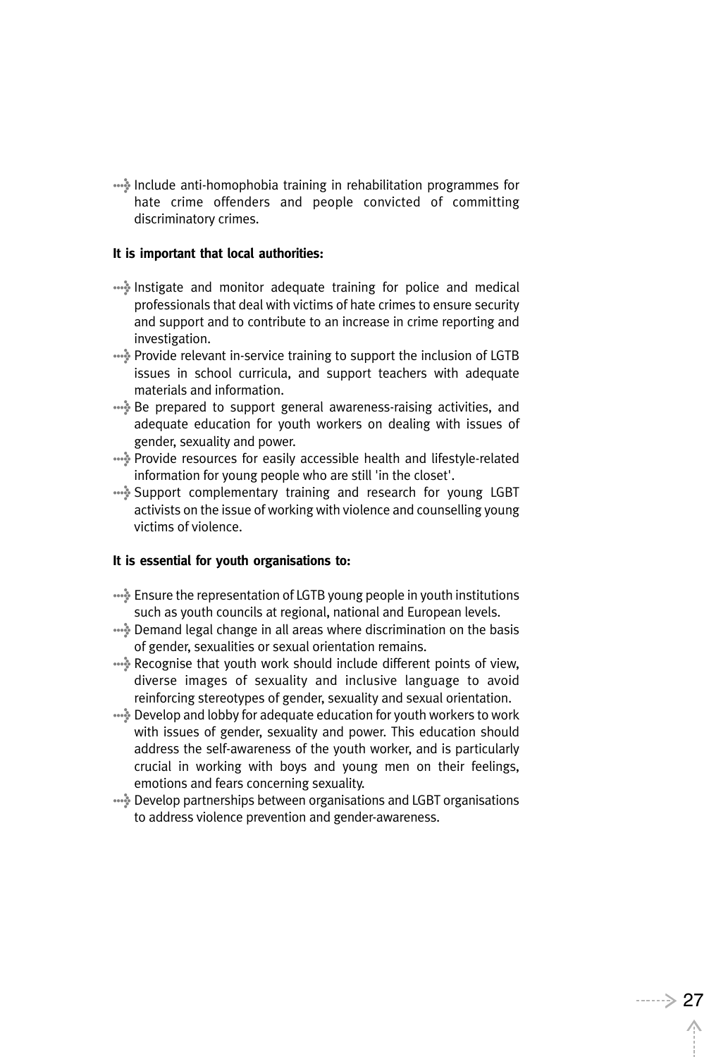- Include anti-homophobia training in rehabilitation programmes for hate crime offenders and people convicted of committing discriminatory crimes.

**It is important that local authorities:**

- Instigate and monitor adequate training for police and medical professionals that deal with victims of hate crimes to ensure security and support and to contribute to an increase in crime reporting and investigation.
- Provide relevant in-service training to support the inclusion of LGTB issues in school curricula, and support teachers with adequate materials and information.
- Be prepared to support general awareness-raising activities, and adequate education for youth workers on dealing with issues of gender, sexuality and power.
- Provide resources for easily accessible health and lifestyle-related information for young people who are still 'in the closet'.
- Support complementary training and research for young LGBT activists on the issue of working with violence and counselling young victims of violence.

**It is essential for youth organisations to:**

- Ensure the representation of LGTB young people in youth institutions such as youth councils at regional, national and European levels.
- Demand legal change in all areas where discrimination on the basis of gender, sexualities or sexual orientation remains.
- Recognise that youth work should include different points of view, diverse images of sexuality and inclusive language to avoid reinforcing stereotypes of gender, sexuality and sexual orientation.
- Develop and lobby for adequate education for youth workers to work with issues of gender, sexuality and power. This education should address the self-awareness of the youth worker, and is particularly crucial in working with boys and young men on their feelings, emotions and fears concerning sexuality.
- Develop partnerships between organisations and LGBT organisations to address violence prevention and gender-awareness.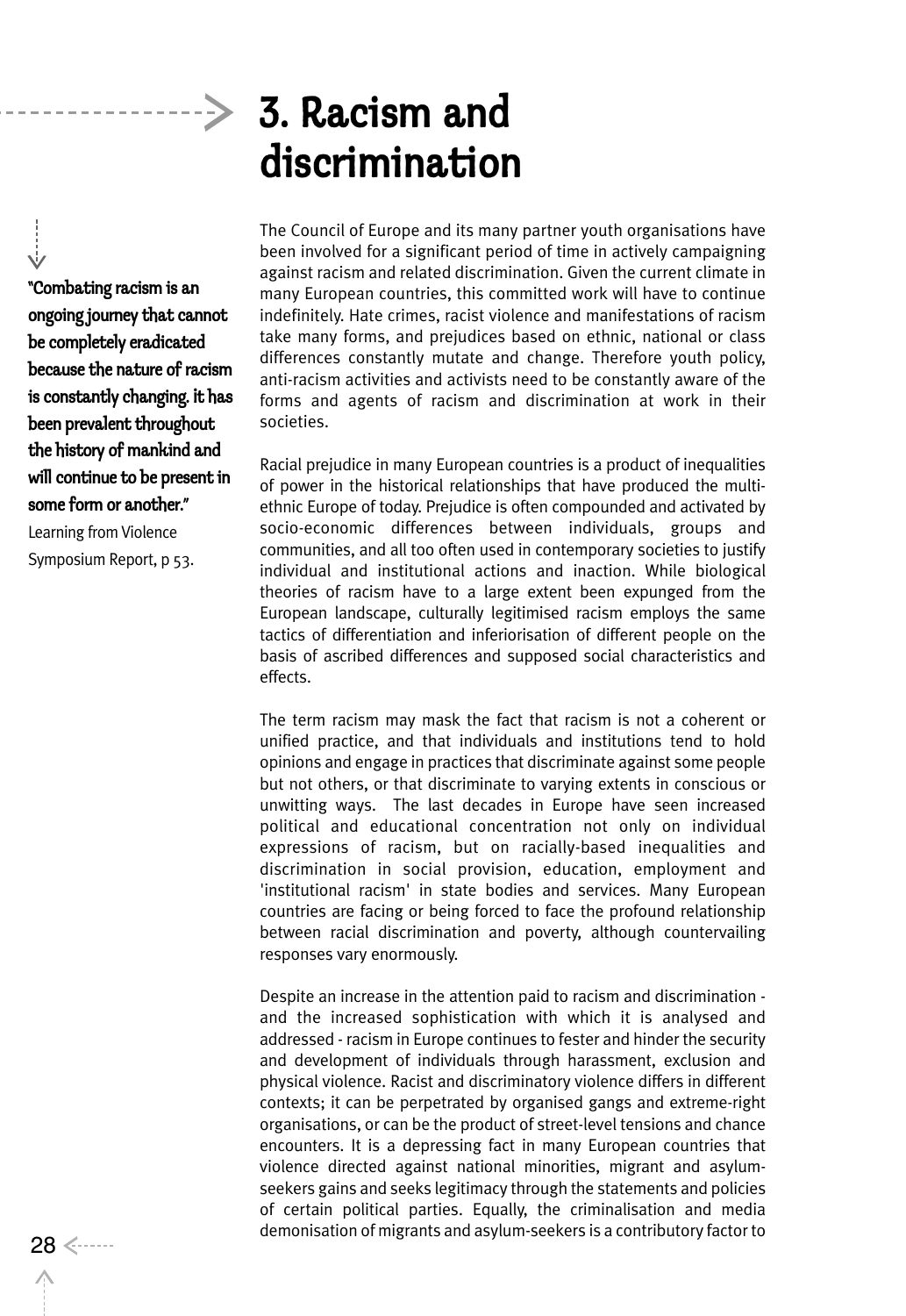# 3. Racism and discrimination

**"Combating racism is an ongoing journey that cannot be completely eradicated because the nature of racism is constantly changing. it has been prevalent throughout the history of mankind and will continue to be present in some form or another."**

Learning from Violence Symposium Report, p 53.

The Council of Europe and its many partner youth organisations have been involved for a significant period of time in actively campaigning against racism and related discrimination. Given the current climate in many European countries, this committed work will have to continue indefinitely. Hate crimes, racist violence and manifestations of racism take many forms, and prejudices based on ethnic, national or class differences constantly mutate and change. Therefore youth policy, anti-racism activities and activists need to be constantly aware of the forms and agents of racism and discrimination at work in their societies.

Racial prejudice in many European countries is a product of inequalities of power in the historical relationships that have produced the multi-ethnic Europe of today. Prejudice is often compounded and activated by socio-economic differences between individuals, groups and communities, and all too often used in contemporary societies to justify individual and institutional actions and inaction. While biological theories of racism have to a large extent been expunged from the European landscape, culturally legitimised racism employs the same tactics of differentiation and inferiorisation of different people on the basis of ascribed differences and supposed social characteristics and effects.

The term racism may mask the fact that racism is not a coherent or unified practice, and that individuals and institutions tend to hold opinions and engage in practices that discriminate against some people but not others, or that discriminate to varying extents in conscious or unwitting ways. The last decades in Europe have seen increased political and educational concentration not only on individual expressions of racism, but on racially-based inequalities and discrimination in social provision, education, employment and 'institutional racism' in state bodies and services. Many European countries are facing or being forced to face the profound relationship between racial discrimination and poverty, although countervailing responses vary enormously.

Despite an increase in the attention paid to racism and discrimination - and the increased sophistication with which it is analysed and addressed - racism in Europe continues to fester and hinder the security and development of individuals through harassment, exclusion and physical violence. Racist and discriminatory violence differs in different contexts; it can be perpetrated by organised gangs and extreme-right organisations, or can be the product of street-level tensions and chance encounters. It is a depressing fact in many European countries that violence directed against national minorities, migrant and asylum-seekers gains and seeks legitimacy through the statements and policies of certain political parties. Equally, the criminalisation and media demonisation of migrants and asylum-seekers is a contributory factor to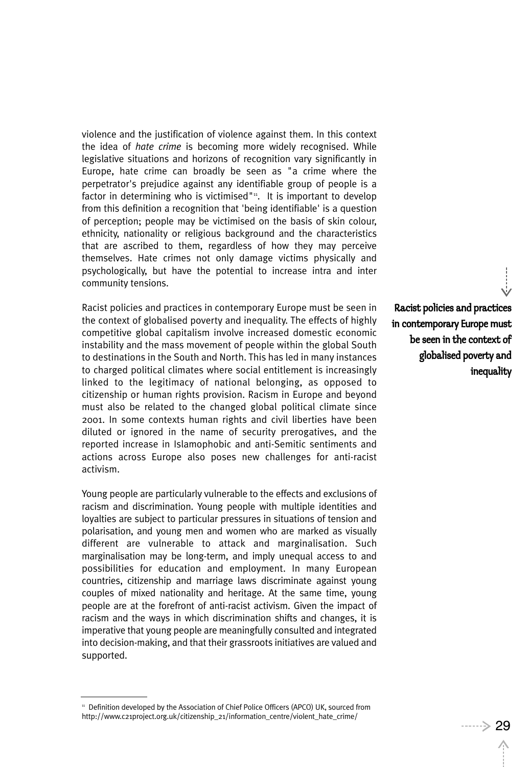violence and the justification of violence against them. In this context the idea of *hate crime* is becoming more widely recognised. While legislative situations and horizons of recognition vary significantly in Europe, hate crime can broadly be seen as "a crime where the perpetrator's prejudice against any identifiable group of people is a factor in determining who is victimised"[11]. It is important to develop from this definition a recognition that 'being identifiable' is a question of perception; people may be victimised on the basis of skin colour, ethnicity, nationality or religious background and the characteristics that are ascribed to them, regardless of how they may perceive themselves. Hate crimes not only damage victims physically and psychologically, but have the potential to increase intra and inter community tensions.

Racist policies and practices in contemporary Europe must be seen in the context of globalised poverty and inequality. The effects of highly competitive global capitalism involve increased domestic economic instability and the mass movement of people within the global South to destinations in the South and North. This has led in many instances to charged political climates where social entitlement is increasingly linked to the legitimacy of national belonging, as opposed to citizenship or human rights provision. Racism in Europe and beyond must also be related to the changed global political climate since 2001. In some contexts human rights and civil liberties have been diluted or ignored in the name of security prerogatives, and the reported increase in Islamophobic and anti-Semitic sentiments and actions across Europe also poses new challenges for anti-racist activism.

**Racist policies and practices in contemporary Europe must be seen in the context of globalised poverty and inequality**

Young people are particularly vulnerable to the effects and exclusions of racism and discrimination. Young people with multiple identities and loyalties are subject to particular pressures in situations of tension and polarisation, and young men and women who are marked as visually different are vulnerable to attack and marginalisation. Such marginalisation may be long-term, and imply unequal access to and possibilities for education and employment. In many European countries, citizenship and marriage laws discriminate against young couples of mixed nationality and heritage. At the same time, young people are at the forefront of anti-racist activism. Given the impact of racism and the ways in which discrimination shifts and changes, it is imperative that young people are meaningfully consulted and integrated into decision-making, and that their grassroots initiatives are valued and supported.

---

[11] Definition developed by the Association of Chief Police Officers (APCO) UK, sourced from http://www.c21project.org.uk/citizenship_21/information_centre/violent_hate_crime/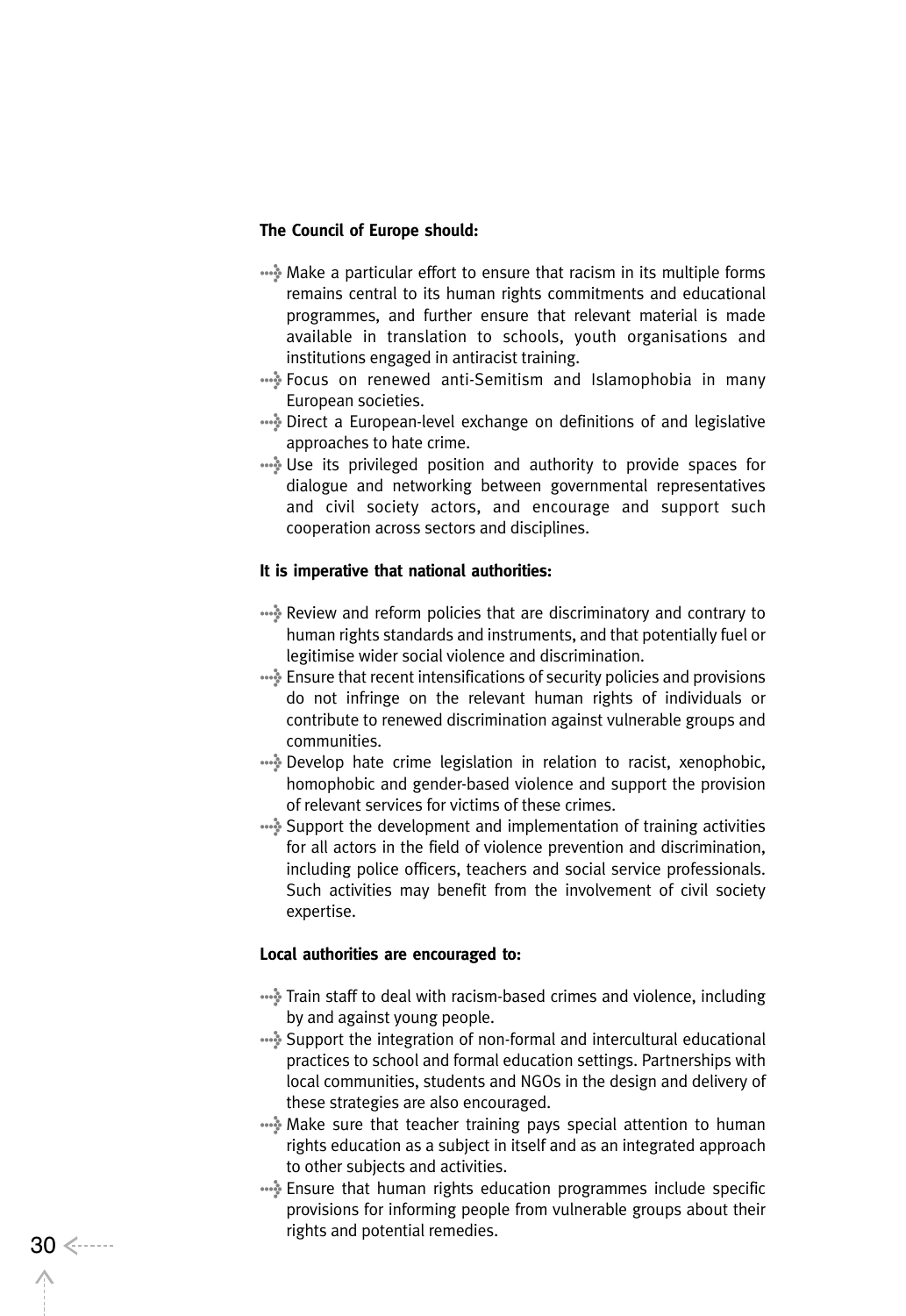**The Council of Europe should:**

- Make a particular effort to ensure that racism in its multiple forms remains central to its human rights commitments and educational programmes, and further ensure that relevant material is made available in translation to schools, youth organisations and institutions engaged in antiracist training.
- Focus on renewed anti-Semitism and Islamophobia in many European societies.
- Direct a European-level exchange on definitions of and legislative approaches to hate crime.
- Use its privileged position and authority to provide spaces for dialogue and networking between governmental representatives and civil society actors, and encourage and support such cooperation across sectors and disciplines.

**It is imperative that national authorities:**

- Review and reform policies that are discriminatory and contrary to human rights standards and instruments, and that potentially fuel or legitimise wider social violence and discrimination.
- Ensure that recent intensifications of security policies and provisions do not infringe on the relevant human rights of individuals or contribute to renewed discrimination against vulnerable groups and communities.
- Develop hate crime legislation in relation to racist, xenophobic, homophobic and gender-based violence and support the provision of relevant services for victims of these crimes.
- Support the development and implementation of training activities for all actors in the field of violence prevention and discrimination, including police officers, teachers and social service professionals. Such activities may benefit from the involvement of civil society expertise.

**Local authorities are encouraged to:**

- Train staff to deal with racism-based crimes and violence, including by and against young people.
- Support the integration of non-formal and intercultural educational practices to school and formal education settings. Partnerships with local communities, students and NGOs in the design and delivery of these strategies are also encouraged.
- Make sure that teacher training pays special attention to human rights education as a subject in itself and as an integrated approach to other subjects and activities.
- Ensure that human rights education programmes include specific provisions for informing people from vulnerable groups about their rights and potential remedies.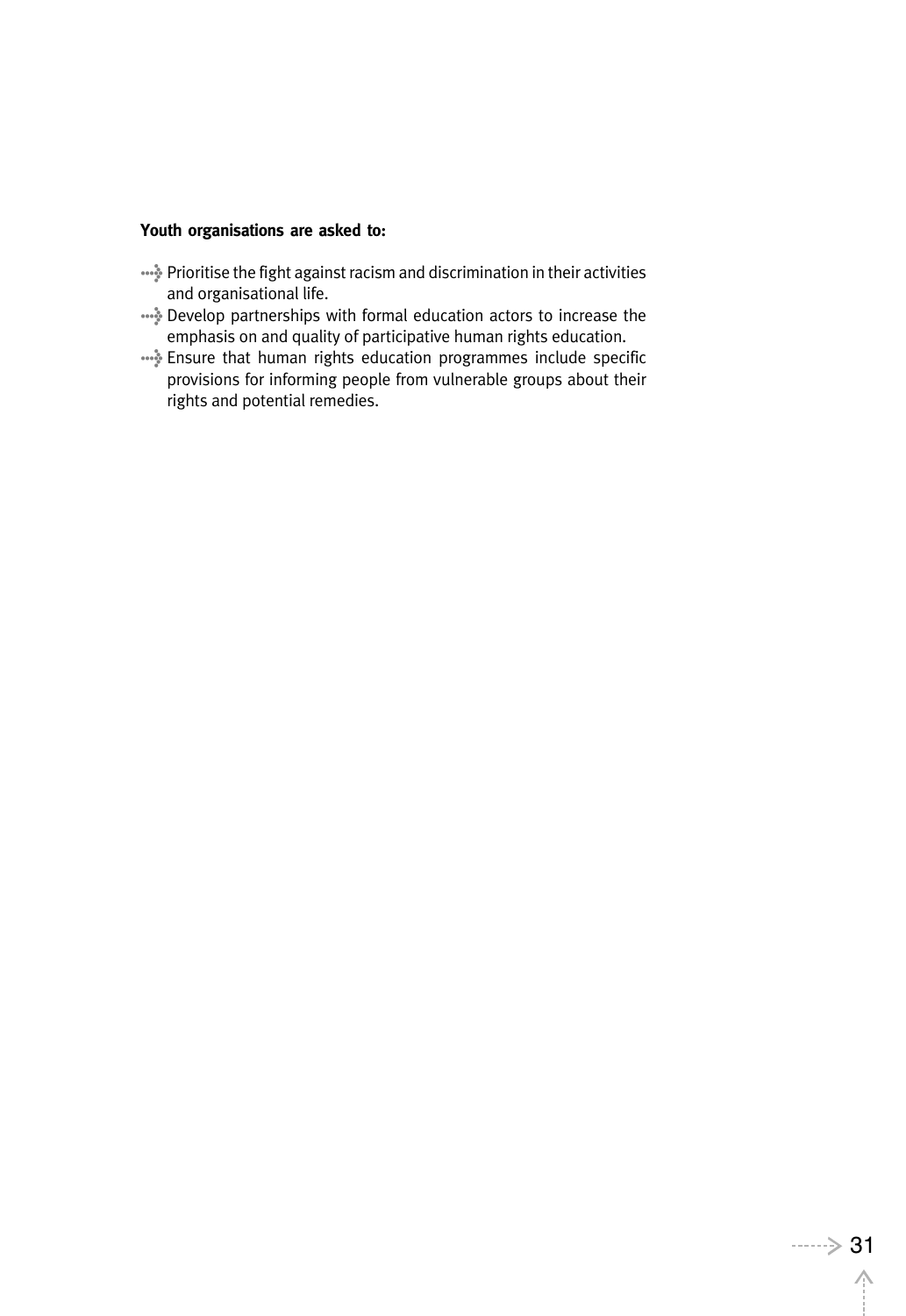**Youth organisations are asked to:**

- Prioritise the fight against racism and discrimination in their activities and organisational life.
- Develop partnerships with formal education actors to increase the emphasis on and quality of participative human rights education.
- Ensure that human rights education programmes include specific provisions for informing people from vulnerable groups about their rights and potential remedies.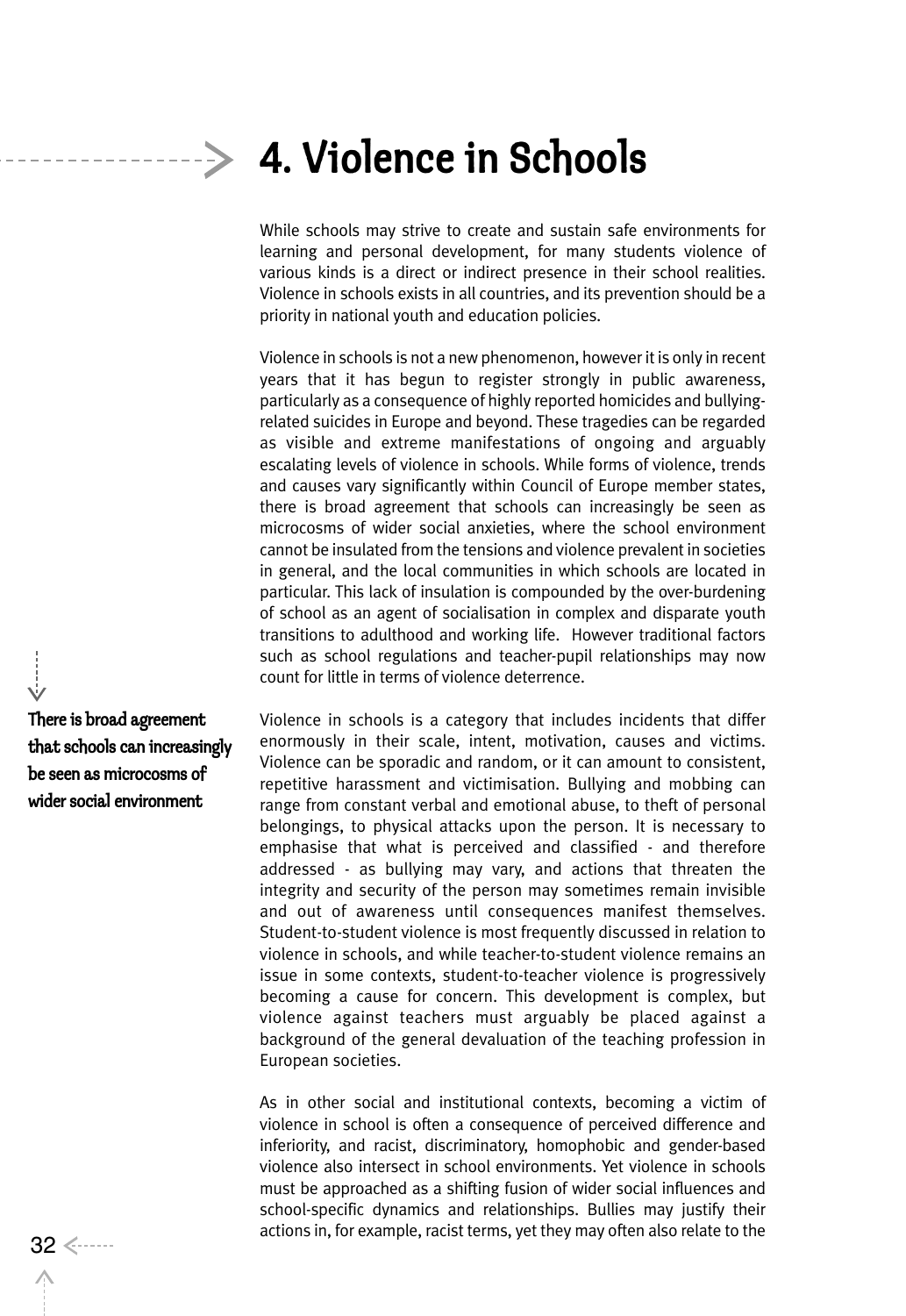# 4. Violence in Schools

While schools may strive to create and sustain safe environments for learning and personal development, for many students violence of various kinds is a direct or indirect presence in their school realities. Violence in schools exists in all countries, and its prevention should be a priority in national youth and education policies.

Violence in schools is not a new phenomenon, however it is only in recent years that it has begun to register strongly in public awareness, particularly as a consequence of highly reported homicides and bullying-related suicides in Europe and beyond. These tragedies can be regarded as visible and extreme manifestations of ongoing and arguably escalating levels of violence in schools. While forms of violence, trends and causes vary significantly within Council of Europe member states, there is broad agreement that schools can increasingly be seen as microcosms of wider social anxieties, where the school environment cannot be insulated from the tensions and violence prevalent in societies in general, and the local communities in which schools are located in particular. This lack of insulation is compounded by the over-burdening of school as an agent of socialisation in complex and disparate youth transitions to adulthood and working life. However traditional factors such as school regulations and teacher-pupil relationships may now count for little in terms of violence deterrence.

**There is broad agreement that schools can increasingly be seen as microcosms of wider social environment**

Violence in schools is a category that includes incidents that differ enormously in their scale, intent, motivation, causes and victims. Violence can be sporadic and random, or it can amount to consistent, repetitive harassment and victimisation. Bullying and mobbing can range from constant verbal and emotional abuse, to theft of personal belongings, to physical attacks upon the person. It is necessary to emphasise that what is perceived and classified - and therefore addressed - as bullying may vary, and actions that threaten the integrity and security of the person may sometimes remain invisible and out of awareness until consequences manifest themselves. Student-to-student violence is most frequently discussed in relation to violence in schools, and while teacher-to-student violence remains an issue in some contexts, student-to-teacher violence is progressively becoming a cause for concern. This development is complex, but violence against teachers must arguably be placed against a background of the general devaluation of the teaching profession in European societies.

As in other social and institutional contexts, becoming a victim of violence in school is often a consequence of perceived difference and inferiority, and racist, discriminatory, homophobic and gender-based violence also intersect in school environments. Yet violence in schools must be approached as a shifting fusion of wider social influences and school-specific dynamics and relationships. Bullies may justify their actions in, for example, racist terms, yet they may often also relate to the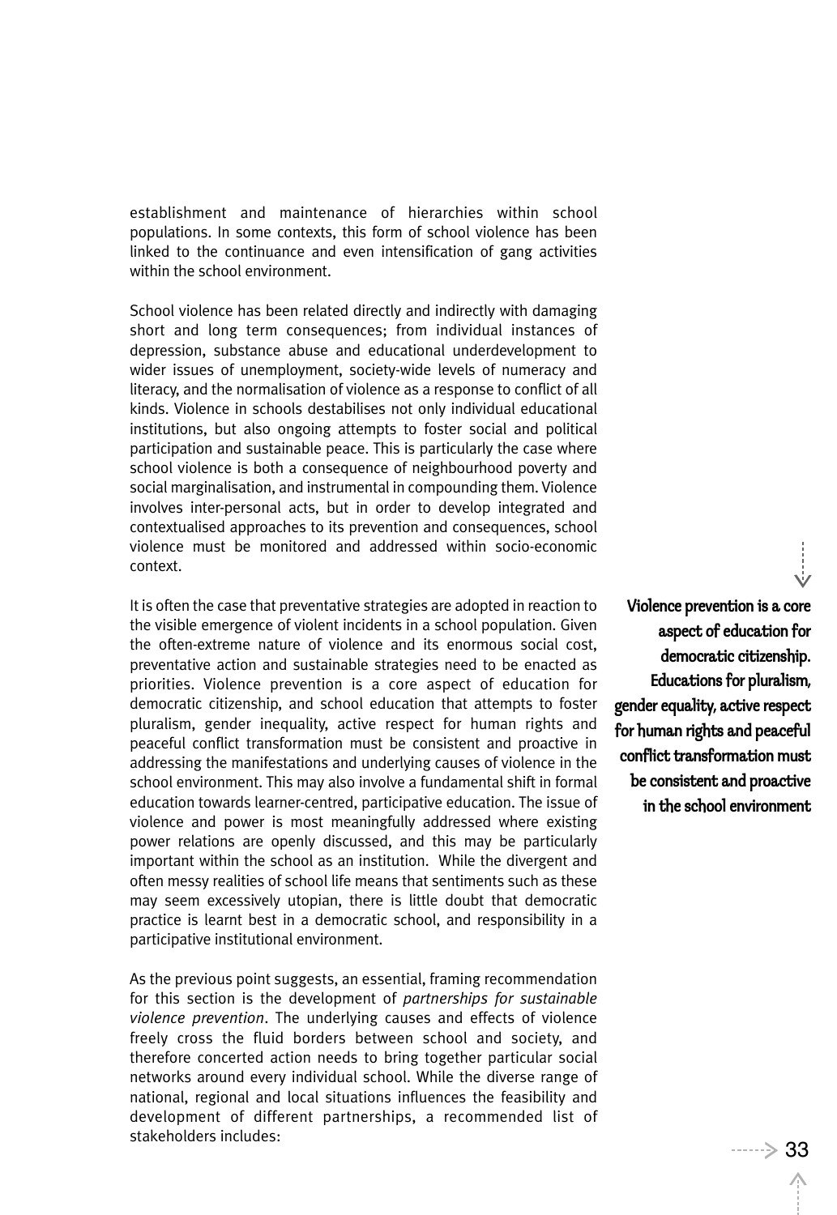establishment and maintenance of hierarchies within school populations. In some contexts, this form of school violence has been linked to the continuance and even intensification of gang activities within the school environment.

School violence has been related directly and indirectly with damaging short and long term consequences; from individual instances of depression, substance abuse and educational underdevelopment to wider issues of unemployment, society-wide levels of numeracy and literacy, and the normalisation of violence as a response to conflict of all kinds. Violence in schools destabilises not only individual educational institutions, but also ongoing attempts to foster social and political participation and sustainable peace. This is particularly the case where school violence is both a consequence of neighbourhood poverty and social marginalisation, and instrumental in compounding them. Violence involves inter-personal acts, but in order to develop integrated and contextualised approaches to its prevention and consequences, school violence must be monitored and addressed within socio-economic context.

It is often the case that preventative strategies are adopted in reaction to the visible emergence of violent incidents in a school population. Given the often-extreme nature of violence and its enormous social cost, preventative action and sustainable strategies need to be enacted as priorities. Violence prevention is a core aspect of education for democratic citizenship, and school education that attempts to foster pluralism, gender inequality, active respect for human rights and peaceful conflict transformation must be consistent and proactive in addressing the manifestations and underlying causes of violence in the school environment. This may also involve a fundamental shift in formal education towards learner-centred, participative education. The issue of violence and power is most meaningfully addressed where existing power relations are openly discussed, and this may be particularly important within the school as an institution. While the divergent and often messy realities of school life means that sentiments such as these may seem excessively utopian, there is little doubt that democratic practice is learnt best in a democratic school, and responsibility in a participative institutional environment.

**Violence prevention is a core aspect of education for democratic citizenship. Educations for pluralism, gender equality, active respect for human rights and peaceful conflict transformation must be consistent and proactive in the school environment**

As the previous point suggests, an essential, framing recommendation for this section is the development of *partnerships for sustainable violence prevention*. The underlying causes and effects of violence freely cross the fluid borders between school and society, and therefore concerted action needs to bring together particular social networks around every individual school. While the diverse range of national, regional and local situations influences the feasibility and development of different partnerships, a recommended list of stakeholders includes: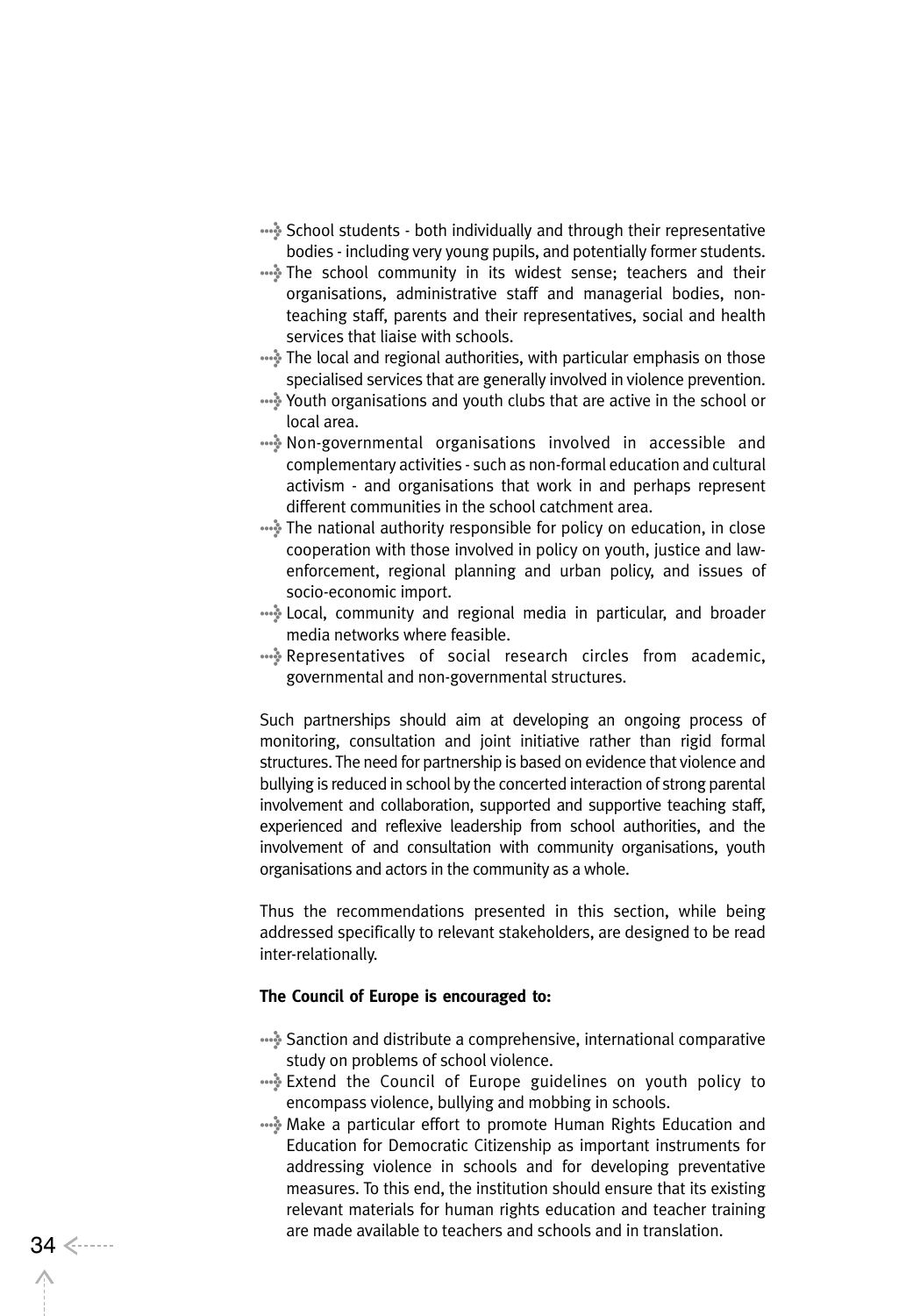- School students - both individually and through their representative bodies - including very young pupils, and potentially former students.
- The school community in its widest sense; teachers and their organisations, administrative staff and managerial bodies, non-teaching staff, parents and their representatives, social and health services that liaise with schools.
- The local and regional authorities, with particular emphasis on those specialised services that are generally involved in violence prevention.
- Youth organisations and youth clubs that are active in the school or local area.
- Non-governmental organisations involved in accessible and complementary activities - such as non-formal education and cultural activism - and organisations that work in and perhaps represent different communities in the school catchment area.
- The national authority responsible for policy on education, in close cooperation with those involved in policy on youth, justice and law-enforcement, regional planning and urban policy, and issues of socio-economic import.
- Local, community and regional media in particular, and broader media networks where feasible.
- Representatives of social research circles from academic, governmental and non-governmental structures.

Such partnerships should aim at developing an ongoing process of monitoring, consultation and joint initiative rather than rigid formal structures. The need for partnership is based on evidence that violence and bullying is reduced in school by the concerted interaction of strong parental involvement and collaboration, supported and supportive teaching staff, experienced and reflexive leadership from school authorities, and the involvement of and consultation with community organisations, youth organisations and actors in the community as a whole.

Thus the recommendations presented in this section, while being addressed specifically to relevant stakeholders, are designed to be read inter-relationally.

**The Council of Europe is encouraged to:**

- Sanction and distribute a comprehensive, international comparative study on problems of school violence.
- Extend the Council of Europe guidelines on youth policy to encompass violence, bullying and mobbing in schools.
- Make a particular effort to promote Human Rights Education and Education for Democratic Citizenship as important instruments for addressing violence in schools and for developing preventative measures. To this end, the institution should ensure that its existing relevant materials for human rights education and teacher training are made available to teachers and schools and in translation.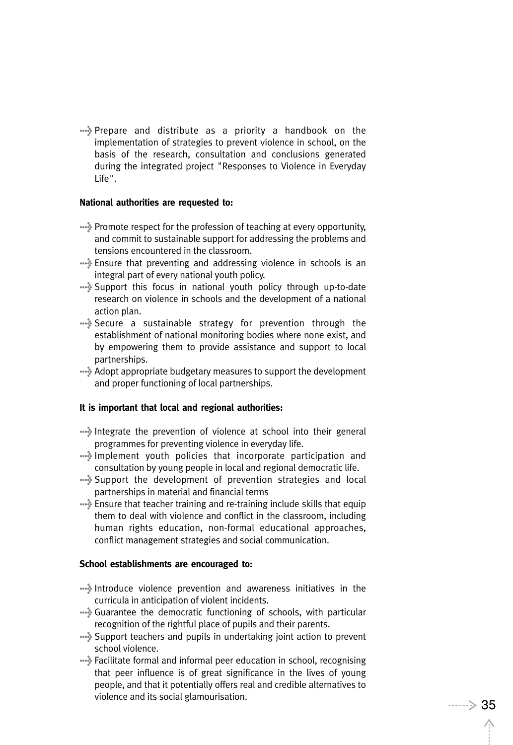- Prepare and distribute as a priority a handbook on the implementation of strategies to prevent violence in school, on the basis of the research, consultation and conclusions generated during the integrated project "Responses to Violence in Everyday Life".

**National authorities are requested to:**

- Promote respect for the profession of teaching at every opportunity, and commit to sustainable support for addressing the problems and tensions encountered in the classroom.
- Ensure that preventing and addressing violence in schools is an integral part of every national youth policy.
- Support this focus in national youth policy through up-to-date research on violence in schools and the development of a national action plan.
- Secure a sustainable strategy for prevention through the establishment of national monitoring bodies where none exist, and by empowering them to provide assistance and support to local partnerships.
- Adopt appropriate budgetary measures to support the development and proper functioning of local partnerships.

**It is important that local and regional authorities:**

- Integrate the prevention of violence at school into their general programmes for preventing violence in everyday life.
- Implement youth policies that incorporate participation and consultation by young people in local and regional democratic life.
- Support the development of prevention strategies and local partnerships in material and financial terms
- Ensure that teacher training and re-training include skills that equip them to deal with violence and conflict in the classroom, including human rights education, non-formal educational approaches, conflict management strategies and social communication.

**School establishments are encouraged to:**

- Introduce violence prevention and awareness initiatives in the curricula in anticipation of violent incidents.
- Guarantee the democratic functioning of schools, with particular recognition of the rightful place of pupils and their parents.
- Support teachers and pupils in undertaking joint action to prevent school violence.
- Facilitate formal and informal peer education in school, recognising that peer influence is of great significance in the lives of young people, and that it potentially offers real and credible alternatives to violence and its social glamourisation.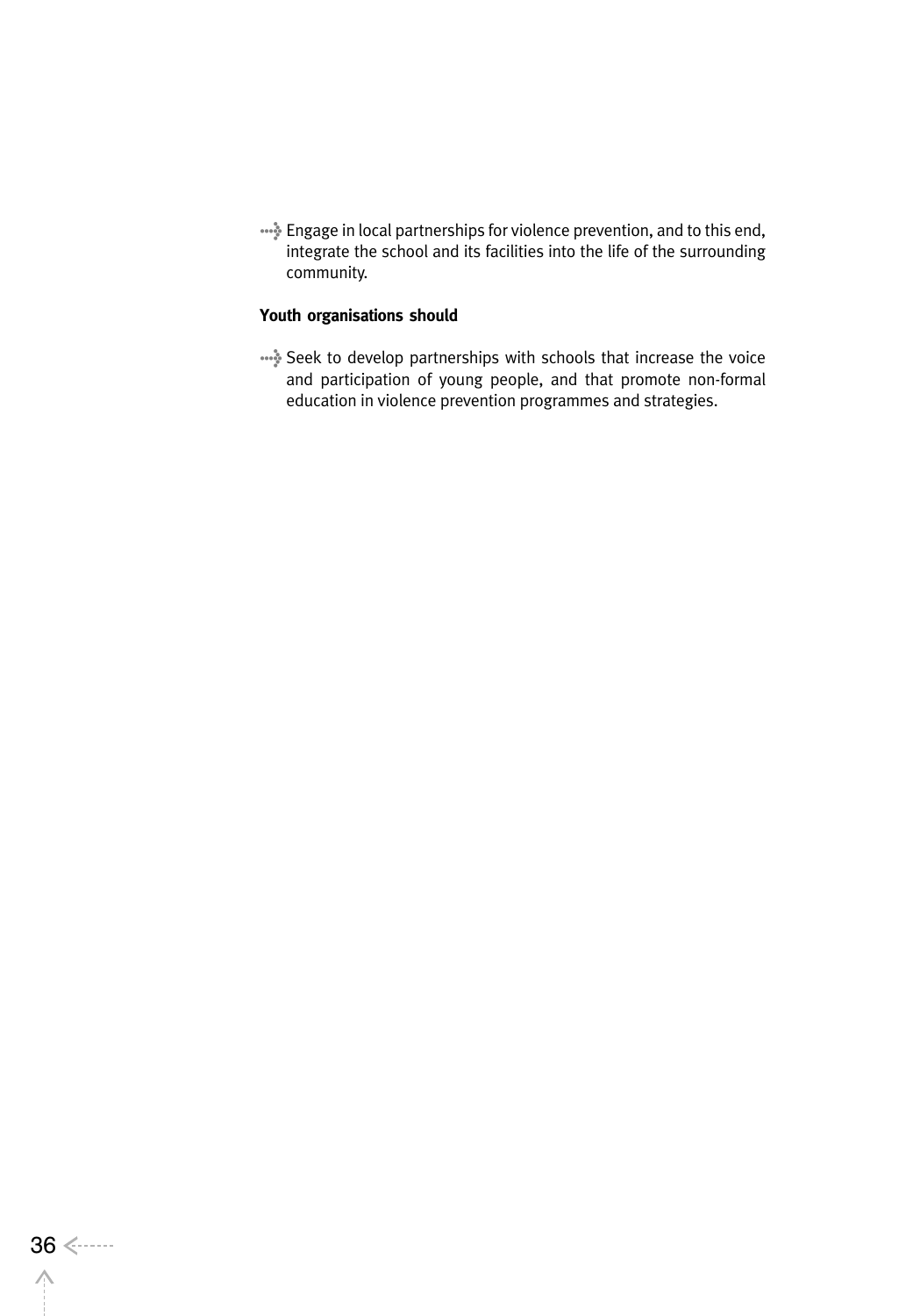- Engage in local partnerships for violence prevention, and to this end, integrate the school and its facilities into the life of the surrounding community.

**Youth organisations should**

- Seek to develop partnerships with schools that increase the voice and participation of young people, and that promote non-formal education in violence prevention programmes and strategies.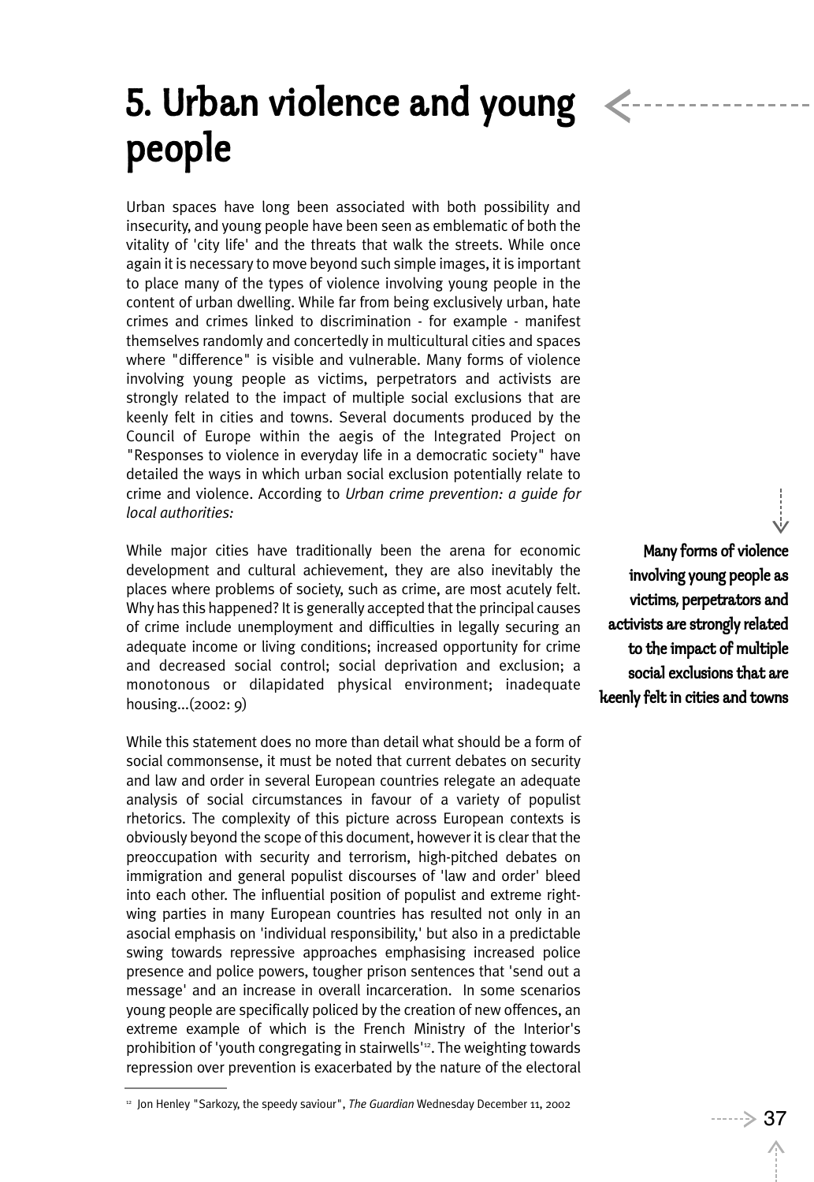# 5. Urban violence and young people

Urban spaces have long been associated with both possibility and insecurity, and young people have been seen as emblematic of both the vitality of 'city life' and the threats that walk the streets. While once again it is necessary to move beyond such simple images, it is important to place many of the types of violence involving young people in the content of urban dwelling. While far from being exclusively urban, hate crimes and crimes linked to discrimination - for example - manifest themselves randomly and concertedly in multicultural cities and spaces where "difference" is visible and vulnerable. Many forms of violence involving young people as victims, perpetrators and activists are strongly related to the impact of multiple social exclusions that are keenly felt in cities and towns. Several documents produced by the Council of Europe within the aegis of the Integrated Project on "Responses to violence in everyday life in a democratic society" have detailed the ways in which urban social exclusion potentially relate to crime and violence. According to *Urban crime prevention: a guide for local authorities:*

**Many forms of violence involving young people as victims, perpetrators and activists are strongly related to the impact of multiple social exclusions that are keenly felt in cities and towns**

While major cities have traditionally been the arena for economic development and cultural achievement, they are also inevitably the places where problems of society, such as crime, are most acutely felt. Why has this happened? It is generally accepted that the principal causes of crime include unemployment and difficulties in legally securing an adequate income or living conditions; increased opportunity for crime and decreased social control; social deprivation and exclusion; a monotonous or dilapidated physical environment; inadequate housing...(2002: 9)

While this statement does no more than detail what should be a form of social commonsense, it must be noted that current debates on security and law and order in several European countries relegate an adequate analysis of social circumstances in favour of a variety of populist rhetorics. The complexity of this picture across European contexts is obviously beyond the scope of this document, however it is clear that the preoccupation with security and terrorism, high-pitched debates on immigration and general populist discourses of 'law and order' bleed into each other. The influential position of populist and extreme right-wing parties in many European countries has resulted not only in an asocial emphasis on 'individual responsibility,' but also in a predictable swing towards repressive approaches emphasising increased police presence and police powers, tougher prison sentences that 'send out a message' and an increase in overall incarceration. In some scenarios young people are specifically policed by the creation of new offences, an extreme example of which is the French Ministry of the Interior's prohibition of 'youth congregating in stairwells'[12]. The weighting towards repression over prevention is exacerbated by the nature of the electoral

[12] Jon Henley "Sarkozy, the speedy saviour", *The Guardian* Wednesday December 11, 2002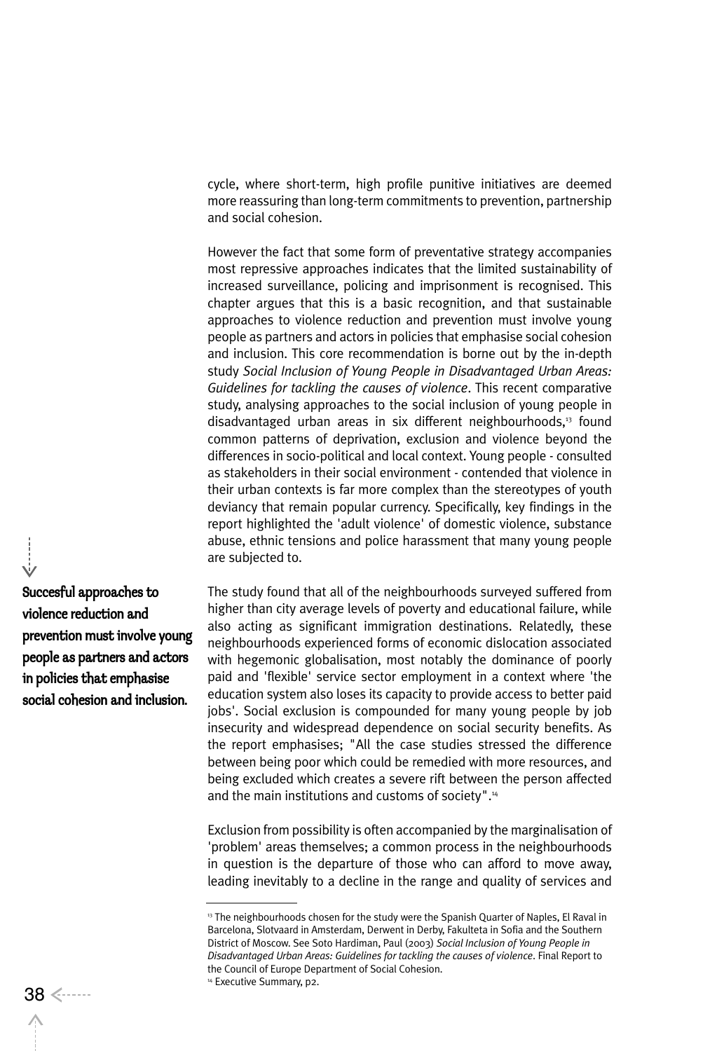cycle, where short-term, high profile punitive initiatives are deemed more reassuring than long-term commitments to prevention, partnership and social cohesion.

However the fact that some form of preventative strategy accompanies most repressive approaches indicates that the limited sustainability of increased surveillance, policing and imprisonment is recognised. This chapter argues that this is a basic recognition, and that sustainable approaches to violence reduction and prevention must involve young people as partners and actors in policies that emphasise social cohesion and inclusion. This core recommendation is borne out by the in-depth study *Social Inclusion of Young People in Disadvantaged Urban Areas: Guidelines for tackling the causes of violence*. This recent comparative study, analysing approaches to the social inclusion of young people in disadvantaged urban areas in six different neighbourhoods,[13] found common patterns of deprivation, exclusion and violence beyond the differences in socio-political and local context. Young people - consulted as stakeholders in their social environment - contended that violence in their urban contexts is far more complex than the stereotypes of youth deviancy that remain popular currency. Specifically, key findings in the report highlighted the 'adult violence' of domestic violence, substance abuse, ethnic tensions and police harassment that many young people are subjected to.

**Succesful approaches to violence reduction and prevention must involve young people as partners and actors in policies that emphasise social cohesion and inclusion.**

The study found that all of the neighbourhoods surveyed suffered from higher than city average levels of poverty and educational failure, while also acting as significant immigration destinations. Relatedly, these neighbourhoods experienced forms of economic dislocation associated with hegemonic globalisation, most notably the dominance of poorly paid and 'flexible' service sector employment in a context where 'the education system also loses its capacity to provide access to better paid jobs'. Social exclusion is compounded for many young people by job insecurity and widespread dependence on social security benefits. As the report emphasises; "All the case studies stressed the difference between being poor which could be remedied with more resources, and being excluded which creates a severe rift between the person affected and the main institutions and customs of society".[14]

Exclusion from possibility is often accompanied by the marginalisation of 'problem' areas themselves; a common process in the neighbourhoods in question is the departure of those who can afford to move away, leading inevitably to a decline in the range and quality of services and

---

[13] The neighbourhoods chosen for the study were the Spanish Quarter of Naples, El Raval in Barcelona, Slotvaard in Amsterdam, Derwent in Derby, Fakulteta in Sofia and the Southern District of Moscow. See Soto Hardiman, Paul (2003) *Social Inclusion of Young People in Disadvantaged Urban Areas: Guidelines for tackling the causes of violence*. Final Report to the Council of Europe Department of Social Cohesion.

[14] Executive Summary, p2.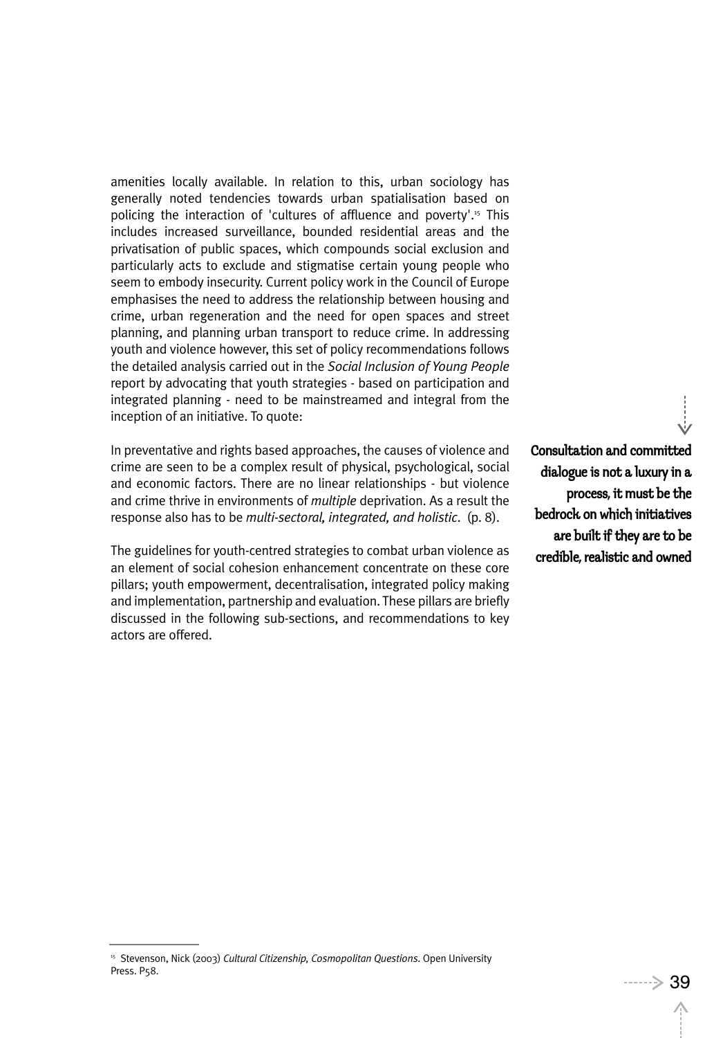amenities locally available. In relation to this, urban sociology has generally noted tendencies towards urban spatialisation based on policing the interaction of 'cultures of affluence and poverty'.[15] This includes increased surveillance, bounded residential areas and the privatisation of public spaces, which compounds social exclusion and particularly acts to exclude and stigmatise certain young people who seem to embody insecurity. Current policy work in the Council of Europe emphasises the need to address the relationship between housing and crime, urban regeneration and the need for open spaces and street planning, and planning urban transport to reduce crime. In addressing youth and violence however, this set of policy recommendations follows the detailed analysis carried out in the *Social Inclusion of Young People* report by advocating that youth strategies - based on participation and integrated planning - need to be mainstreamed and integral from the inception of an initiative. To quote:

In preventative and rights based approaches, the causes of violence and crime are seen to be a complex result of physical, psychological, social and economic factors. There are no linear relationships - but violence and crime thrive in environments of *multiple* deprivation. As a result the response also has to be *multi-sectoral, integrated, and holistic*. (p. 8).

The guidelines for youth-centred strategies to combat urban violence as an element of social cohesion enhancement concentrate on these core pillars; youth empowerment, decentralisation, integrated policy making and implementation, partnership and evaluation. These pillars are briefly discussed in the following sub-sections, and recommendations to key actors are offered.

**Consultation and committed dialogue is not a luxury in a process, it must be the bedrock on which initiatives are built if they are to be credible, realistic and owned**

[15] Stevenson, Nick (2003) *Cultural Citizenship, Cosmopolitan Questions*. Open University Press. P58.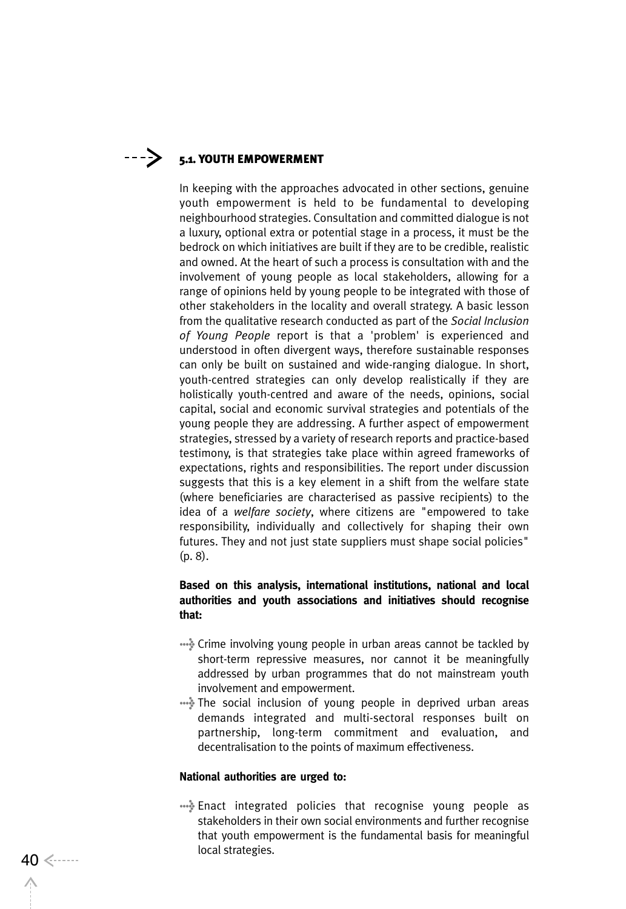## 5.1. YOUTH EMPOWERMENT

In keeping with the approaches advocated in other sections, genuine youth empowerment is held to be fundamental to developing neighbourhood strategies. Consultation and committed dialogue is not a luxury, optional extra or potential stage in a process, it must be the bedrock on which initiatives are built if they are to be credible, realistic and owned. At the heart of such a process is consultation with and the involvement of young people as local stakeholders, allowing for a range of opinions held by young people to be integrated with those of other stakeholders in the locality and overall strategy. A basic lesson from the qualitative research conducted as part of the *Social Inclusion of Young People* report is that a 'problem' is experienced and understood in often divergent ways, therefore sustainable responses can only be built on sustained and wide-ranging dialogue. In short, youth-centred strategies can only develop realistically if they are holistically youth-centred and aware of the needs, opinions, social capital, social and economic survival strategies and potentials of the young people they are addressing. A further aspect of empowerment strategies, stressed by a variety of research reports and practice-based testimony, is that strategies take place within agreed frameworks of expectations, rights and responsibilities. The report under discussion suggests that this is a key element in a shift from the welfare state (where beneficiaries are characterised as passive recipients) to the idea of a *welfare society*, where citizens are "empowered to take responsibility, individually and collectively for shaping their own futures. They and not just state suppliers must shape social policies" (p. 8).

**Based on this analysis, international institutions, national and local authorities and youth associations and initiatives should recognise that:**

- Crime involving young people in urban areas cannot be tackled by short-term repressive measures, nor cannot it be meaningfully addressed by urban programmes that do not mainstream youth involvement and empowerment.
- The social inclusion of young people in deprived urban areas demands integrated and multi-sectoral responses built on partnership, long-term commitment and evaluation, and decentralisation to the points of maximum effectiveness.

**National authorities are urged to:**

- Enact integrated policies that recognise young people as stakeholders in their own social environments and further recognise that youth empowerment is the fundamental basis for meaningful local strategies.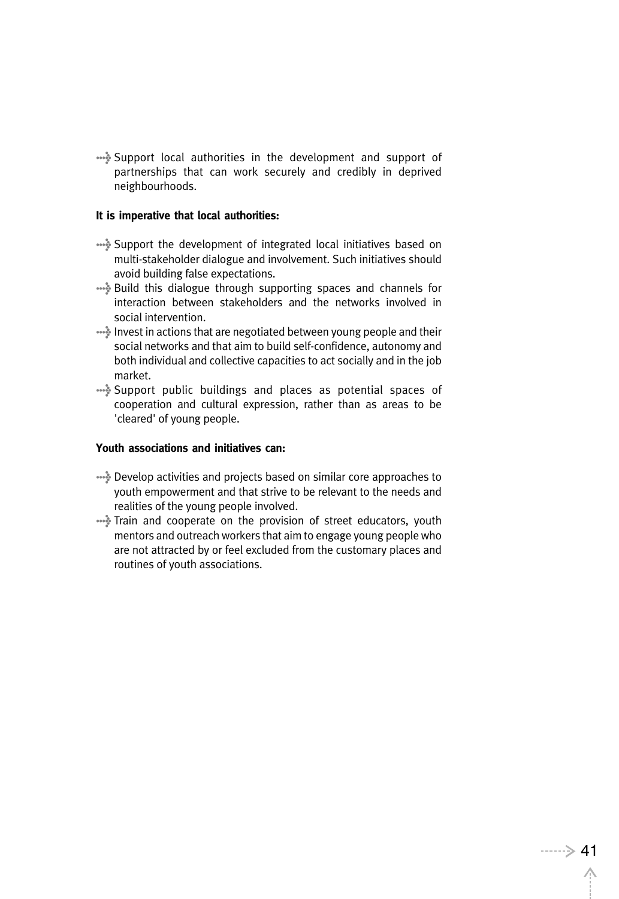- Support local authorities in the development and support of partnerships that can work securely and credibly in deprived neighbourhoods.

**It is imperative that local authorities:**

- Support the development of integrated local initiatives based on multi-stakeholder dialogue and involvement. Such initiatives should avoid building false expectations.
- Build this dialogue through supporting spaces and channels for interaction between stakeholders and the networks involved in social intervention.
- Invest in actions that are negotiated between young people and their social networks and that aim to build self-confidence, autonomy and both individual and collective capacities to act socially and in the job market.
- Support public buildings and places as potential spaces of cooperation and cultural expression, rather than as areas to be 'cleared' of young people.

**Youth associations and initiatives can:**

- Develop activities and projects based on similar core approaches to youth empowerment and that strive to be relevant to the needs and realities of the young people involved.
- Train and cooperate on the provision of street educators, youth mentors and outreach workers that aim to engage young people who are not attracted by or feel excluded from the customary places and routines of youth associations.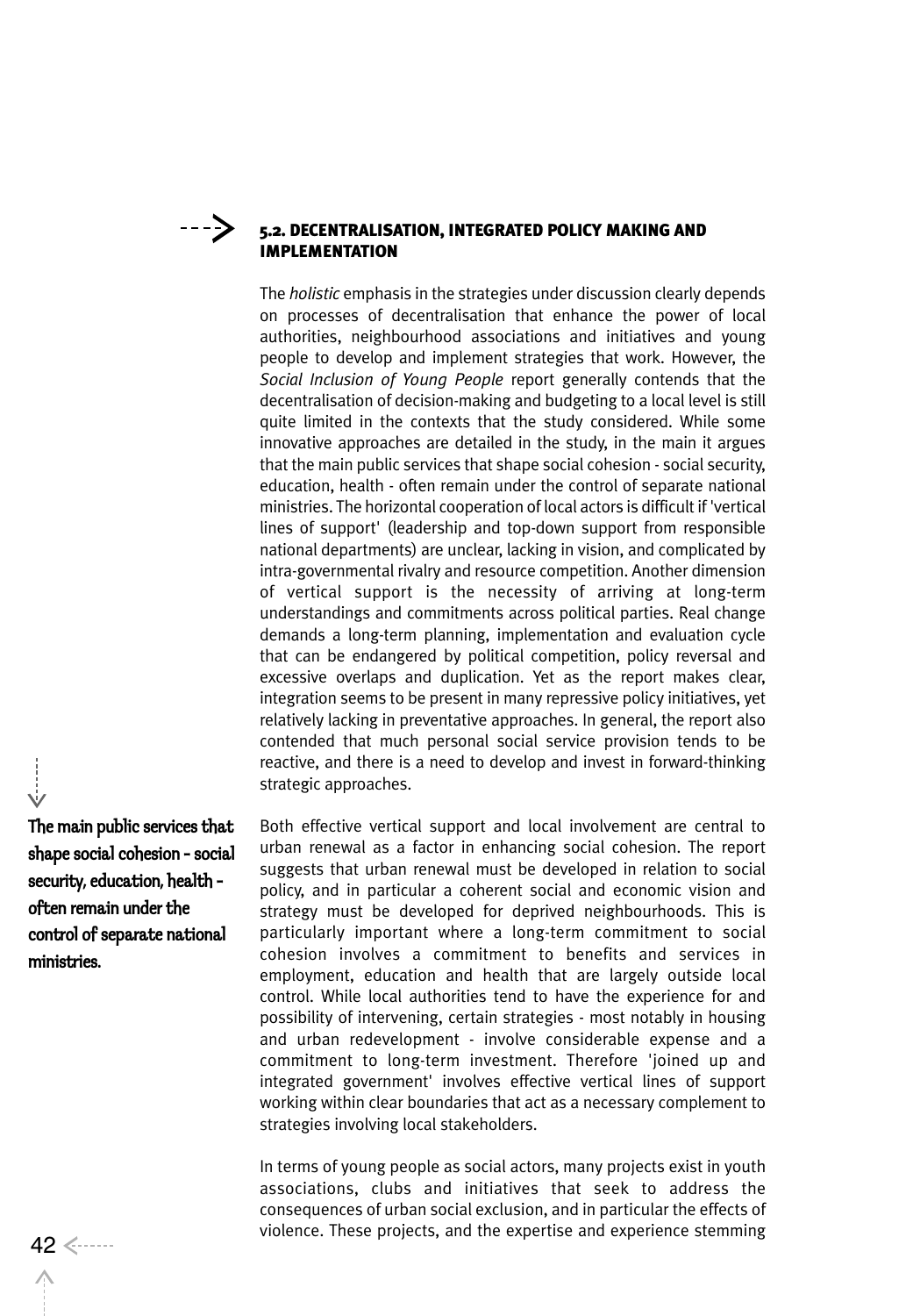## 5.2. DECENTRALISATION, INTEGRATED POLICY MAKING AND IMPLEMENTATION

The *holistic* emphasis in the strategies under discussion clearly depends on processes of decentralisation that enhance the power of local authorities, neighbourhood associations and initiatives and young people to develop and implement strategies that work. However, the *Social Inclusion of Young People* report generally contends that the decentralisation of decision-making and budgeting to a local level is still quite limited in the contexts that the study considered. While some innovative approaches are detailed in the study, in the main it argues that the main public services that shape social cohesion - social security, education, health - often remain under the control of separate national ministries. The horizontal cooperation of local actors is difficult if 'vertical lines of support' (leadership and top-down support from responsible national departments) are unclear, lacking in vision, and complicated by intra-governmental rivalry and resource competition. Another dimension of vertical support is the necessity of arriving at long-term understandings and commitments across political parties. Real change demands a long-term planning, implementation and evaluation cycle that can be endangered by political competition, policy reversal and excessive overlaps and duplication. Yet as the report makes clear, integration seems to be present in many repressive policy initiatives, yet relatively lacking in preventative approaches. In general, the report also contended that much personal social service provision tends to be reactive, and there is a need to develop and invest in forward-thinking strategic approaches.

**The main public services that shape social cohesion - social security, education, health - often remain under the control of separate national ministries.**

Both effective vertical support and local involvement are central to urban renewal as a factor in enhancing social cohesion. The report suggests that urban renewal must be developed in relation to social policy, and in particular a coherent social and economic vision and strategy must be developed for deprived neighbourhoods. This is particularly important where a long-term commitment to social cohesion involves a commitment to benefits and services in employment, education and health that are largely outside local control. While local authorities tend to have the experience for and possibility of intervening, certain strategies - most notably in housing and urban redevelopment - involve considerable expense and a commitment to long-term investment. Therefore 'joined up and integrated government' involves effective vertical lines of support working within clear boundaries that act as a necessary complement to strategies involving local stakeholders.

In terms of young people as social actors, many projects exist in youth associations, clubs and initiatives that seek to address the consequences of urban social exclusion, and in particular the effects of violence. These projects, and the expertise and experience stemming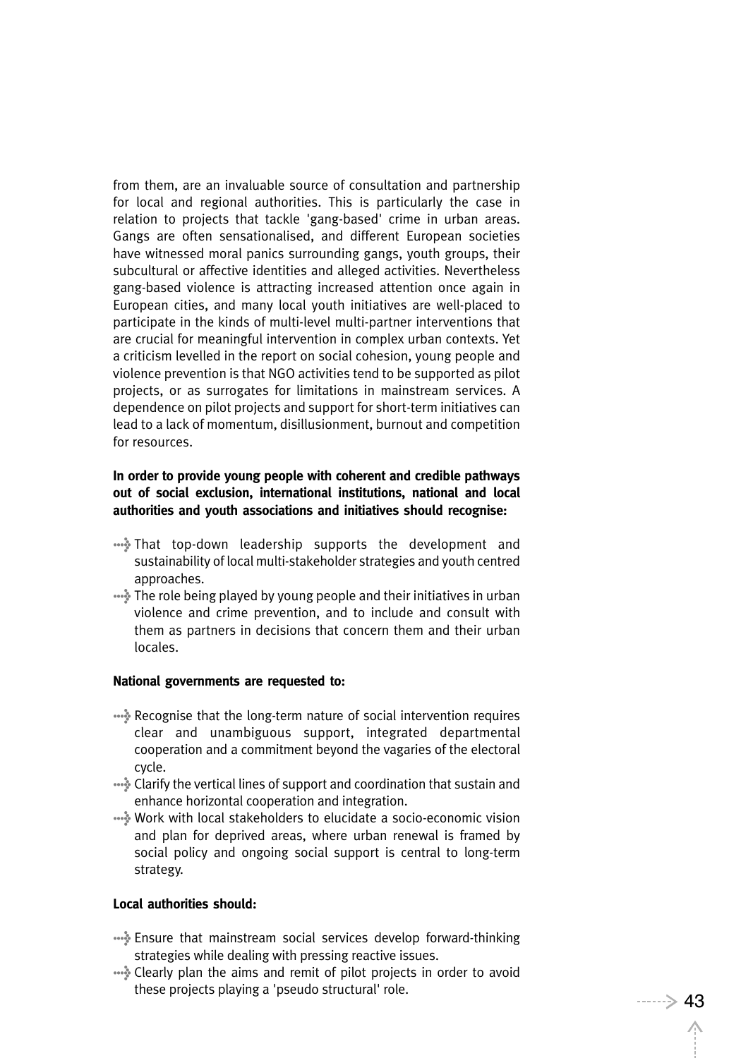from them, are an invaluable source of consultation and partnership for local and regional authorities. This is particularly the case in relation to projects that tackle 'gang-based' crime in urban areas. Gangs are often sensationalised, and different European societies have witnessed moral panics surrounding gangs, youth groups, their subcultural or affective identities and alleged activities. Nevertheless gang-based violence is attracting increased attention once again in European cities, and many local youth initiatives are well-placed to participate in the kinds of multi-level multi-partner interventions that are crucial for meaningful intervention in complex urban contexts. Yet a criticism levelled in the report on social cohesion, young people and violence prevention is that NGO activities tend to be supported as pilot projects, or as surrogates for limitations in mainstream services. A dependence on pilot projects and support for short-term initiatives can lead to a lack of momentum, disillusionment, burnout and competition for resources.

**In order to provide young people with coherent and credible pathways out of social exclusion, international institutions, national and local authorities and youth associations and initiatives should recognise:**

- That top-down leadership supports the development and sustainability of local multi-stakeholder strategies and youth centred approaches.
- The role being played by young people and their initiatives in urban violence and crime prevention, and to include and consult with them as partners in decisions that concern them and their urban locales.

**National governments are requested to:**

- Recognise that the long-term nature of social intervention requires clear and unambiguous support, integrated departmental cooperation and a commitment beyond the vagaries of the electoral cycle.
- Clarify the vertical lines of support and coordination that sustain and enhance horizontal cooperation and integration.
- Work with local stakeholders to elucidate a socio-economic vision and plan for deprived areas, where urban renewal is framed by social policy and ongoing social support is central to long-term strategy.

**Local authorities should:**

- Ensure that mainstream social services develop forward-thinking strategies while dealing with pressing reactive issues.
- Clearly plan the aims and remit of pilot projects in order to avoid these projects playing a 'pseudo structural' role.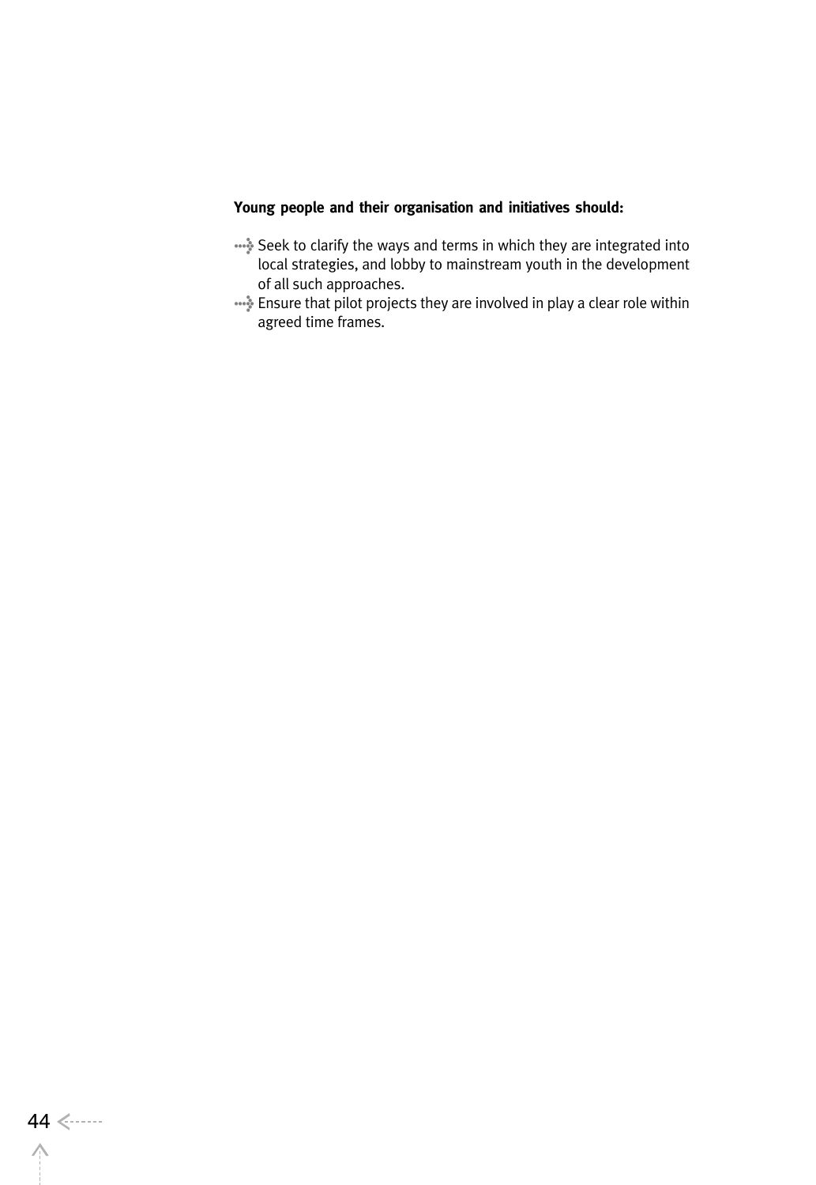**Young people and their organisation and initiatives should:**

- Seek to clarify the ways and terms in which they are integrated into local strategies, and lobby to mainstream youth in the development of all such approaches.
- Ensure that pilot projects they are involved in play a clear role within agreed time frames.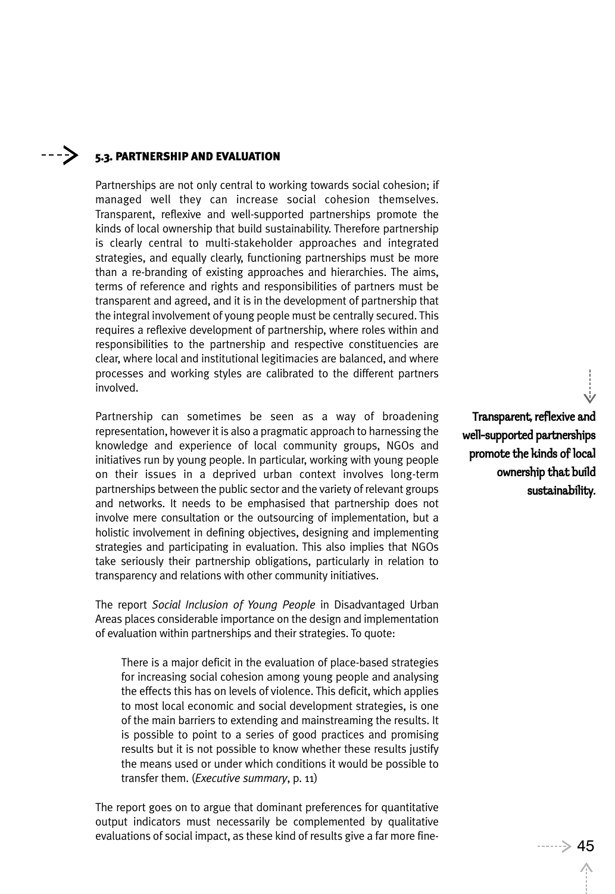## 5.3. PARTNERSHIP AND EVALUATION

Partnerships are not only central to working towards social cohesion; if managed well they can increase social cohesion themselves. Transparent, reflexive and well-supported partnerships promote the kinds of local ownership that build sustainability. Therefore partnership is clearly central to multi-stakeholder approaches and integrated strategies, and equally clearly, functioning partnerships must be more than a re-branding of existing approaches and hierarchies. The aims, terms of reference and rights and responsibilities of partners must be transparent and agreed, and it is in the development of partnership that the integral involvement of young people must be centrally secured. This requires a reflexive development of partnership, where roles within and responsibilities to the partnership and respective constituencies are clear, where local and institutional legitimacies are balanced, and where processes and working styles are calibrated to the different partners involved.

Partnership can sometimes be seen as a way of broadening representation, however it is also a pragmatic approach to harnessing the knowledge and experience of local community groups, NGOs and initiatives run by young people. In particular, working with young people on their issues in a deprived urban context involves long-term partnerships between the public sector and the variety of relevant groups and networks. It needs to be emphasised that partnership does not involve mere consultation or the outsourcing of implementation, but a holistic involvement in defining objectives, designing and implementing strategies and participating in evaluation. This also implies that NGOs take seriously their partnership obligations, particularly in relation to transparency and relations with other community initiatives.

**Transparent, reflexive and well-supported partnerships promote the kinds of local ownership that build sustainability.**

The report *Social Inclusion of Young People* in Disadvantaged Urban Areas places considerable importance on the design and implementation of evaluation within partnerships and their strategies. To quote:

> There is a major deficit in the evaluation of place-based strategies for increasing social cohesion among young people and analysing the effects this has on levels of violence. This deficit, which applies to most local economic and social development strategies, is one of the main barriers to extending and mainstreaming the results. It is possible to point to a series of good practices and promising results but it is not possible to know whether these results justify the means used or under which conditions it would be possible to transfer them. (*Executive summary*, p. 11)

The report goes on to argue that dominant preferences for quantitative output indicators must necessarily be complemented by qualitative evaluations of social impact, as these kind of results give a far more fine-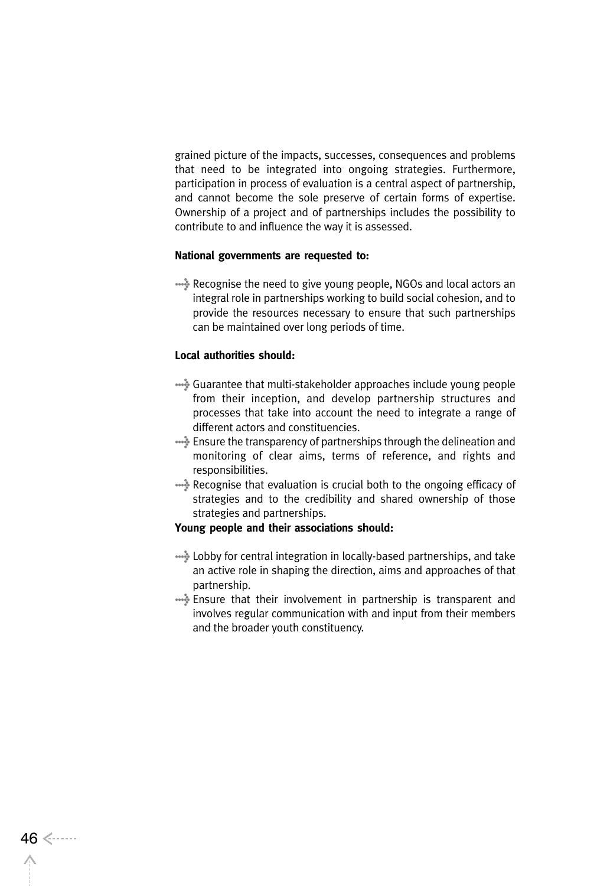grained picture of the impacts, successes, consequences and problems that need to be integrated into ongoing strategies. Furthermore, participation in process of evaluation is a central aspect of partnership, and cannot become the sole preserve of certain forms of expertise. Ownership of a project and of partnerships includes the possibility to contribute to and influence the way it is assessed.

**National governments are requested to:**

- Recognise the need to give young people, NGOs and local actors an integral role in partnerships working to build social cohesion, and to provide the resources necessary to ensure that such partnerships can be maintained over long periods of time.

**Local authorities should:**

- Guarantee that multi-stakeholder approaches include young people from their inception, and develop partnership structures and processes that take into account the need to integrate a range of different actors and constituencies.
- Ensure the transparency of partnerships through the delineation and monitoring of clear aims, terms of reference, and rights and responsibilities.
- Recognise that evaluation is crucial both to the ongoing efficacy of strategies and to the credibility and shared ownership of those strategies and partnerships.

**Young people and their associations should:**

- Lobby for central integration in locally-based partnerships, and take an active role in shaping the direction, aims and approaches of that partnership.
- Ensure that their involvement in partnership is transparent and involves regular communication with and input from their members and the broader youth constituency.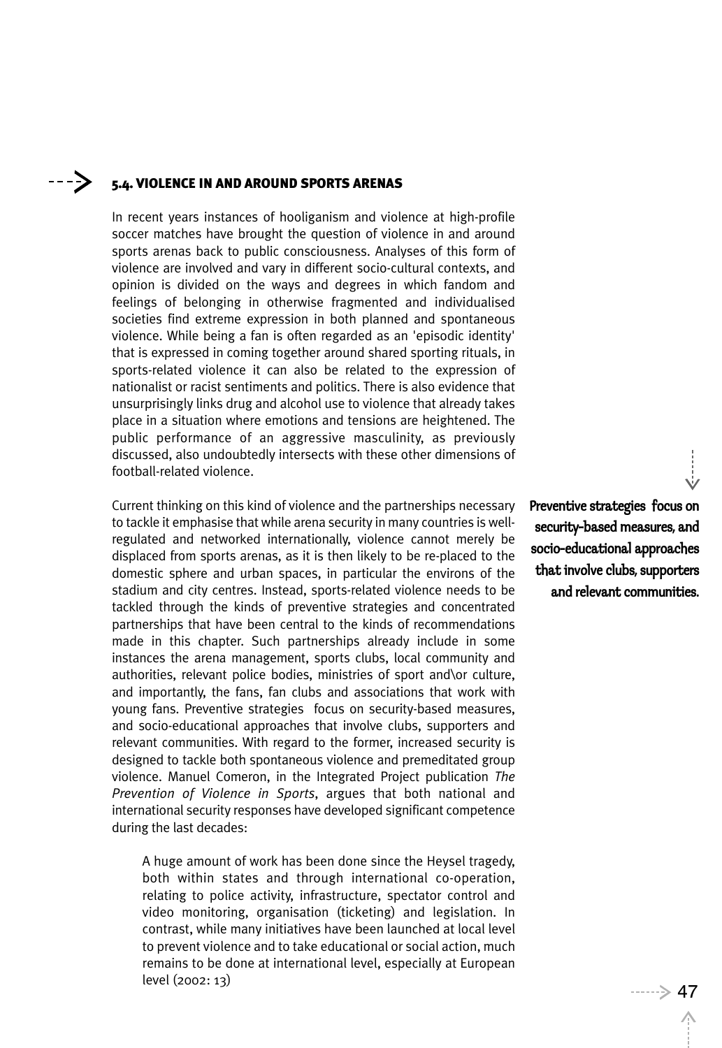## 5.4. VIOLENCE IN AND AROUND SPORTS ARENAS

In recent years instances of hooliganism and violence at high-profile soccer matches have brought the question of violence in and around sports arenas back to public consciousness. Analyses of this form of violence are involved and vary in different socio-cultural contexts, and opinion is divided on the ways and degrees in which fandom and feelings of belonging in otherwise fragmented and individualised societies find extreme expression in both planned and spontaneous violence. While being a fan is often regarded as an 'episodic identity' that is expressed in coming together around shared sporting rituals, in sports-related violence it can also be related to the expression of nationalist or racist sentiments and politics. There is also evidence that unsurprisingly links drug and alcohol use to violence that already takes place in a situation where emotions and tensions are heightened. The public performance of an aggressive masculinity, as previously discussed, also undoubtedly intersects with these other dimensions of football-related violence.

**Preventive strategies focus on security-based measures, and socio-educational approaches that involve clubs, supporters and relevant communities.**

Current thinking on this kind of violence and the partnerships necessary to tackle it emphasise that while arena security in many countries is well-regulated and networked internationally, violence cannot merely be displaced from sports arenas, as it is then likely to be re-placed to the domestic sphere and urban spaces, in particular the environs of the stadium and city centres. Instead, sports-related violence needs to be tackled through the kinds of preventive strategies and concentrated partnerships that have been central to the kinds of recommendations made in this chapter. Such partnerships already include in some instances the arena management, sports clubs, local community and authorities, relevant police bodies, ministries of sport and\or culture, and importantly, the fans, fan clubs and associations that work with young fans. Preventive strategies focus on security-based measures, and socio-educational approaches that involve clubs, supporters and relevant communities. With regard to the former, increased security is designed to tackle both spontaneous violence and premeditated group violence. Manuel Comeron, in the Integrated Project publication *The Prevention of Violence in Sports*, argues that both national and international security responses have developed significant competence during the last decades:

> A huge amount of work has been done since the Heysel tragedy, both within states and through international co-operation, relating to police activity, infrastructure, spectator control and video monitoring, organisation (ticketing) and legislation. In contrast, while many initiatives have been launched at local level to prevent violence and to take educational or social action, much remains to be done at international level, especially at European level (2002: 13)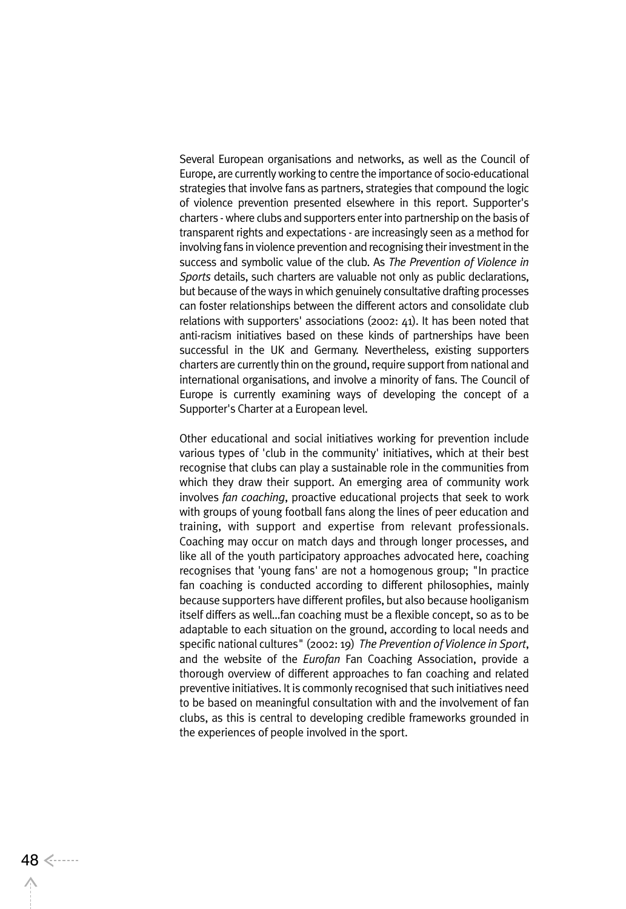Several European organisations and networks, as well as the Council of Europe, are currently working to centre the importance of socio-educational strategies that involve fans as partners, strategies that compound the logic of violence prevention presented elsewhere in this report. Supporter's charters - where clubs and supporters enter into partnership on the basis of transparent rights and expectations - are increasingly seen as a method for involving fans in violence prevention and recognising their investment in the success and symbolic value of the club. As *The Prevention of Violence in Sports* details, such charters are valuable not only as public declarations, but because of the ways in which genuinely consultative drafting processes can foster relationships between the different actors and consolidate club relations with supporters' associations (2002: 41). It has been noted that anti-racism initiatives based on these kinds of partnerships have been successful in the UK and Germany. Nevertheless, existing supporters charters are currently thin on the ground, require support from national and international organisations, and involve a minority of fans. The Council of Europe is currently examining ways of developing the concept of a Supporter's Charter at a European level.

Other educational and social initiatives working for prevention include various types of 'club in the community' initiatives, which at their best recognise that clubs can play a sustainable role in the communities from which they draw their support. An emerging area of community work involves *fan coaching*, proactive educational projects that seek to work with groups of young football fans along the lines of peer education and training, with support and expertise from relevant professionals. Coaching may occur on match days and through longer processes, and like all of the youth participatory approaches advocated here, coaching recognises that 'young fans' are not a homogenous group; "In practice fan coaching is conducted according to different philosophies, mainly because supporters have different profiles, but also because hooliganism itself differs as well...fan coaching must be a flexible concept, so as to be adaptable to each situation on the ground, according to local needs and specific national cultures" (2002: 19) *The Prevention of Violence in Sport*, and the website of the *Eurofan* Fan Coaching Association, provide a thorough overview of different approaches to fan coaching and related preventive initiatives. It is commonly recognised that such initiatives need to be based on meaningful consultation with and the involvement of fan clubs, as this is central to developing credible frameworks grounded in the experiences of people involved in the sport.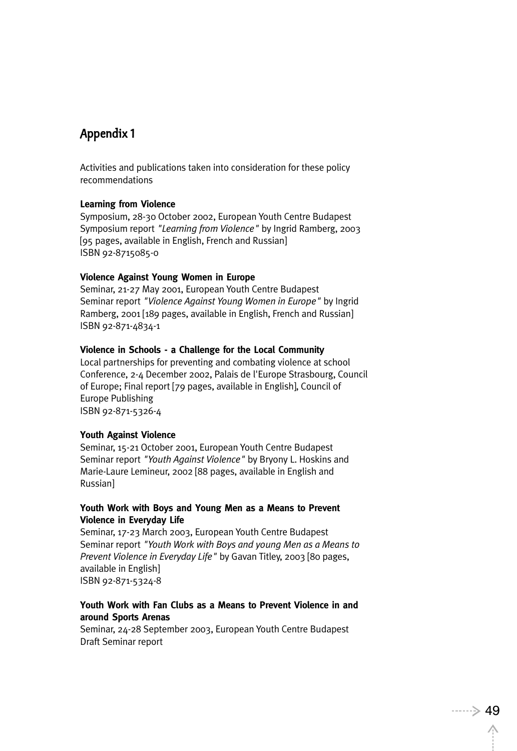# Appendix 1

Activities and publications taken into consideration for these policy recommendations

**Learning from Violence**
Symposium, 28-30 October 2002, European Youth Centre Budapest
Symposium report *"Learning from Violence"* by Ingrid Ramberg, 2003 [95 pages, available in English, French and Russian]
ISBN 92-8715085-0

**Violence Against Young Women in Europe**
Seminar, 21-27 May 2001, European Youth Centre Budapest
Seminar report *"Violence Against Young Women in Europe"* by Ingrid Ramberg, 2001 [189 pages, available in English, French and Russian]
ISBN 92-871-4834-1

**Violence in Schools - a Challenge for the Local Community**
Local partnerships for preventing and combating violence at school
Conference, 2-4 December 2002, Palais de l'Europe Strasbourg, Council of Europe; Final report [79 pages, available in English], Council of Europe Publishing
ISBN 92-871-5326-4

**Youth Against Violence**
Seminar, 15-21 October 2001, European Youth Centre Budapest
Seminar report *"Youth Against Violence"* by Bryony L. Hoskins and Marie-Laure Lemineur, 2002 [88 pages, available in English and Russian]

**Youth Work with Boys and Young Men as a Means to Prevent Violence in Everyday Life**
Seminar, 17-23 March 2003, European Youth Centre Budapest
Seminar report *"Youth Work with Boys and young Men as a Means to Prevent Violence in Everyday Life"* by Gavan Titley, 2003 [80 pages, available in English]
ISBN 92-871-5324-8

**Youth Work with Fan Clubs as a Means to Prevent Violence in and around Sports Arenas**
Seminar, 24-28 September 2003, European Youth Centre Budapest
Draft Seminar report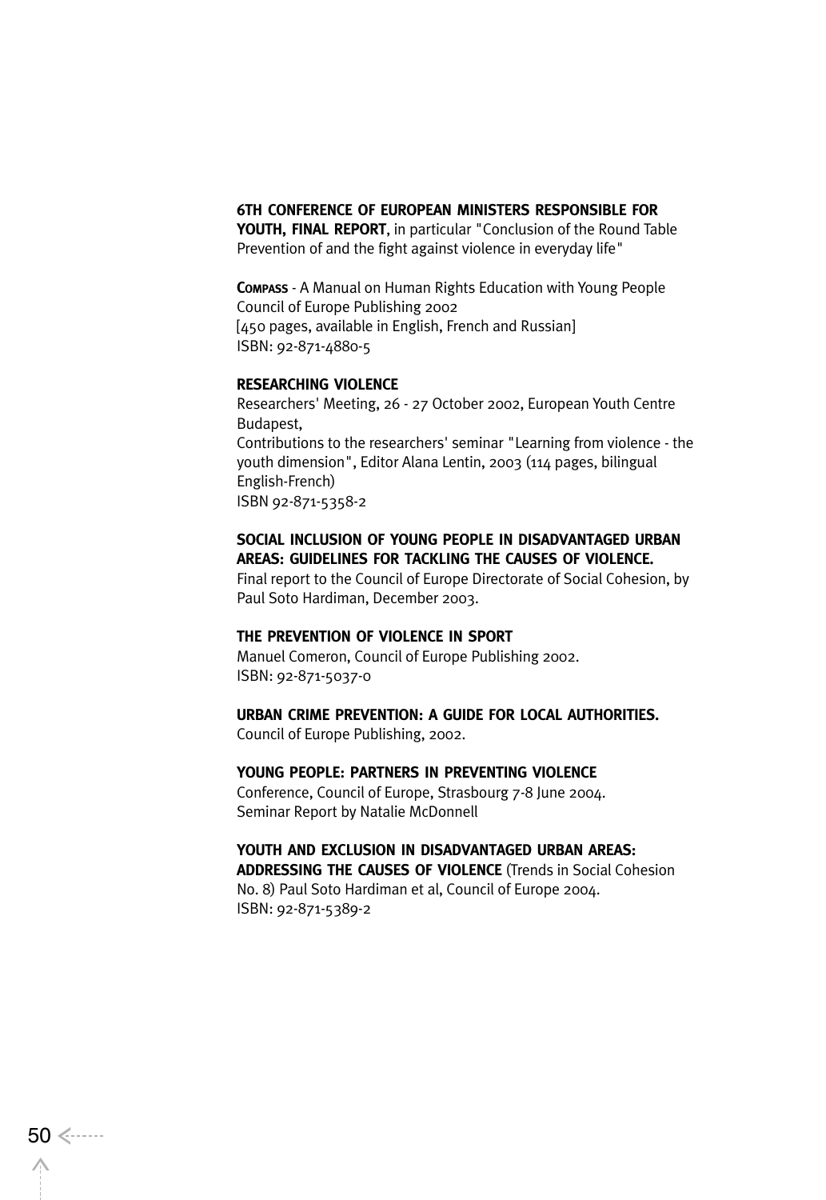**6TH CONFERENCE OF EUROPEAN MINISTERS RESPONSIBLE FOR YOUTH, FINAL REPORT**, in particular "Conclusion of the Round Table Prevention of and the fight against violence in everyday life"

**COMPASS** - A Manual on Human Rights Education with Young People
Council of Europe Publishing 2002
[450 pages, available in English, French and Russian]
ISBN: 92-871-4880-5

**RESEARCHING VIOLENCE**
Researchers' Meeting, 26 - 27 October 2002, European Youth Centre Budapest,
Contributions to the researchers' seminar "Learning from violence - the youth dimension", Editor Alana Lentin, 2003 (114 pages, bilingual English-French)
ISBN 92-871-5358-2

**SOCIAL INCLUSION OF YOUNG PEOPLE IN DISADVANTAGED URBAN AREAS: GUIDELINES FOR TACKLING THE CAUSES OF VIOLENCE.**
Final report to the Council of Europe Directorate of Social Cohesion, by Paul Soto Hardiman, December 2003.

**THE PREVENTION OF VIOLENCE IN SPORT**
Manuel Comeron, Council of Europe Publishing 2002.
ISBN: 92-871-5037-0

**URBAN CRIME PREVENTION: A GUIDE FOR LOCAL AUTHORITIES.**
Council of Europe Publishing, 2002.

**YOUNG PEOPLE: PARTNERS IN PREVENTING VIOLENCE**
Conference, Council of Europe, Strasbourg 7-8 June 2004.
Seminar Report by Natalie McDonnell

**YOUTH AND EXCLUSION IN DISADVANTAGED URBAN AREAS: ADDRESSING THE CAUSES OF VIOLENCE** (Trends in Social Cohesion No. 8) Paul Soto Hardiman et al, Council of Europe 2004.
ISBN: 92-871-5389-2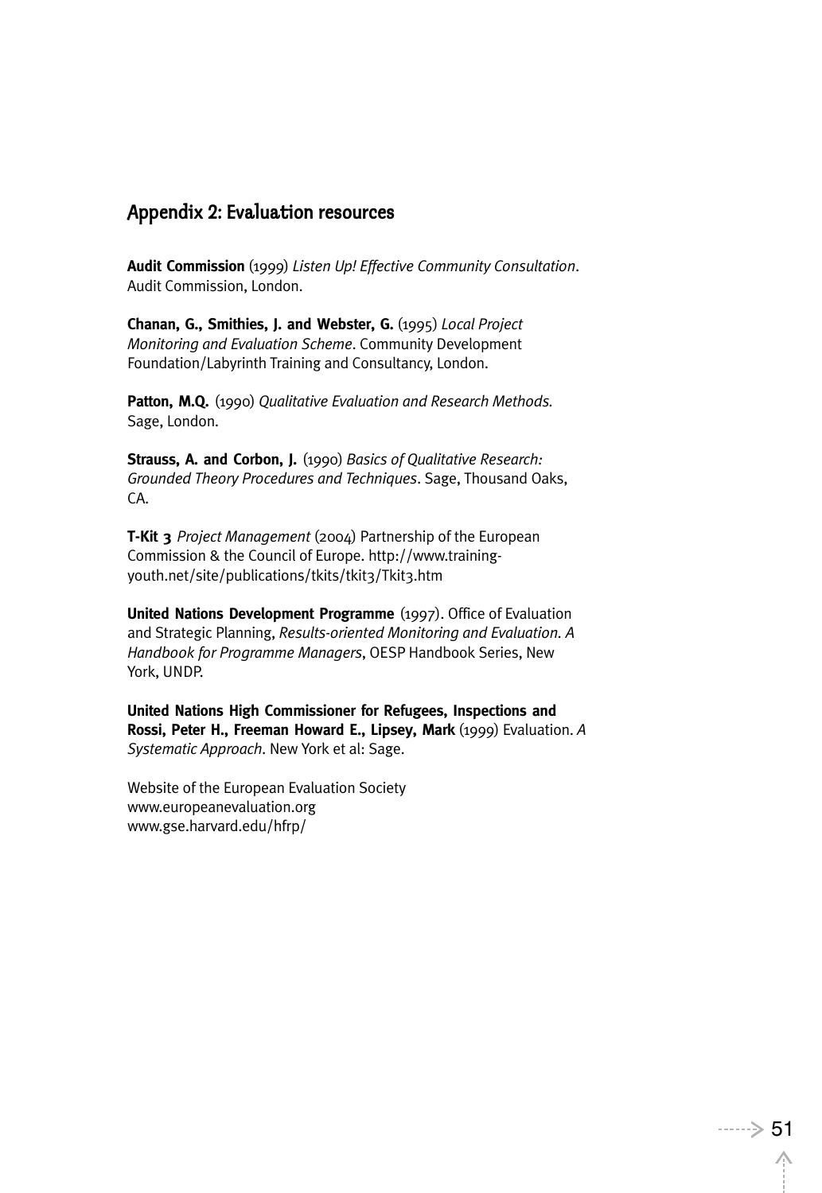## Appendix 2: Evaluation resources

**Audit Commission** (1999) *Listen Up! Effective Community Consultation*. Audit Commission, London.

**Chanan, G., Smithies, J. and Webster, G.** (1995) *Local Project Monitoring and Evaluation Scheme*. Community Development Foundation/Labyrinth Training and Consultancy, London.

**Patton, M.Q.** (1990) *Qualitative Evaluation and Research Methods.* Sage, London.

**Strauss, A. and Corbon, J.** (1990) *Basics of Qualitative Research: Grounded Theory Procedures and Techniques*. Sage, Thousand Oaks, CA.

**T-Kit 3** *Project Management* (2004) Partnership of the European Commission & the Council of Europe. http://www.training-youth.net/site/publications/tkits/tkit3/Tkit3.htm

**United Nations Development Programme** (1997). Office of Evaluation and Strategic Planning, *Results-oriented Monitoring and Evaluation. A Handbook for Programme Managers*, OESP Handbook Series, New York, UNDP.

**United Nations High Commissioner for Refugees, Inspections and Rossi, Peter H., Freeman Howard E., Lipsey, Mark** (1999) Evaluation. *A Systematic Approach*. New York et al: Sage.

Website of the European Evaluation Society
www.europeanevaluation.org
www.gse.harvard.edu/hfrp/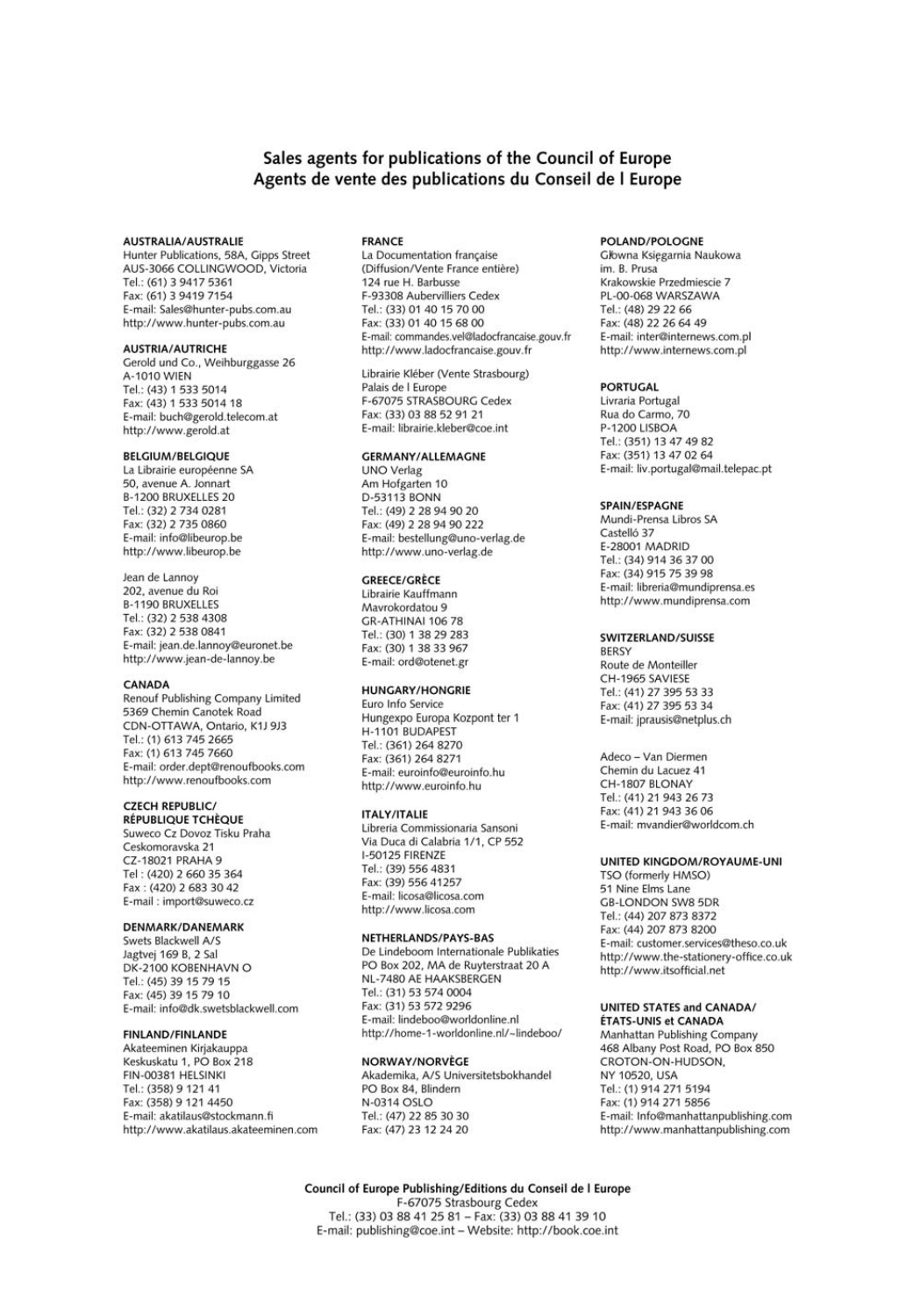# Sales agents for publications of the Council of Europe
# Agents de vente des publications du Conseil de l Europe

**AUSTRALIA/AUSTRALIE**
Hunter Publications, 58A, Gipps Street
AUS-3066 COLLINGWOOD, Victoria
Tel.: (61) 3 9417 5361
Fax: (61) 3 9419 7154
E-mail: Sales@hunter-pubs.com.au
http://www.hunter-pubs.com.au

**AUSTRIA/AUTRICHE**
Gerold und Co., Weihburggasse 26
A-1010 WIEN
Tel.: (43) 1 533 5014
Fax: (43) 1 533 5014 18
E-mail: buch@gerold.telecom.at
http://www.gerold.at

**BELGIUM/BELGIQUE**
La Librairie européenne SA
50, avenue A. Jonnart
B-1200 BRUXELLES 20
Tel.: (32) 2 734 0281
Fax: (32) 2 735 0860
E-mail: info@libeurop.be
http://www.libeurop.be

Jean de Lannoy
202, avenue du Roi
B-1190 BRUXELLES
Tel.: (32) 2 538 4308
Fax: (32) 2 538 0841
E-mail: jean.de.lannoy@euronet.be
http://www.jean-de-lannoy.be

**CANADA**
Renouf Publishing Company Limited
5369 Chemin Canotek Road
CDN-OTTAWA, Ontario, K1J 9J3
Tel.: (1) 613 745 2665
Fax: (1) 613 745 7660
E-mail: order.dept@renoufbooks.com
http://www.renoufbooks.com

**CZECH REPUBLIC/ RÉPUBLIQUE TCHÈQUE**
Suweco Cz Dovoz Tisku Praha
Ceskomoravska 21
CZ-18021 PRAHA 9
Tel : (420) 2 660 35 364
Fax : (420) 2 683 30 42
E-mail : import@suweco.cz

**DENMARK/DANEMARK**
Swets Blackwell A/S
Jagtvej 169 B, 2 Sal
DK-2100 KOBENHAVN O
Tel.: (45) 39 15 79 15
Fax: (45) 39 15 79 10
E-mail: info@dk.swetsblackwell.com

**FINLAND/FINLANDE**
Akateeminen Kirjakauppa
Keskuskatu 1, PO Box 218
FIN-00381 HELSINKI
Tel.: (358) 9 121 41
Fax: (358) 9 121 4450
E-mail: akatilaus@stockmann.fi
http://www.akatilaus.akateeminen.com

**FRANCE**
La Documentation française
(Diffusion/Vente France entière)
124 rue H. Barbusse
F-93308 Aubervilliers Cedex
Tel.: (33) 01 40 15 70 00
Fax: (33) 01 40 15 68 00
E-mail: commandes.vel@ladocfrancaise.gouv.fr
http://www.ladocfrancaise.gouv.fr

Librairie Kléber (Vente Strasbourg)
Palais de l Europe
F-67075 STRASBOURG Cedex
Fax: (33) 03 88 52 91 21
E-mail: librairie.kleber@coe.int

**GERMANY/ALLEMAGNE**
UNO Verlag
Am Hofgarten 10
D-53113 BONN
Tel.: (49) 2 28 94 90 20
Fax: (49) 2 28 94 90 222
E-mail: bestellung@uno-verlag.de
http://www.uno-verlag.de

**GREECE/GRÈCE**
Librairie Kauffmann
Mavrokordatou 9
GR-ATHINAI 106 78
Tel.: (30) 1 38 29 283
Fax: (30) 1 38 33 967
E-mail: ord@otenet.gr

**HUNGARY/HONGRIE**
Euro Info Service
Hungexpo Europa Kozpont ter 1
H-1101 BUDAPEST
Tel.: (361) 264 8270
Fax: (361) 264 8271
E-mail: euroinfo@euroinfo.hu
http://www.euroinfo.hu

**ITALY/ITALIE**
Libreria Commissionaria Sansoni
Via Duca di Calabria 1/1, CP 552
I-50125 FIRENZE
Tel.: (39) 556 4831
Fax: (39) 556 41257
E-mail: licosa@licosa.com
http://www.licosa.com

**NETHERLANDS/PAYS-BAS**
De Lindeboom Internationale Publikaties
PO Box 202, MA de Ruyterstraat 20 A
NL-7480 AE HAAKSBERGEN
Tel.: (31) 53 574 0004
Fax: (31) 53 572 9296
E-mail: lindeboo@worldonline.nl
http://home-1-worldonline.nl/~lindeboo/

**NORWAY/NORVÈGE**
Akademika, A/S Universitetsbokhandel
PO Box 84, Blindern
N-0314 OSLO
Tel.: (47) 22 85 30 30
Fax: (47) 23 12 24 20

**POLAND/POLOGNE**
Głowna Księgarnia Naukowa
im. B. Prusa
Krakowskie Przedmiescie 7
PL-00-068 WARSZAWA
Tel.: (48) 29 22 66
Fax: (48) 22 26 64 49
E-mail: inter@internews.com.pl
http://www.internews.com.pl

**PORTUGAL**
Livraria Portugal
Rua do Carmo, 70
P-1200 LISBOA
Tel.: (351) 13 47 49 82
Fax: (351) 13 47 02 64
E-mail: liv.portugal@mail.telepac.pt

**SPAIN/ESPAGNE**
Mundi-Prensa Libros SA
Castelló 37
E-28001 MADRID
Tel.: (34) 914 36 37 00
Fax: (34) 915 75 39 98
E-mail: libreria@mundiprensa.es
http://www.mundiprensa.com

**SWITZERLAND/SUISSE**
BERSY
Route de Monteiller
CH-1965 SAVIESE
Tel.: (41) 27 395 53 33
Fax: (41) 27 395 53 34
E-mail: jprausis@netplus.ch

Adeco – Van Diermen
Chemin du Lacuez 41
CH-1807 BLONAY
Tel.: (41) 21 943 26 73
Fax: (41) 21 943 36 06
E-mail: mvandier@worldcom.ch

**UNITED KINGDOM/ROYAUME-UNI**
TSO (formerly HMSO)
51 Nine Elms Lane
GB-LONDON SW8 5DR
Tel.: (44) 207 873 8372
Fax: (44) 207 873 8200
E-mail: customer.services@theso.co.uk
http://www.the-stationery-office.co.uk
http://www.itsofficial.net

**UNITED STATES and CANADA/ ÉTATS-UNIS et CANADA**
Manhattan Publishing Company
468 Albany Post Road, PO Box 850
CROTON-ON-HUDSON,
NY 10520, USA
Tel.: (1) 914 271 5194
Fax: (1) 914 271 5856
E-mail: Info@manhattanpublishing.com
http://www.manhattanpublishing.com

**Council of Europe Publishing/Editions du Conseil de l Europe**
F-67075 Strasbourg Cedex
Tel.: (33) 03 88 41 25 81 – Fax: (33) 03 88 41 39 10
E-mail: publishing@coe.int – Website: http://book.coe.int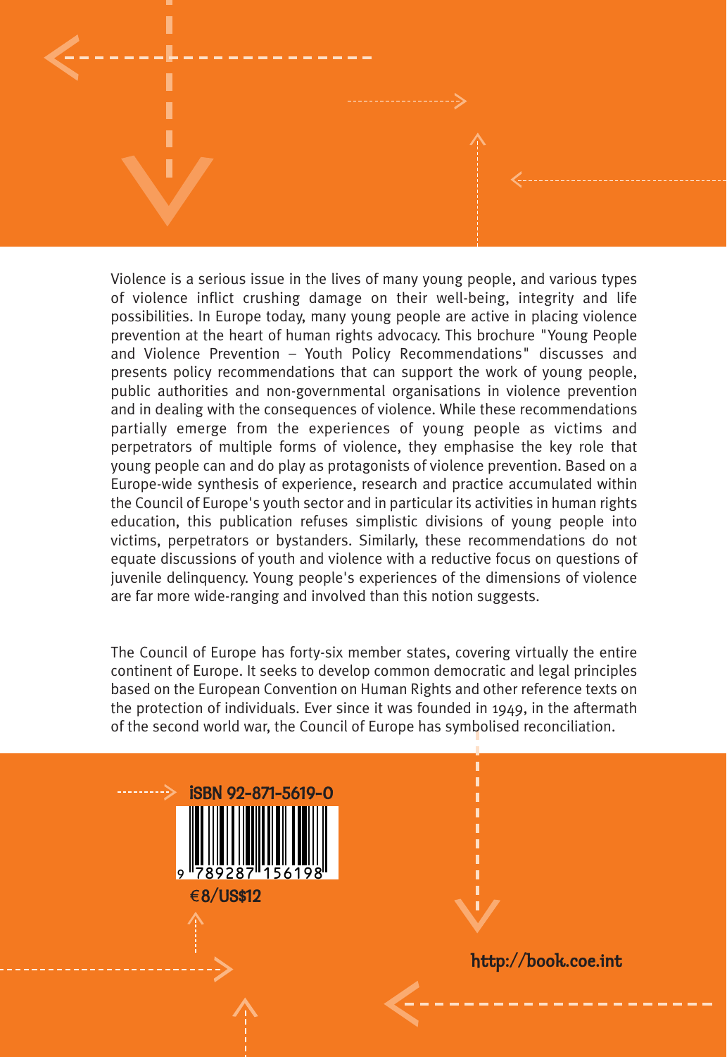Violence is a serious issue in the lives of many young people, and various types of violence inflict crushing damage on their well-being, integrity and life possibilities. In Europe today, many young people are active in placing violence prevention at the heart of human rights advocacy. This brochure "Young People and Violence Prevention – Youth Policy Recommendations" discusses and presents policy recommendations that can support the work of young people, public authorities and non-governmental organisations in violence prevention and in dealing with the consequences of violence. While these recommendations partially emerge from the experiences of young people as victims and perpetrators of multiple forms of violence, they emphasise the key role that young people can and do play as protagonists of violence prevention. Based on a Europe-wide synthesis of experience, research and practice accumulated within the Council of Europe's youth sector and in particular its activities in human rights education, this publication refuses simplistic divisions of young people into victims, perpetrators or bystanders. Similarly, these recommendations do not equate discussions of youth and violence with a reductive focus on questions of juvenile delinquency. Young people's experiences of the dimensions of violence are far more wide-ranging and involved than this notion suggests.

The Council of Europe has forty-six member states, covering virtually the entire continent of Europe. It seeks to develop common democratic and legal principles based on the European Convention on Human Rights and other reference texts on the protection of individuals. Ever since it was founded in 1949, in the aftermath of the second world war, the Council of Europe has symbolised reconciliation.

ISBN 92-871-5619-0

9 789287 156198

€8/US$12

http://book.coe.int